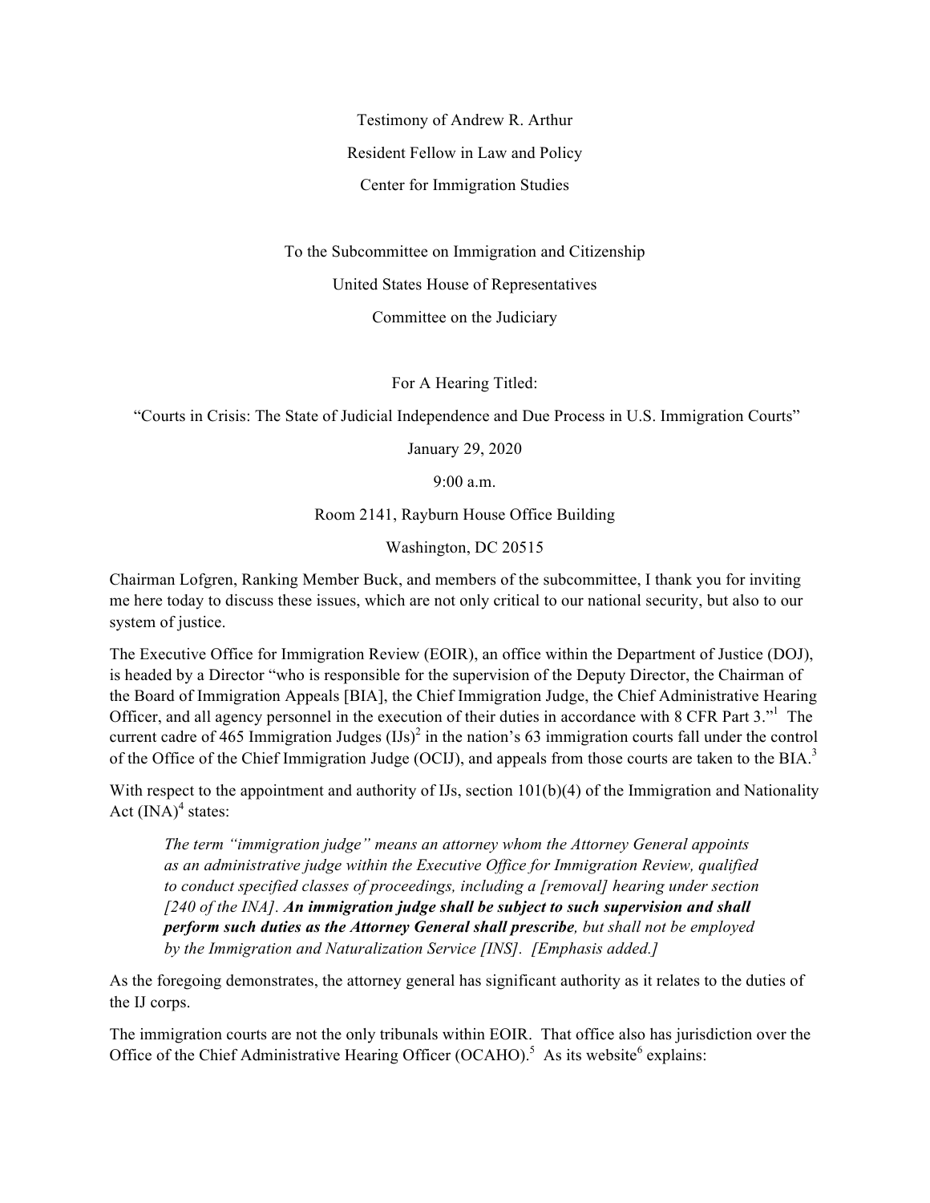Testimony of Andrew R. Arthur

Resident Fellow in Law and Policy

Center for Immigration Studies

To the Subcommittee on Immigration and Citizenship

United States House of Representatives

Committee on the Judiciary

For A Hearing Titled:

"Courts in Crisis: The State of Judicial Independence and Due Process in U.S. Immigration Courts"

January 29, 2020

9:00 a.m.

Room 2141, Rayburn House Office Building

Washington, DC 20515

Chairman Lofgren, Ranking Member Buck, and members of the subcommittee, I thank you for inviting me here today to discuss these issues, which are not only critical to our national security, but also to our system of justice.

The Executive Office for Immigration Review (EOIR), an office within the Department of Justice (DOJ), is headed by a Director "who is responsible for the supervision of the Deputy Director, the Chairman of the Board of Immigration Appeals [BIA], the Chief Immigration Judge, the Chief Administrative Hearing Officer, and all agency personnel in the execution of their duties in accordance with 8 CFR Part 3."[1] The current cadre of 465 Immigration Judges (IJs)[2] in the nation's 63 immigration courts fall under the control of the Office of the Chief Immigration Judge (OCIJ), and appeals from those courts are taken to the BIA.[3]

With respect to the appointment and authority of IJs, section 101(b)(4) of the Immigration and Nationality Act (INA)[4] states:

> *The term "immigration judge" means an attorney whom the Attorney General appoints as an administrative judge within the Executive Office for Immigration Review, qualified to conduct specified classes of proceedings, including a [removal] hearing under section [240 of the INA].* ***An immigration judge shall be subject to such supervision and shall perform such duties as the Attorney General shall prescribe****, but shall not be employed by the Immigration and Naturalization Service [INS]. [Emphasis added.]*

As the foregoing demonstrates, the attorney general has significant authority as it relates to the duties of the IJ corps.

The immigration courts are not the only tribunals within EOIR. That office also has jurisdiction over the Office of the Chief Administrative Hearing Officer (OCAHO).[5] As its website[6] explains: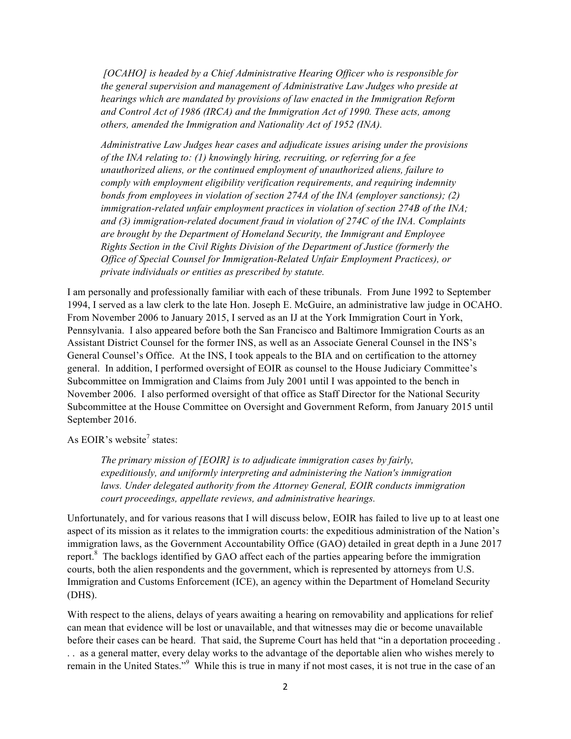> *[OCAHO] is headed by a Chief Administrative Hearing Officer who is responsible for the general supervision and management of Administrative Law Judges who preside at hearings which are mandated by provisions of law enacted in the Immigration Reform and Control Act of 1986 (IRCA) and the Immigration Act of 1990. These acts, among others, amended the Immigration and Nationality Act of 1952 (INA).*
>
> *Administrative Law Judges hear cases and adjudicate issues arising under the provisions of the INA relating to: (1) knowingly hiring, recruiting, or referring for a fee unauthorized aliens, or the continued employment of unauthorized aliens, failure to comply with employment eligibility verification requirements, and requiring indemnity bonds from employees in violation of section 274A of the INA (employer sanctions); (2) immigration-related unfair employment practices in violation of section 274B of the INA; and (3) immigration-related document fraud in violation of 274C of the INA. Complaints are brought by the Department of Homeland Security, the Immigrant and Employee Rights Section in the Civil Rights Division of the Department of Justice (formerly the Office of Special Counsel for Immigration-Related Unfair Employment Practices), or private individuals or entities as prescribed by statute.*

I am personally and professionally familiar with each of these tribunals. From June 1992 to September 1994, I served as a law clerk to the late Hon. Joseph E. McGuire, an administrative law judge in OCAHO. From November 2006 to January 2015, I served as an IJ at the York Immigration Court in York, Pennsylvania. I also appeared before both the San Francisco and Baltimore Immigration Courts as an Assistant District Counsel for the former INS, as well as an Associate General Counsel in the INS's General Counsel's Office. At the INS, I took appeals to the BIA and on certification to the attorney general. In addition, I performed oversight of EOIR as counsel to the House Judiciary Committee's Subcommittee on Immigration and Claims from July 2001 until I was appointed to the bench in November 2006. I also performed oversight of that office as Staff Director for the National Security Subcommittee at the House Committee on Oversight and Government Reform, from January 2015 until September 2016.

As EOIR's website[7] states:

> *The primary mission of [EOIR] is to adjudicate immigration cases by fairly, expeditiously, and uniformly interpreting and administering the Nation's immigration laws. Under delegated authority from the Attorney General, EOIR conducts immigration court proceedings, appellate reviews, and administrative hearings.*

Unfortunately, and for various reasons that I will discuss below, EOIR has failed to live up to at least one aspect of its mission as it relates to the immigration courts: the expeditious administration of the Nation's immigration laws, as the Government Accountability Office (GAO) detailed in great depth in a June 2017 report.[8] The backlogs identified by GAO affect each of the parties appearing before the immigration courts, both the alien respondents and the government, which is represented by attorneys from U.S. Immigration and Customs Enforcement (ICE), an agency within the Department of Homeland Security (DHS).

With respect to the aliens, delays of years awaiting a hearing on removability and applications for relief can mean that evidence will be lost or unavailable, and that witnesses may die or become unavailable before their cases can be heard. That said, the Supreme Court has held that "in a deportation proceeding . . . as a general matter, every delay works to the advantage of the deportable alien who wishes merely to remain in the United States."[9] While this is true in many if not most cases, it is not true in the case of an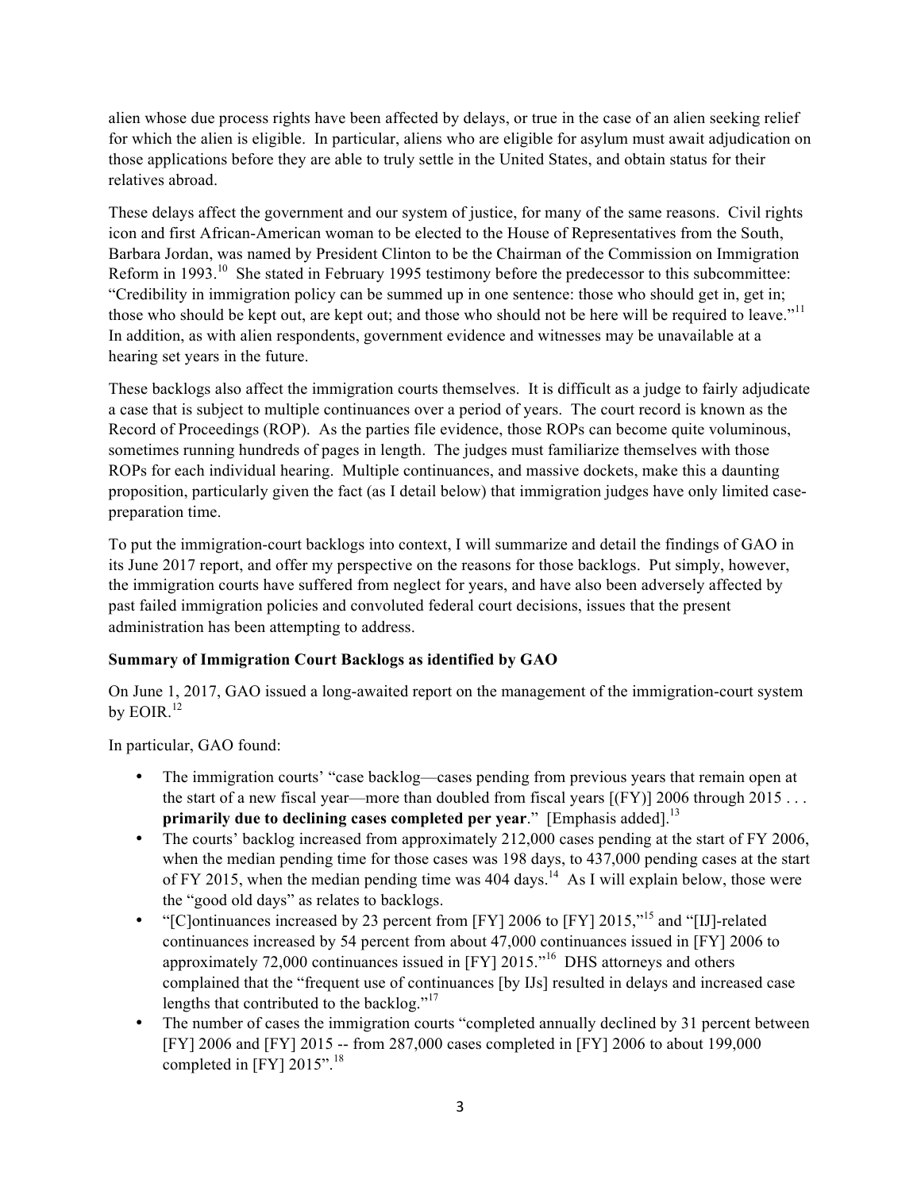alien whose due process rights have been affected by delays, or true in the case of an alien seeking relief for which the alien is eligible. In particular, aliens who are eligible for asylum must await adjudication on those applications before they are able to truly settle in the United States, and obtain status for their relatives abroad.

These delays affect the government and our system of justice, for many of the same reasons. Civil rights icon and first African-American woman to be elected to the House of Representatives from the South, Barbara Jordan, was named by President Clinton to be the Chairman of the Commission on Immigration Reform in 1993.[10] She stated in February 1995 testimony before the predecessor to this subcommittee: "Credibility in immigration policy can be summed up in one sentence: those who should get in, get in; those who should be kept out, are kept out; and those who should not be here will be required to leave."[11] In addition, as with alien respondents, government evidence and witnesses may be unavailable at a hearing set years in the future.

These backlogs also affect the immigration courts themselves. It is difficult as a judge to fairly adjudicate a case that is subject to multiple continuances over a period of years. The court record is known as the Record of Proceedings (ROP). As the parties file evidence, those ROPs can become quite voluminous, sometimes running hundreds of pages in length. The judges must familiarize themselves with those ROPs for each individual hearing. Multiple continuances, and massive dockets, make this a daunting proposition, particularly given the fact (as I detail below) that immigration judges have only limited case-preparation time.

To put the immigration-court backlogs into context, I will summarize and detail the findings of GAO in its June 2017 report, and offer my perspective on the reasons for those backlogs. Put simply, however, the immigration courts have suffered from neglect for years, and have also been adversely affected by past failed immigration policies and convoluted federal court decisions, issues that the present administration has been attempting to address.

**Summary of Immigration Court Backlogs as identified by GAO**

On June 1, 2017, GAO issued a long-awaited report on the management of the immigration-court system by EOIR.[12]

In particular, GAO found:

- The immigration courts' "case backlog—cases pending from previous years that remain open at the start of a new fiscal year—more than doubled from fiscal years [(FY)] 2006 through 2015 . . . **primarily due to declining cases completed per year**." [Emphasis added].[13]
- The courts' backlog increased from approximately 212,000 cases pending at the start of FY 2006, when the median pending time for those cases was 198 days, to 437,000 pending cases at the start of FY 2015, when the median pending time was 404 days.[14] As I will explain below, those were the "good old days" as relates to backlogs.
- "[C]ontinuances increased by 23 percent from [FY] 2006 to [FY] 2015,"[15] and "[IJ]-related continuances increased by 54 percent from about 47,000 continuances issued in [FY] 2006 to approximately 72,000 continuances issued in [FY] 2015."[16] DHS attorneys and others complained that the "frequent use of continuances [by IJs] resulted in delays and increased case lengths that contributed to the backlog."[17]
- The number of cases the immigration courts "completed annually declined by 31 percent between [FY] 2006 and [FY] 2015 -- from 287,000 cases completed in [FY] 2006 to about 199,000 completed in [FY] 2015".[18]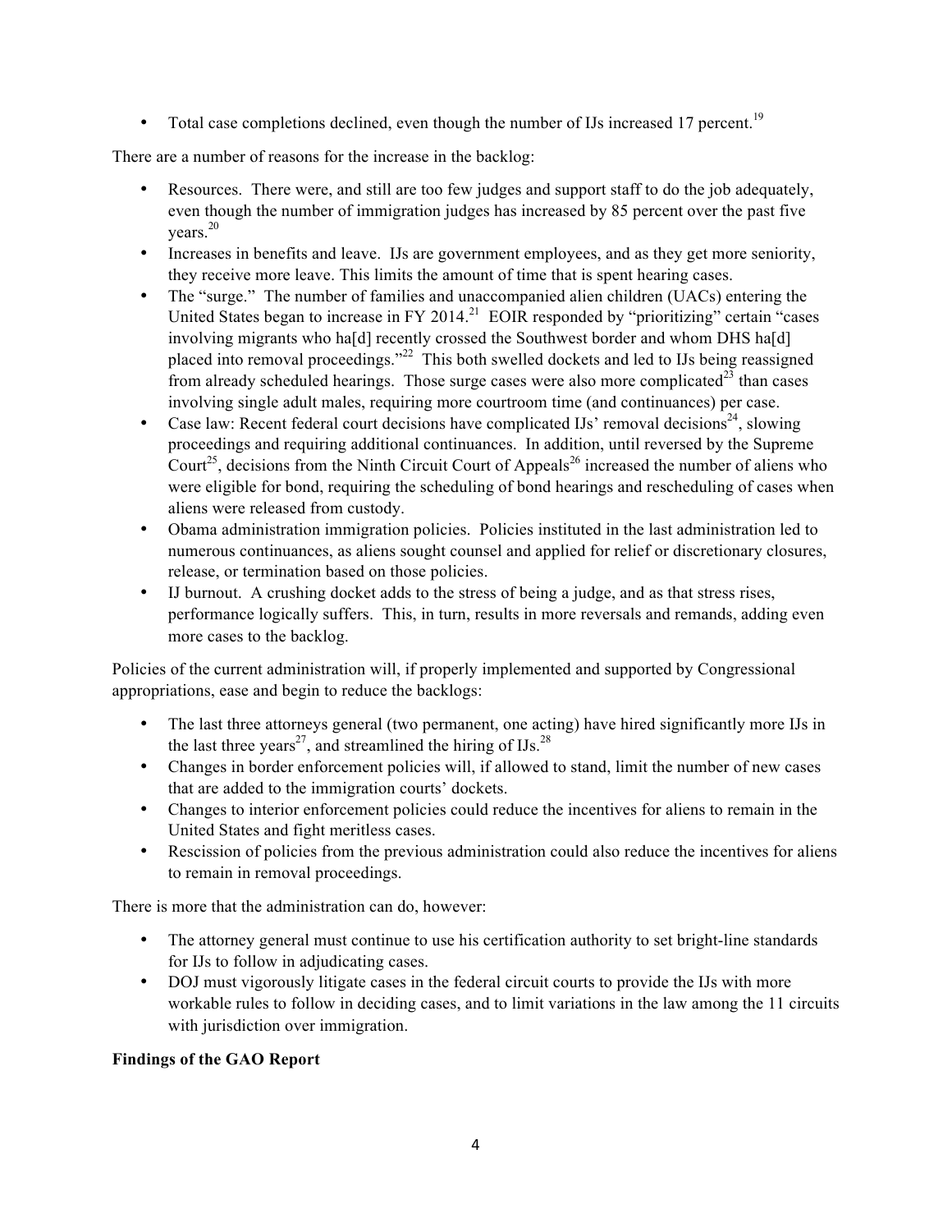- Total case completions declined, even though the number of IJs increased 17 percent.[19]

There are a number of reasons for the increase in the backlog:

- Resources. There were, and still are too few judges and support staff to do the job adequately, even though the number of immigration judges has increased by 85 percent over the past five years.[20]
- Increases in benefits and leave. IJs are government employees, and as they get more seniority, they receive more leave. This limits the amount of time that is spent hearing cases.
- The "surge." The number of families and unaccompanied alien children (UACs) entering the United States began to increase in FY 2014.[21] EOIR responded by "prioritizing" certain "cases involving migrants who ha[d] recently crossed the Southwest border and whom DHS ha[d] placed into removal proceedings."[22] This both swelled dockets and led to IJs being reassigned from already scheduled hearings. Those surge cases were also more complicated[23] than cases involving single adult males, requiring more courtroom time (and continuances) per case.
- Case law: Recent federal court decisions have complicated IJs' removal decisions[24], slowing proceedings and requiring additional continuances. In addition, until reversed by the Supreme Court[25], decisions from the Ninth Circuit Court of Appeals[26] increased the number of aliens who were eligible for bond, requiring the scheduling of bond hearings and rescheduling of cases when aliens were released from custody.
- Obama administration immigration policies. Policies instituted in the last administration led to numerous continuances, as aliens sought counsel and applied for relief or discretionary closures, release, or termination based on those policies.
- IJ burnout. A crushing docket adds to the stress of being a judge, and as that stress rises, performance logically suffers. This, in turn, results in more reversals and remands, adding even more cases to the backlog.

Policies of the current administration will, if properly implemented and supported by Congressional appropriations, ease and begin to reduce the backlogs:

- The last three attorneys general (two permanent, one acting) have hired significantly more IJs in the last three years[27], and streamlined the hiring of IJs.[28]
- Changes in border enforcement policies will, if allowed to stand, limit the number of new cases that are added to the immigration courts' dockets.
- Changes to interior enforcement policies could reduce the incentives for aliens to remain in the United States and fight meritless cases.
- Rescission of policies from the previous administration could also reduce the incentives for aliens to remain in removal proceedings.

There is more that the administration can do, however:

- The attorney general must continue to use his certification authority to set bright-line standards for IJs to follow in adjudicating cases.
- DOJ must vigorously litigate cases in the federal circuit courts to provide the IJs with more workable rules to follow in deciding cases, and to limit variations in the law among the 11 circuits with jurisdiction over immigration.

**Findings of the GAO Report**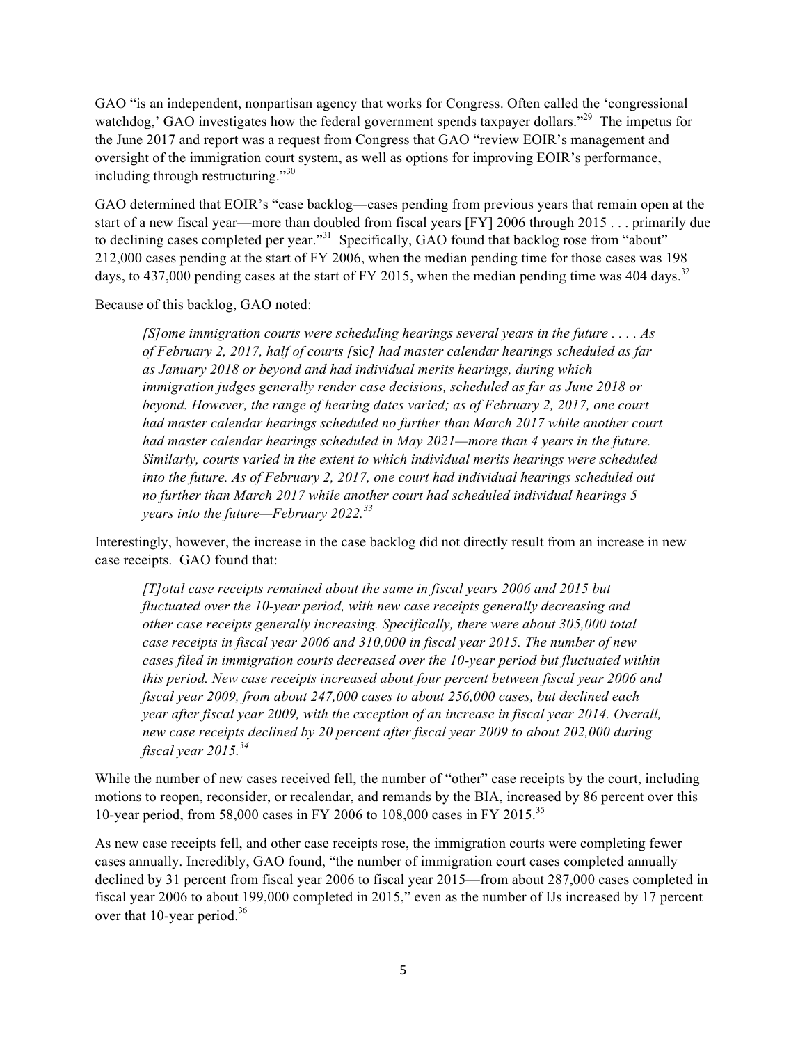GAO "is an independent, nonpartisan agency that works for Congress. Often called the 'congressional watchdog,' GAO investigates how the federal government spends taxpayer dollars."[29] The impetus for the June 2017 and report was a request from Congress that GAO "review EOIR's management and oversight of the immigration court system, as well as options for improving EOIR's performance, including through restructuring."[30]

GAO determined that EOIR's "case backlog—cases pending from previous years that remain open at the start of a new fiscal year—more than doubled from fiscal years [FY] 2006 through 2015 . . . primarily due to declining cases completed per year."[31] Specifically, GAO found that backlog rose from "about" 212,000 cases pending at the start of FY 2006, when the median pending time for those cases was 198 days, to 437,000 pending cases at the start of FY 2015, when the median pending time was 404 days.[32]

Because of this backlog, GAO noted:

> *[S]ome immigration courts were scheduling hearings several years in the future . . . . As of February 2, 2017, half of courts [*sic*] had master calendar hearings scheduled as far as January 2018 or beyond and had individual merits hearings, during which immigration judges generally render case decisions, scheduled as far as June 2018 or beyond. However, the range of hearing dates varied; as of February 2, 2017, one court had master calendar hearings scheduled no further than March 2017 while another court had master calendar hearings scheduled in May 2021—more than 4 years in the future. Similarly, courts varied in the extent to which individual merits hearings were scheduled into the future. As of February 2, 2017, one court had individual hearings scheduled out no further than March 2017 while another court had scheduled individual hearings 5 years into the future—February 2022.*[33]

Interestingly, however, the increase in the case backlog did not directly result from an increase in new case receipts. GAO found that:

> *[T]otal case receipts remained about the same in fiscal years 2006 and 2015 but fluctuated over the 10-year period, with new case receipts generally decreasing and other case receipts generally increasing. Specifically, there were about 305,000 total case receipts in fiscal year 2006 and 310,000 in fiscal year 2015. The number of new cases filed in immigration courts decreased over the 10-year period but fluctuated within this period. New case receipts increased about four percent between fiscal year 2006 and fiscal year 2009, from about 247,000 cases to about 256,000 cases, but declined each year after fiscal year 2009, with the exception of an increase in fiscal year 2014. Overall, new case receipts declined by 20 percent after fiscal year 2009 to about 202,000 during fiscal year 2015.*[34]

While the number of new cases received fell, the number of "other" case receipts by the court, including motions to reopen, reconsider, or recalendar, and remands by the BIA, increased by 86 percent over this 10-year period, from 58,000 cases in FY 2006 to 108,000 cases in FY 2015.[35]

As new case receipts fell, and other case receipts rose, the immigration courts were completing fewer cases annually. Incredibly, GAO found, "the number of immigration court cases completed annually declined by 31 percent from fiscal year 2006 to fiscal year 2015—from about 287,000 cases completed in fiscal year 2006 to about 199,000 completed in 2015," even as the number of IJs increased by 17 percent over that 10-year period.[36]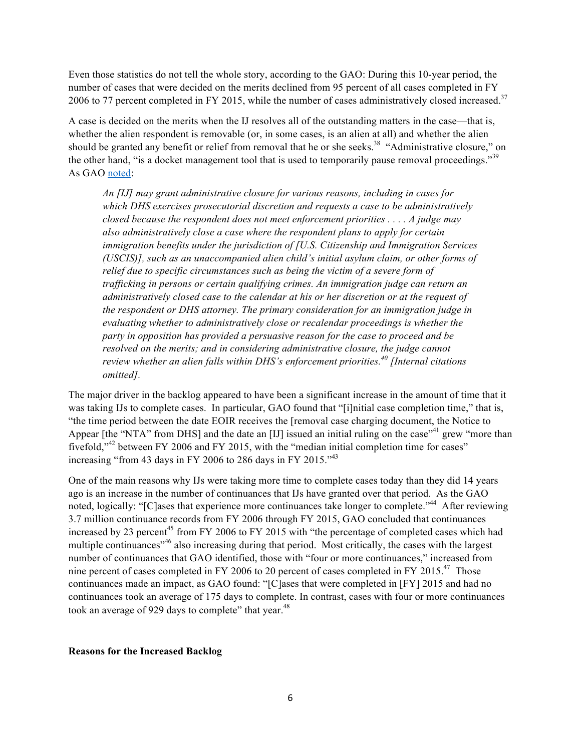Even those statistics do not tell the whole story, according to the GAO: During this 10-year period, the number of cases that were decided on the merits declined from 95 percent of all cases completed in FY 2006 to 77 percent completed in FY 2015, while the number of cases administratively closed increased.[37]

A case is decided on the merits when the IJ resolves all of the outstanding matters in the case—that is, whether the alien respondent is removable (or, in some cases, is an alien at all) and whether the alien should be granted any benefit or relief from removal that he or she seeks.[38] "Administrative closure," on the other hand, "is a docket management tool that is used to temporarily pause removal proceedings."[39] As GAO noted:

> *An [IJ] may grant administrative closure for various reasons, including in cases for which DHS exercises prosecutorial discretion and requests a case to be administratively closed because the respondent does not meet enforcement priorities . . . . A judge may also administratively close a case where the respondent plans to apply for certain immigration benefits under the jurisdiction of [U.S. Citizenship and Immigration Services (USCIS)], such as an unaccompanied alien child's initial asylum claim, or other forms of relief due to specific circumstances such as being the victim of a severe form of trafficking in persons or certain qualifying crimes. An immigration judge can return an administratively closed case to the calendar at his or her discretion or at the request of the respondent or DHS attorney. The primary consideration for an immigration judge in evaluating whether to administratively close or recalendar proceedings is whether the party in opposition has provided a persuasive reason for the case to proceed and be resolved on the merits; and in considering administrative closure, the judge cannot review whether an alien falls within DHS's enforcement priorities.[40] [Internal citations omitted].*

The major driver in the backlog appeared to have been a significant increase in the amount of time that it was taking IJs to complete cases. In particular, GAO found that "[i]nitial case completion time," that is, "the time period between the date EOIR receives the [removal case charging document, the Notice to Appear [the "NTA" from DHS] and the date an [IJ] issued an initial ruling on the case"[41] grew "more than fivefold,"[42] between FY 2006 and FY 2015, with the "median initial completion time for cases" increasing "from 43 days in FY 2006 to 286 days in FY 2015."[43]

One of the main reasons why IJs were taking more time to complete cases today than they did 14 years ago is an increase in the number of continuances that IJs have granted over that period. As the GAO noted, logically: "[C]ases that experience more continuances take longer to complete."[44] After reviewing 3.7 million continuance records from FY 2006 through FY 2015, GAO concluded that continuances increased by 23 percent[45] from FY 2006 to FY 2015 with "the percentage of completed cases which had multiple continuances"[46] also increasing during that period. Most critically, the cases with the largest number of continuances that GAO identified, those with "four or more continuances," increased from nine percent of cases completed in FY 2006 to 20 percent of cases completed in FY 2015.[47] Those continuances made an impact, as GAO found: "[C]ases that were completed in [FY] 2015 and had no continuances took an average of 175 days to complete. In contrast, cases with four or more continuances took an average of 929 days to complete" that year.[48]

**Reasons for the Increased Backlog**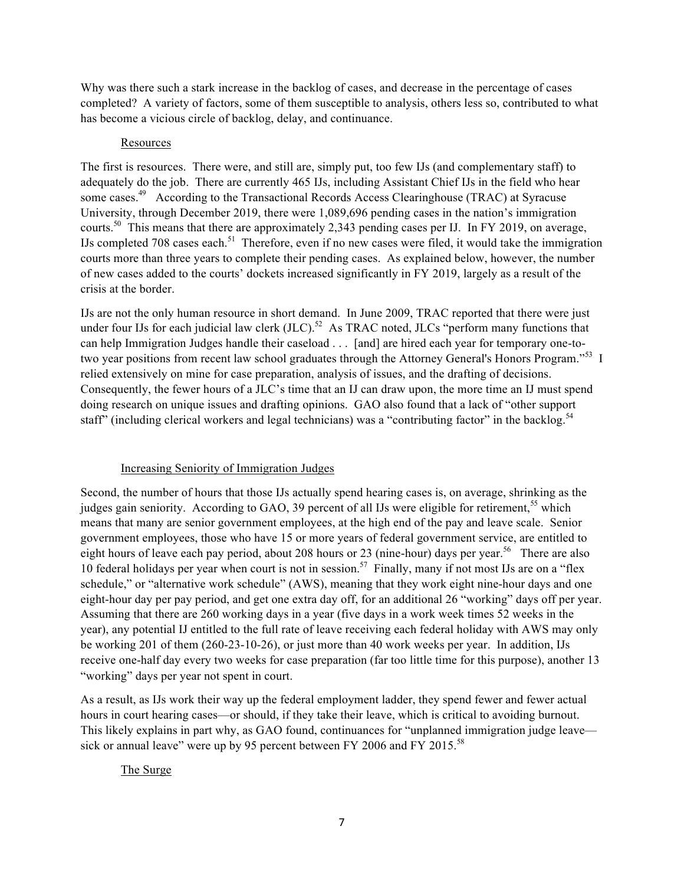Why was there such a stark increase in the backlog of cases, and decrease in the percentage of cases completed? A variety of factors, some of them susceptible to analysis, others less so, contributed to what has become a vicious circle of backlog, delay, and continuance.

## Resources

The first is resources. There were, and still are, simply put, too few IJs (and complementary staff) to adequately do the job. There are currently 465 IJs, including Assistant Chief IJs in the field who hear some cases.[49] According to the Transactional Records Access Clearinghouse (TRAC) at Syracuse University, through December 2019, there were 1,089,696 pending cases in the nation's immigration courts.[50] This means that there are approximately 2,343 pending cases per IJ. In FY 2019, on average, IJs completed 708 cases each.[51] Therefore, even if no new cases were filed, it would take the immigration courts more than three years to complete their pending cases. As explained below, however, the number of new cases added to the courts' dockets increased significantly in FY 2019, largely as a result of the crisis at the border.

IJs are not the only human resource in short demand. In June 2009, TRAC reported that there were just under four IJs for each judicial law clerk (JLC).[52] As TRAC noted, JLCs "perform many functions that can help Immigration Judges handle their caseload . . . [and] are hired each year for temporary one-to-two year positions from recent law school graduates through the Attorney General's Honors Program."[53] I relied extensively on mine for case preparation, analysis of issues, and the drafting of decisions. Consequently, the fewer hours of a JLC's time that an IJ can draw upon, the more time an IJ must spend doing research on unique issues and drafting opinions. GAO also found that a lack of "other support staff" (including clerical workers and legal technicians) was a "contributing factor" in the backlog.[54]

## Increasing Seniority of Immigration Judges

Second, the number of hours that those IJs actually spend hearing cases is, on average, shrinking as the judges gain seniority. According to GAO, 39 percent of all IJs were eligible for retirement,[55] which means that many are senior government employees, at the high end of the pay and leave scale. Senior government employees, those who have 15 or more years of federal government service, are entitled to eight hours of leave each pay period, about 208 hours or 23 (nine-hour) days per year.[56] There are also 10 federal holidays per year when court is not in session.[57] Finally, many if not most IJs are on a "flex schedule," or "alternative work schedule" (AWS), meaning that they work eight nine-hour days and one eight-hour day per pay period, and get one extra day off, for an additional 26 "working" days off per year. Assuming that there are 260 working days in a year (five days in a work week times 52 weeks in the year), any potential IJ entitled to the full rate of leave receiving each federal holiday with AWS may only be working 201 of them (260-23-10-26), or just more than 40 work weeks per year. In addition, IJs receive one-half day every two weeks for case preparation (far too little time for this purpose), another 13 "working" days per year not spent in court.

As a result, as IJs work their way up the federal employment ladder, they spend fewer and fewer actual hours in court hearing cases—or should, if they take their leave, which is critical to avoiding burnout. This likely explains in part why, as GAO found, continuances for "unplanned immigration judge leave—sick or annual leave" were up by 95 percent between FY 2006 and FY 2015.[58]

## The Surge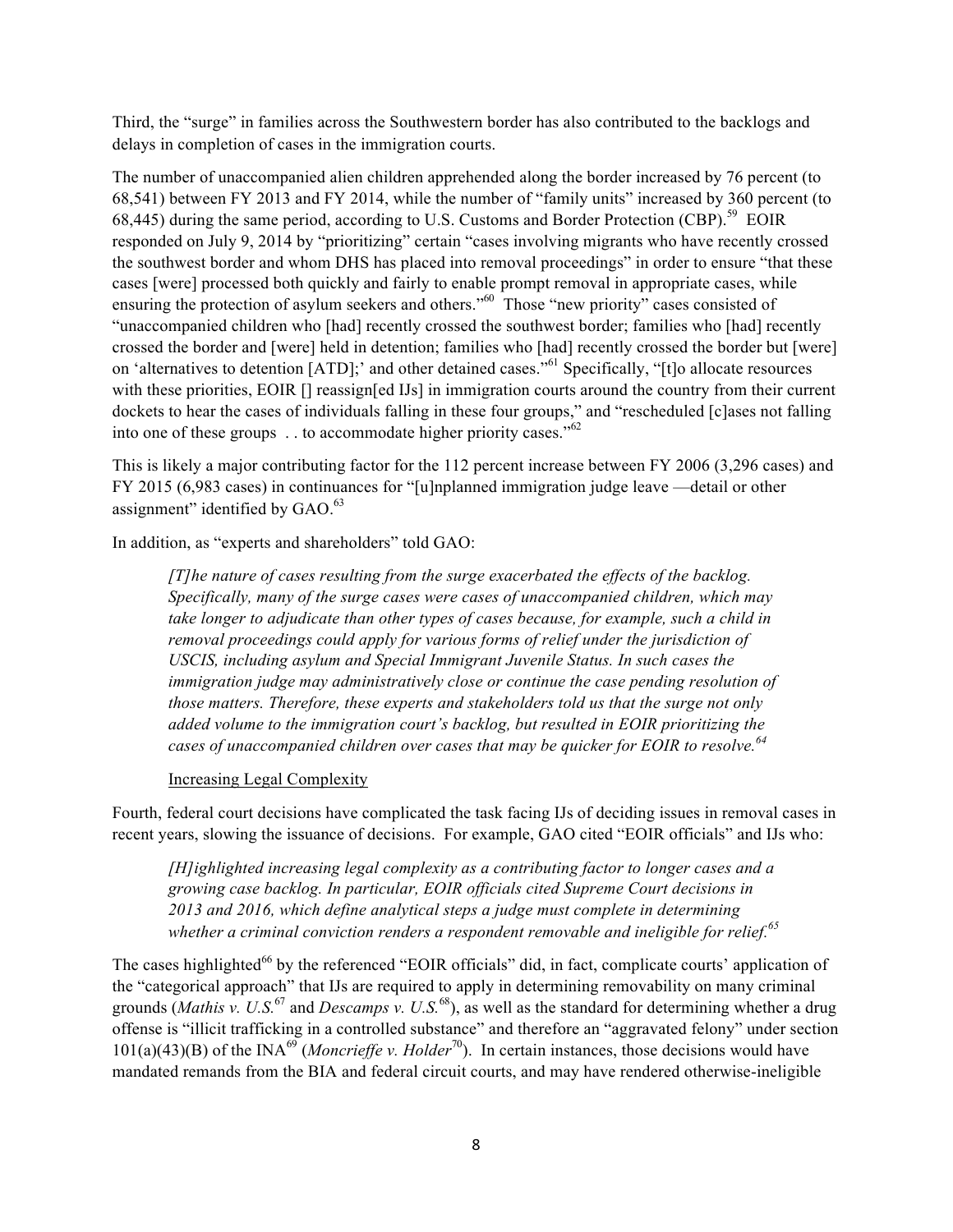Third, the "surge" in families across the Southwestern border has also contributed to the backlogs and delays in completion of cases in the immigration courts.

The number of unaccompanied alien children apprehended along the border increased by 76 percent (to 68,541) between FY 2013 and FY 2014, while the number of "family units" increased by 360 percent (to 68,445) during the same period, according to U.S. Customs and Border Protection (CBP).[59] EOIR responded on July 9, 2014 by "prioritizing" certain "cases involving migrants who have recently crossed the southwest border and whom DHS has placed into removal proceedings" in order to ensure "that these cases [were] processed both quickly and fairly to enable prompt removal in appropriate cases, while ensuring the protection of asylum seekers and others."[60] Those "new priority" cases consisted of "unaccompanied children who [had] recently crossed the southwest border; families who [had] recently crossed the border and [were] held in detention; families who [had] recently crossed the border but [were] on 'alternatives to detention [ATD];' and other detained cases."[61] Specifically, "[t]o allocate resources with these priorities, EOIR [] reassign[ed IJs] in immigration courts around the country from their current dockets to hear the cases of individuals falling in these four groups," and "rescheduled [c]ases not falling into one of these groups . . to accommodate higher priority cases."[62]

This is likely a major contributing factor for the 112 percent increase between FY 2006 (3,296 cases) and FY 2015 (6,983 cases) in continuances for "[u]nplanned immigration judge leave —detail or other assignment" identified by GAO.[63]

In addition, as "experts and shareholders" told GAO:

> *[T]he nature of cases resulting from the surge exacerbated the effects of the backlog. Specifically, many of the surge cases were cases of unaccompanied children, which may take longer to adjudicate than other types of cases because, for example, such a child in removal proceedings could apply for various forms of relief under the jurisdiction of USCIS, including asylum and Special Immigrant Juvenile Status. In such cases the immigration judge may administratively close or continue the case pending resolution of those matters. Therefore, these experts and stakeholders told us that the surge not only added volume to the immigration court's backlog, but resulted in EOIR prioritizing the cases of unaccompanied children over cases that may be quicker for EOIR to resolve.*[64]

Increasing Legal Complexity

Fourth, federal court decisions have complicated the task facing IJs of deciding issues in removal cases in recent years, slowing the issuance of decisions. For example, GAO cited "EOIR officials" and IJs who:

> *[H]ighlighted increasing legal complexity as a contributing factor to longer cases and a growing case backlog. In particular, EOIR officials cited Supreme Court decisions in 2013 and 2016, which define analytical steps a judge must complete in determining whether a criminal conviction renders a respondent removable and ineligible for relief.*[65]

The cases highlighted[66] by the referenced "EOIR officials" did, in fact, complicate courts' application of the "categorical approach" that IJs are required to apply in determining removability on many criminal grounds (*Mathis v. U.S.*[67] and *Descamps v. U.S.*[68]), as well as the standard for determining whether a drug offense is "illicit trafficking in a controlled substance" and therefore an "aggravated felony" under section 101(a)(43)(B) of the INA[69] (*Moncrieffe v. Holder*[70]). In certain instances, those decisions would have mandated remands from the BIA and federal circuit courts, and may have rendered otherwise-ineligible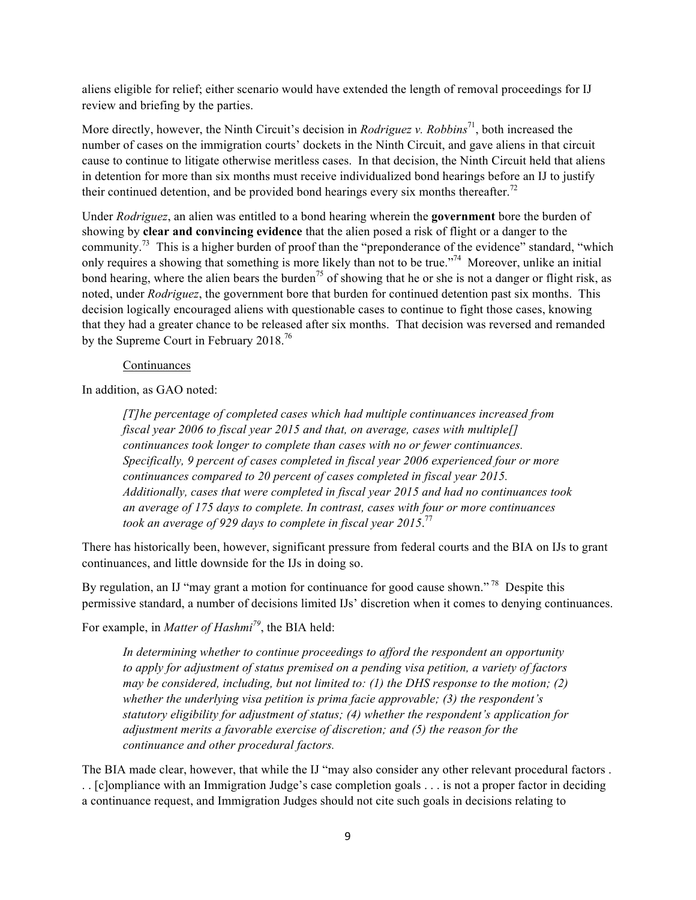aliens eligible for relief; either scenario would have extended the length of removal proceedings for IJ review and briefing by the parties.

More directly, however, the Ninth Circuit's decision in *Rodriguez v. Robbins*[71], both increased the number of cases on the immigration courts' dockets in the Ninth Circuit, and gave aliens in that circuit cause to continue to litigate otherwise meritless cases. In that decision, the Ninth Circuit held that aliens in detention for more than six months must receive individualized bond hearings before an IJ to justify their continued detention, and be provided bond hearings every six months thereafter.[72]

Under *Rodriguez*, an alien was entitled to a bond hearing wherein the **government** bore the burden of showing by **clear and convincing evidence** that the alien posed a risk of flight or a danger to the community.[73] This is a higher burden of proof than the "preponderance of the evidence" standard, "which only requires a showing that something is more likely than not to be true."[74] Moreover, unlike an initial bond hearing, where the alien bears the burden[75] of showing that he or she is not a danger or flight risk, as noted, under *Rodriguez*, the government bore that burden for continued detention past six months. This decision logically encouraged aliens with questionable cases to continue to fight those cases, knowing that they had a greater chance to be released after six months. That decision was reversed and remanded by the Supreme Court in February 2018.[76]

Continuances

In addition, as GAO noted:

> *[T]he percentage of completed cases which had multiple continuances increased from fiscal year 2006 to fiscal year 2015 and that, on average, cases with multiple[] continuances took longer to complete than cases with no or fewer continuances. Specifically, 9 percent of cases completed in fiscal year 2006 experienced four or more continuances compared to 20 percent of cases completed in fiscal year 2015. Additionally, cases that were completed in fiscal year 2015 and had no continuances took an average of 175 days to complete. In contrast, cases with four or more continuances took an average of 929 days to complete in fiscal year 2015.*[77]

There has historically been, however, significant pressure from federal courts and the BIA on IJs to grant continuances, and little downside for the IJs in doing so.

By regulation, an IJ "may grant a motion for continuance for good cause shown."[78] Despite this permissive standard, a number of decisions limited IJs' discretion when it comes to denying continuances.

For example, in *Matter of Hashmi*[79], the BIA held:

> *In determining whether to continue proceedings to afford the respondent an opportunity to apply for adjustment of status premised on a pending visa petition, a variety of factors may be considered, including, but not limited to: (1) the DHS response to the motion; (2) whether the underlying visa petition is prima facie approvable; (3) the respondent's statutory eligibility for adjustment of status; (4) whether the respondent's application for adjustment merits a favorable exercise of discretion; and (5) the reason for the continuance and other procedural factors.*

The BIA made clear, however, that while the IJ "may also consider any other relevant procedural factors . . . [c]ompliance with an Immigration Judge's case completion goals . . . is not a proper factor in deciding a continuance request, and Immigration Judges should not cite such goals in decisions relating to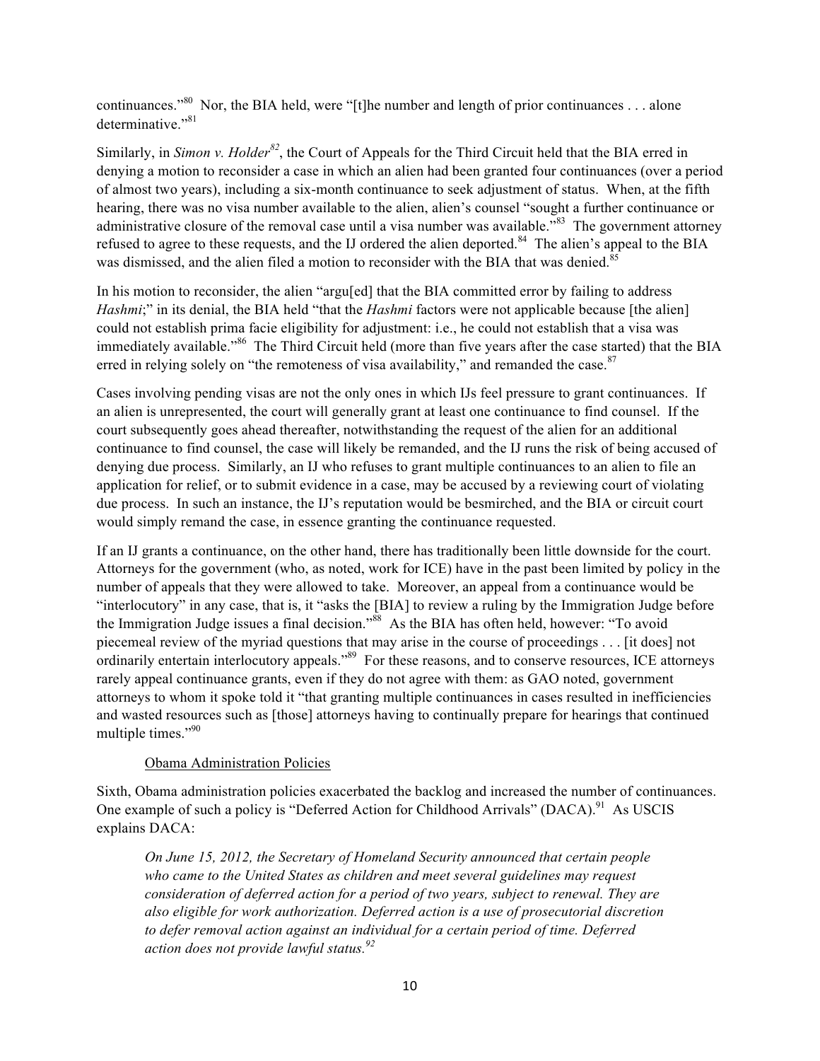continuances."[80] Nor, the BIA held, were "[t]he number and length of prior continuances . . . alone determinative."[81]

Similarly, in *Simon v. Holder*[82], the Court of Appeals for the Third Circuit held that the BIA erred in denying a motion to reconsider a case in which an alien had been granted four continuances (over a period of almost two years), including a six-month continuance to seek adjustment of status. When, at the fifth hearing, there was no visa number available to the alien, alien's counsel "sought a further continuance or administrative closure of the removal case until a visa number was available."[83] The government attorney refused to agree to these requests, and the IJ ordered the alien deported.[84] The alien's appeal to the BIA was dismissed, and the alien filed a motion to reconsider with the BIA that was denied.[85]

In his motion to reconsider, the alien "argu[ed] that the BIA committed error by failing to address *Hashmi*;" in its denial, the BIA held "that the *Hashmi* factors were not applicable because [the alien] could not establish prima facie eligibility for adjustment: i.e., he could not establish that a visa was immediately available."[86] The Third Circuit held (more than five years after the case started) that the BIA erred in relying solely on "the remoteness of visa availability," and remanded the case.[87]

Cases involving pending visas are not the only ones in which IJs feel pressure to grant continuances. If an alien is unrepresented, the court will generally grant at least one continuance to find counsel. If the court subsequently goes ahead thereafter, notwithstanding the request of the alien for an additional continuance to find counsel, the case will likely be remanded, and the IJ runs the risk of being accused of denying due process. Similarly, an IJ who refuses to grant multiple continuances to an alien to file an application for relief, or to submit evidence in a case, may be accused by a reviewing court of violating due process. In such an instance, the IJ's reputation would be besmirched, and the BIA or circuit court would simply remand the case, in essence granting the continuance requested.

If an IJ grants a continuance, on the other hand, there has traditionally been little downside for the court. Attorneys for the government (who, as noted, work for ICE) have in the past been limited by policy in the number of appeals that they were allowed to take. Moreover, an appeal from a continuance would be "interlocutory" in any case, that is, it "asks the [BIA] to review a ruling by the Immigration Judge before the Immigration Judge issues a final decision."[88] As the BIA has often held, however: "To avoid piecemeal review of the myriad questions that may arise in the course of proceedings . . . [it does] not ordinarily entertain interlocutory appeals."[89] For these reasons, and to conserve resources, ICE attorneys rarely appeal continuance grants, even if they do not agree with them: as GAO noted, government attorneys to whom it spoke told it "that granting multiple continuances in cases resulted in inefficiencies and wasted resources such as [those] attorneys having to continually prepare for hearings that continued multiple times."[90]

<u>Obama Administration Policies</u>

Sixth, Obama administration policies exacerbated the backlog and increased the number of continuances. One example of such a policy is "Deferred Action for Childhood Arrivals" (DACA).[91] As USCIS explains DACA:

> *On June 15, 2012, the Secretary of Homeland Security announced that certain people who came to the United States as children and meet several guidelines may request consideration of deferred action for a period of two years, subject to renewal. They are also eligible for work authorization. Deferred action is a use of prosecutorial discretion to defer removal action against an individual for a certain period of time. Deferred action does not provide lawful status.*[92]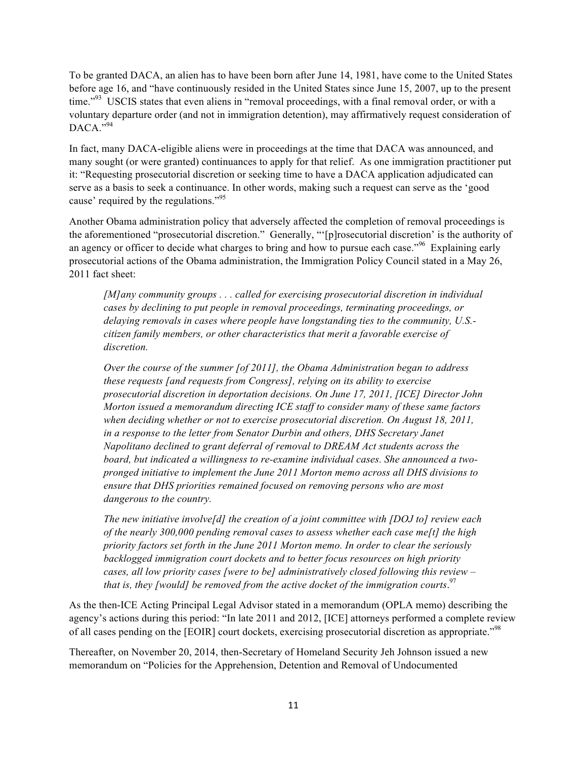To be granted DACA, an alien has to have been born after June 14, 1981, have come to the United States before age 16, and "have continuously resided in the United States since June 15, 2007, up to the present time."[93] USCIS states that even aliens in "removal proceedings, with a final removal order, or with a voluntary departure order (and not in immigration detention), may affirmatively request consideration of DACA."[94]

In fact, many DACA-eligible aliens were in proceedings at the time that DACA was announced, and many sought (or were granted) continuances to apply for that relief. As one immigration practitioner put it: "Requesting prosecutorial discretion or seeking time to have a DACA application adjudicated can serve as a basis to seek a continuance. In other words, making such a request can serve as the 'good cause' required by the regulations."[95]

Another Obama administration policy that adversely affected the completion of removal proceedings is the aforementioned "prosecutorial discretion." Generally, "'[p]rosecutorial discretion' is the authority of an agency or officer to decide what charges to bring and how to pursue each case."[96] Explaining early prosecutorial actions of the Obama administration, the Immigration Policy Council stated in a May 26, 2011 fact sheet:

> *[M]any community groups . . . called for exercising prosecutorial discretion in individual cases by declining to put people in removal proceedings, terminating proceedings, or delaying removals in cases where people have longstanding ties to the community, U.S.-citizen family members, or other characteristics that merit a favorable exercise of discretion.*
>
> *Over the course of the summer [of 2011], the Obama Administration began to address these requests [and requests from Congress], relying on its ability to exercise prosecutorial discretion in deportation decisions. On June 17, 2011, [ICE] Director John Morton issued a memorandum directing ICE staff to consider many of these same factors when deciding whether or not to exercise prosecutorial discretion. On August 18, 2011, in a response to the letter from Senator Durbin and others, DHS Secretary Janet Napolitano declined to grant deferral of removal to DREAM Act students across the board, but indicated a willingness to re-examine individual cases. She announced a two-pronged initiative to implement the June 2011 Morton memo across all DHS divisions to ensure that DHS priorities remained focused on removing persons who are most dangerous to the country.*
>
> *The new initiative involve[d] the creation of a joint committee with [DOJ to] review each of the nearly 300,000 pending removal cases to assess whether each case me[t] the high priority factors set forth in the June 2011 Morton memo. In order to clear the seriously backlogged immigration court dockets and to better focus resources on high priority cases, all low priority cases [were to be] administratively closed following this review – that is, they [would] be removed from the active docket of the immigration courts.*[97]

As the then-ICE Acting Principal Legal Advisor stated in a memorandum (OPLA memo) describing the agency's actions during this period: "In late 2011 and 2012, [ICE] attorneys performed a complete review of all cases pending on the [EOIR] court dockets, exercising prosecutorial discretion as appropriate."[98]

Thereafter, on November 20, 2014, then-Secretary of Homeland Security Jeh Johnson issued a new memorandum on "Policies for the Apprehension, Detention and Removal of Undocumented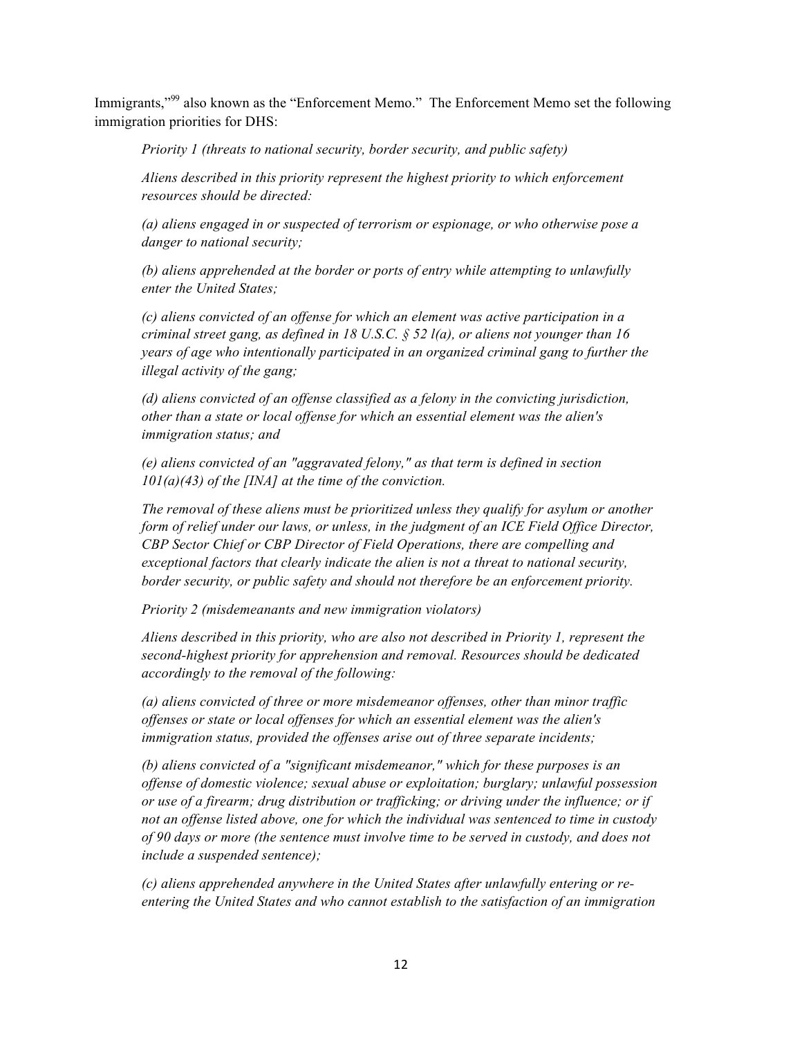Immigrants,"[99] also known as the "Enforcement Memo." The Enforcement Memo set the following immigration priorities for DHS:

> *Priority 1 (threats to national security, border security, and public safety)*
>
> *Aliens described in this priority represent the highest priority to which enforcement resources should be directed:*
>
> *(a) aliens engaged in or suspected of terrorism or espionage, or who otherwise pose a danger to national security;*
>
> *(b) aliens apprehended at the border or ports of entry while attempting to unlawfully enter the United States;*
>
> *(c) aliens convicted of an offense for which an element was active participation in a criminal street gang, as defined in 18 U.S.C. § 52 l(a), or aliens not younger than 16 years of age who intentionally participated in an organized criminal gang to further the illegal activity of the gang;*
>
> *(d) aliens convicted of an offense classified as a felony in the convicting jurisdiction, other than a state or local offense for which an essential element was the alien's immigration status; and*
>
> *(e) aliens convicted of an "aggravated felony," as that term is defined in section 101(a)(43) of the [INA] at the time of the conviction.*
>
> *The removal of these aliens must be prioritized unless they qualify for asylum or another form of relief under our laws, or unless, in the judgment of an ICE Field Office Director, CBP Sector Chief or CBP Director of Field Operations, there are compelling and exceptional factors that clearly indicate the alien is not a threat to national security, border security, or public safety and should not therefore be an enforcement priority.*
>
> *Priority 2 (misdemeanants and new immigration violators)*
>
> *Aliens described in this priority, who are also not described in Priority 1, represent the second-highest priority for apprehension and removal. Resources should be dedicated accordingly to the removal of the following:*
>
> *(a) aliens convicted of three or more misdemeanor offenses, other than minor traffic offenses or state or local offenses for which an essential element was the alien's immigration status, provided the offenses arise out of three separate incidents;*
>
> *(b) aliens convicted of a "significant misdemeanor," which for these purposes is an offense of domestic violence; sexual abuse or exploitation; burglary; unlawful possession or use of a firearm; drug distribution or trafficking; or driving under the influence; or if not an offense listed above, one for which the individual was sentenced to time in custody of 90 days or more (the sentence must involve time to be served in custody, and does not include a suspended sentence);*
>
> *(c) aliens apprehended anywhere in the United States after unlawfully entering or re-entering the United States and who cannot establish to the satisfaction of an immigration*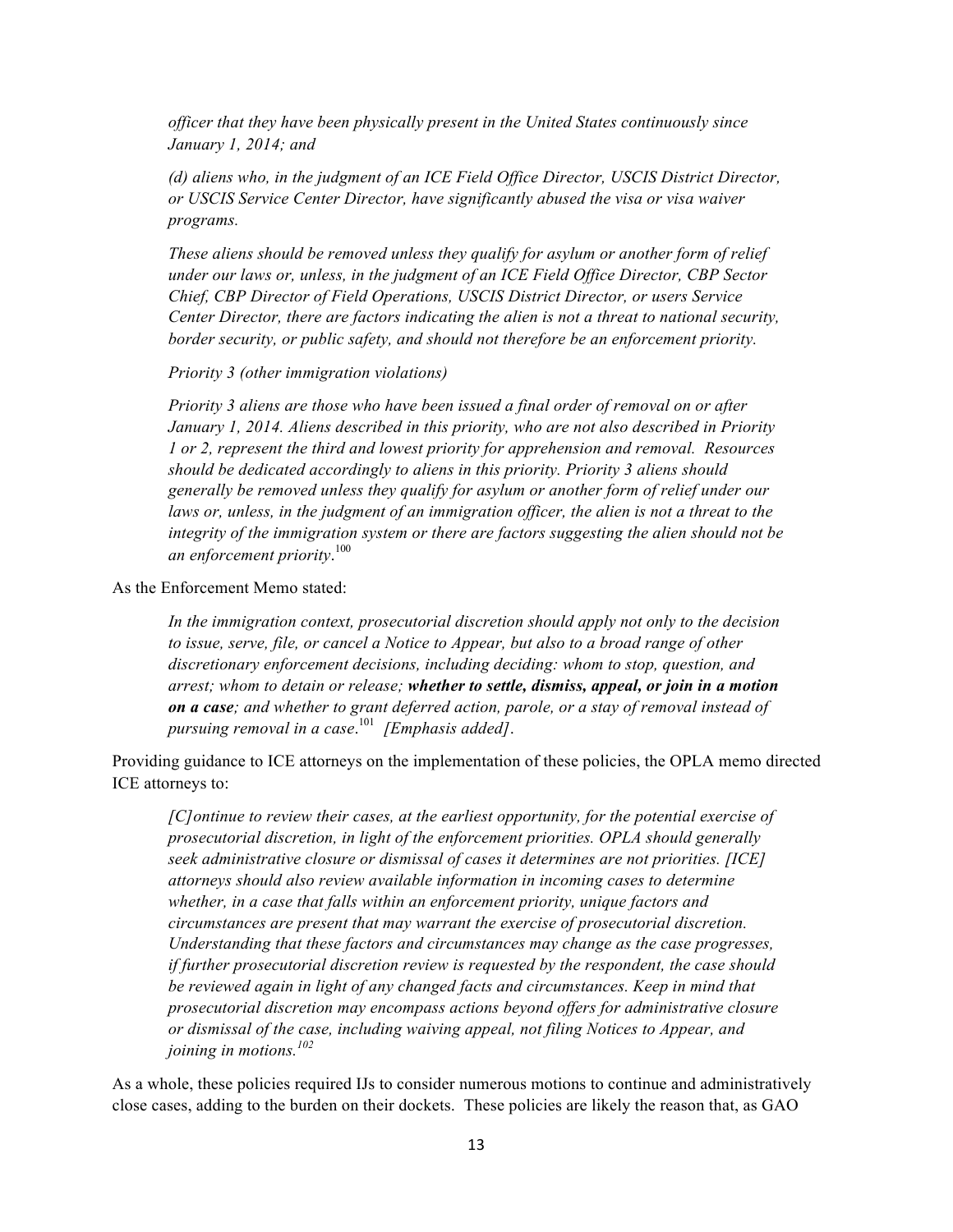*officer that they have been physically present in the United States continuously since January 1, 2014; and*

*(d) aliens who, in the judgment of an ICE Field Office Director, USCIS District Director, or USCIS Service Center Director, have significantly abused the visa or visa waiver programs.*

*These aliens should be removed unless they qualify for asylum or another form of relief under our laws or, unless, in the judgment of an ICE Field Office Director, CBP Sector Chief, CBP Director of Field Operations, USCIS District Director, or users Service Center Director, there are factors indicating the alien is not a threat to national security, border security, or public safety, and should not therefore be an enforcement priority.*

*Priority 3 (other immigration violations)*

*Priority 3 aliens are those who have been issued a final order of removal on or after January 1, 2014. Aliens described in this priority, who are not also described in Priority 1 or 2, represent the third and lowest priority for apprehension and removal. Resources should be dedicated accordingly to aliens in this priority. Priority 3 aliens should generally be removed unless they qualify for asylum or another form of relief under our laws or, unless, in the judgment of an immigration officer, the alien is not a threat to the integrity of the immigration system or there are factors suggesting the alien should not be an enforcement priority*.[100]

As the Enforcement Memo stated:

> *In the immigration context, prosecutorial discretion should apply not only to the decision to issue, serve, file, or cancel a Notice to Appear, but also to a broad range of other discretionary enforcement decisions, including deciding: whom to stop, question, and arrest; whom to detain or release;* ***whether to settle, dismiss, appeal, or join in a motion on a case****; and whether to grant deferred action, parole, or a stay of removal instead of pursuing removal in a case*.[101] *[Emphasis added]*.

Providing guidance to ICE attorneys on the implementation of these policies, the OPLA memo directed ICE attorneys to:

> *[C]ontinue to review their cases, at the earliest opportunity, for the potential exercise of prosecutorial discretion, in light of the enforcement priorities. OPLA should generally seek administrative closure or dismissal of cases it determines are not priorities. [ICE] attorneys should also review available information in incoming cases to determine whether, in a case that falls within an enforcement priority, unique factors and circumstances are present that may warrant the exercise of prosecutorial discretion. Understanding that these factors and circumstances may change as the case progresses, if further prosecutorial discretion review is requested by the respondent, the case should be reviewed again in light of any changed facts and circumstances. Keep in mind that prosecutorial discretion may encompass actions beyond offers for administrative closure or dismissal of the case, including waiving appeal, not filing Notices to Appear, and joining in motions.*[102]

As a whole, these policies required IJs to consider numerous motions to continue and administratively close cases, adding to the burden on their dockets. These policies are likely the reason that, as GAO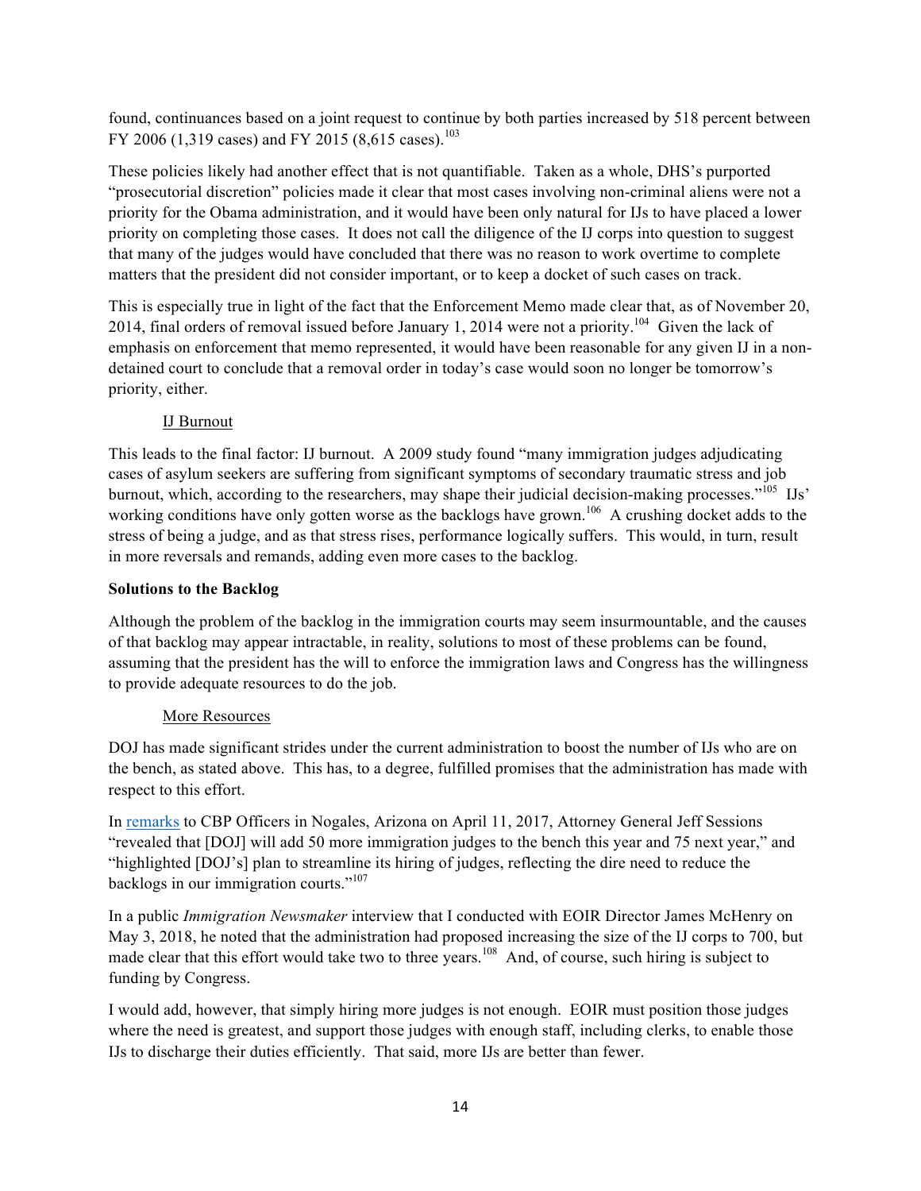found, continuances based on a joint request to continue by both parties increased by 518 percent between FY 2006 (1,319 cases) and FY 2015 (8,615 cases).[103]

These policies likely had another effect that is not quantifiable. Taken as a whole, DHS's purported "prosecutorial discretion" policies made it clear that most cases involving non-criminal aliens were not a priority for the Obama administration, and it would have been only natural for IJs to have placed a lower priority on completing those cases. It does not call the diligence of the IJ corps into question to suggest that many of the judges would have concluded that there was no reason to work overtime to complete matters that the president did not consider important, or to keep a docket of such cases on track.

This is especially true in light of the fact that the Enforcement Memo made clear that, as of November 20, 2014, final orders of removal issued before January 1, 2014 were not a priority.[104] Given the lack of emphasis on enforcement that memo represented, it would have been reasonable for any given IJ in a non-detained court to conclude that a removal order in today's case would soon no longer be tomorrow's priority, either.

### IJ Burnout

This leads to the final factor: IJ burnout. A 2009 study found "many immigration judges adjudicating cases of asylum seekers are suffering from significant symptoms of secondary traumatic stress and job burnout, which, according to the researchers, may shape their judicial decision-making processes."[105] IJs' working conditions have only gotten worse as the backlogs have grown.[106] A crushing docket adds to the stress of being a judge, and as that stress rises, performance logically suffers. This would, in turn, result in more reversals and remands, adding even more cases to the backlog.

## Solutions to the Backlog

Although the problem of the backlog in the immigration courts may seem insurmountable, and the causes of that backlog may appear intractable, in reality, solutions to most of these problems can be found, assuming that the president has the will to enforce the immigration laws and Congress has the willingness to provide adequate resources to do the job.

### More Resources

DOJ has made significant strides under the current administration to boost the number of IJs who are on the bench, as stated above. This has, to a degree, fulfilled promises that the administration has made with respect to this effort.

In remarks to CBP Officers in Nogales, Arizona on April 11, 2017, Attorney General Jeff Sessions "revealed that [DOJ] will add 50 more immigration judges to the bench this year and 75 next year," and "highlighted [DOJ's] plan to streamline its hiring of judges, reflecting the dire need to reduce the backlogs in our immigration courts."[107]

In a public *Immigration Newsmaker* interview that I conducted with EOIR Director James McHenry on May 3, 2018, he noted that the administration had proposed increasing the size of the IJ corps to 700, but made clear that this effort would take two to three years.[108] And, of course, such hiring is subject to funding by Congress.

I would add, however, that simply hiring more judges is not enough. EOIR must position those judges where the need is greatest, and support those judges with enough staff, including clerks, to enable those IJs to discharge their duties efficiently. That said, more IJs are better than fewer.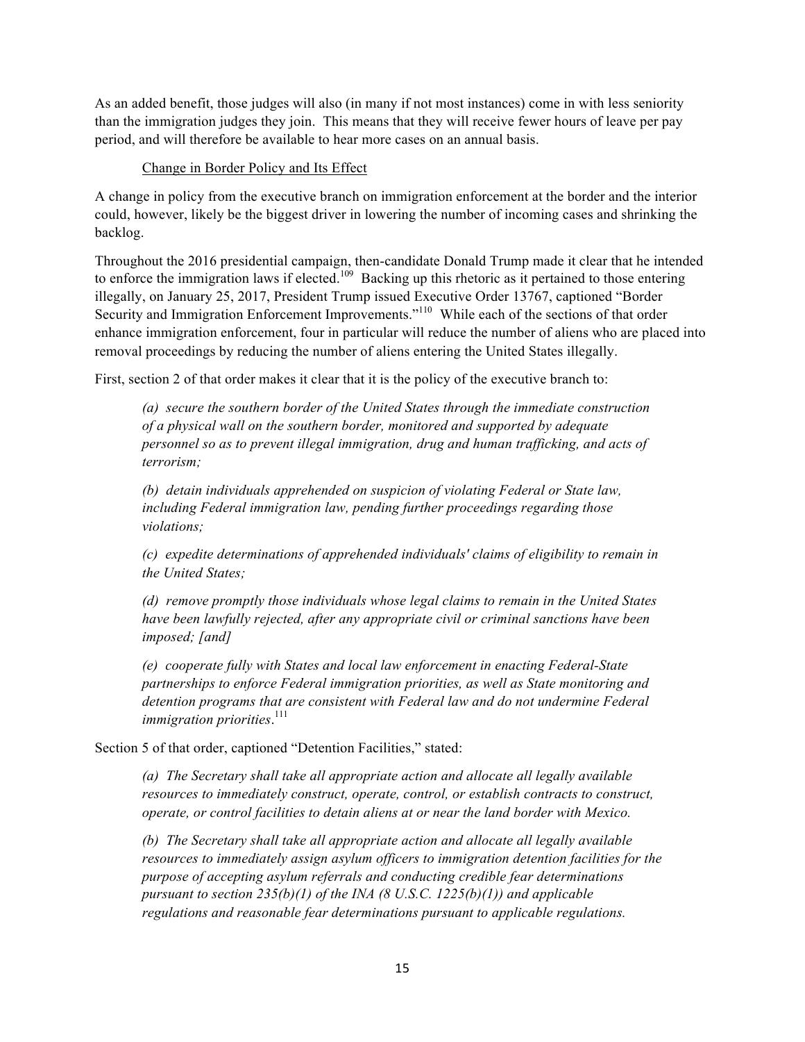As an added benefit, those judges will also (in many if not most instances) come in with less seniority than the immigration judges they join. This means that they will receive fewer hours of leave per pay period, and will therefore be available to hear more cases on an annual basis.

Change in Border Policy and Its Effect

A change in policy from the executive branch on immigration enforcement at the border and the interior could, however, likely be the biggest driver in lowering the number of incoming cases and shrinking the backlog.

Throughout the 2016 presidential campaign, then-candidate Donald Trump made it clear that he intended to enforce the immigration laws if elected.[109] Backing up this rhetoric as it pertained to those entering illegally, on January 25, 2017, President Trump issued Executive Order 13767, captioned "Border Security and Immigration Enforcement Improvements."[110] While each of the sections of that order enhance immigration enforcement, four in particular will reduce the number of aliens who are placed into removal proceedings by reducing the number of aliens entering the United States illegally.

First, section 2 of that order makes it clear that it is the policy of the executive branch to:

> *(a) secure the southern border of the United States through the immediate construction of a physical wall on the southern border, monitored and supported by adequate personnel so as to prevent illegal immigration, drug and human trafficking, and acts of terrorism;*
>
> *(b) detain individuals apprehended on suspicion of violating Federal or State law, including Federal immigration law, pending further proceedings regarding those violations;*
>
> *(c) expedite determinations of apprehended individuals' claims of eligibility to remain in the United States;*
>
> *(d) remove promptly those individuals whose legal claims to remain in the United States have been lawfully rejected, after any appropriate civil or criminal sanctions have been imposed; [and]*
>
> *(e) cooperate fully with States and local law enforcement in enacting Federal-State partnerships to enforce Federal immigration priorities, as well as State monitoring and detention programs that are consistent with Federal law and do not undermine Federal immigration priorities.*[111]

Section 5 of that order, captioned "Detention Facilities," stated:

> *(a) The Secretary shall take all appropriate action and allocate all legally available resources to immediately construct, operate, control, or establish contracts to construct, operate, or control facilities to detain aliens at or near the land border with Mexico.*
>
> *(b) The Secretary shall take all appropriate action and allocate all legally available resources to immediately assign asylum officers to immigration detention facilities for the purpose of accepting asylum referrals and conducting credible fear determinations pursuant to section 235(b)(1) of the INA (8 U.S.C. 1225(b)(1)) and applicable regulations and reasonable fear determinations pursuant to applicable regulations.*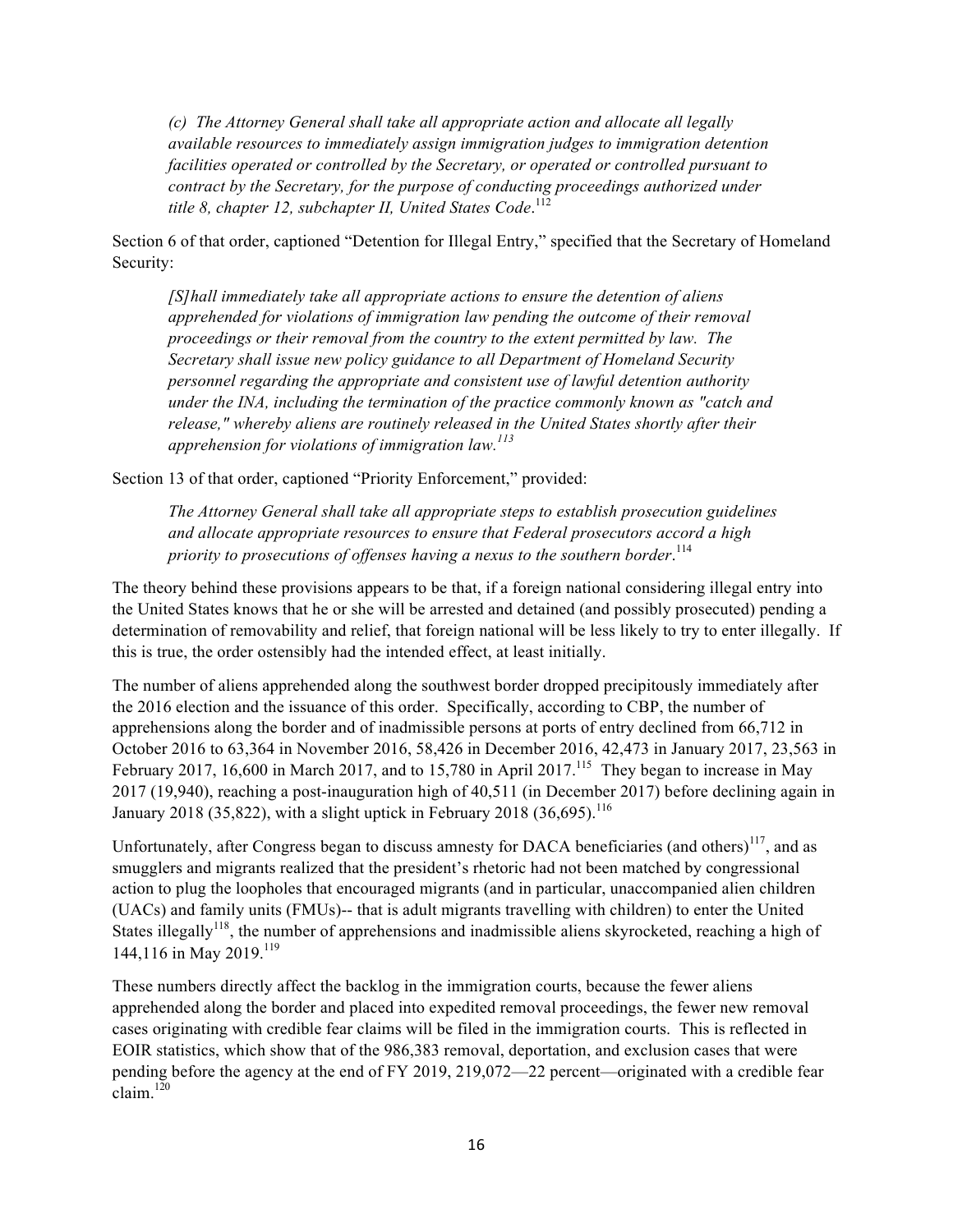> *(c) The Attorney General shall take all appropriate action and allocate all legally available resources to immediately assign immigration judges to immigration detention facilities operated or controlled by the Secretary, or operated or controlled pursuant to contract by the Secretary, for the purpose of conducting proceedings authorized under title 8, chapter 12, subchapter II, United States Code*.[112]

Section 6 of that order, captioned "Detention for Illegal Entry," specified that the Secretary of Homeland Security:

> *[S]hall immediately take all appropriate actions to ensure the detention of aliens apprehended for violations of immigration law pending the outcome of their removal proceedings or their removal from the country to the extent permitted by law. The Secretary shall issue new policy guidance to all Department of Homeland Security personnel regarding the appropriate and consistent use of lawful detention authority under the INA, including the termination of the practice commonly known as "catch and release," whereby aliens are routinely released in the United States shortly after their apprehension for violations of immigration law.*[113]

Section 13 of that order, captioned "Priority Enforcement," provided:

> *The Attorney General shall take all appropriate steps to establish prosecution guidelines and allocate appropriate resources to ensure that Federal prosecutors accord a high priority to prosecutions of offenses having a nexus to the southern border*.[114]

The theory behind these provisions appears to be that, if a foreign national considering illegal entry into the United States knows that he or she will be arrested and detained (and possibly prosecuted) pending a determination of removability and relief, that foreign national will be less likely to try to enter illegally. If this is true, the order ostensibly had the intended effect, at least initially.

The number of aliens apprehended along the southwest border dropped precipitously immediately after the 2016 election and the issuance of this order. Specifically, according to CBP, the number of apprehensions along the border and of inadmissible persons at ports of entry declined from 66,712 in October 2016 to 63,364 in November 2016, 58,426 in December 2016, 42,473 in January 2017, 23,563 in February 2017, 16,600 in March 2017, and to 15,780 in April 2017.[115] They began to increase in May 2017 (19,940), reaching a post-inauguration high of 40,511 (in December 2017) before declining again in January 2018 (35,822), with a slight uptick in February 2018 (36,695).[116]

Unfortunately, after Congress began to discuss amnesty for DACA beneficiaries (and others)[117], and as smugglers and migrants realized that the president's rhetoric had not been matched by congressional action to plug the loopholes that encouraged migrants (and in particular, unaccompanied alien children (UACs) and family units (FMUs)-- that is adult migrants travelling with children) to enter the United States illegally[118], the number of apprehensions and inadmissible aliens skyrocketed, reaching a high of 144,116 in May 2019.[119]

These numbers directly affect the backlog in the immigration courts, because the fewer aliens apprehended along the border and placed into expedited removal proceedings, the fewer new removal cases originating with credible fear claims will be filed in the immigration courts. This is reflected in EOIR statistics, which show that of the 986,383 removal, deportation, and exclusion cases that were pending before the agency at the end of FY 2019, 219,072—22 percent—originated with a credible fear claim.[120]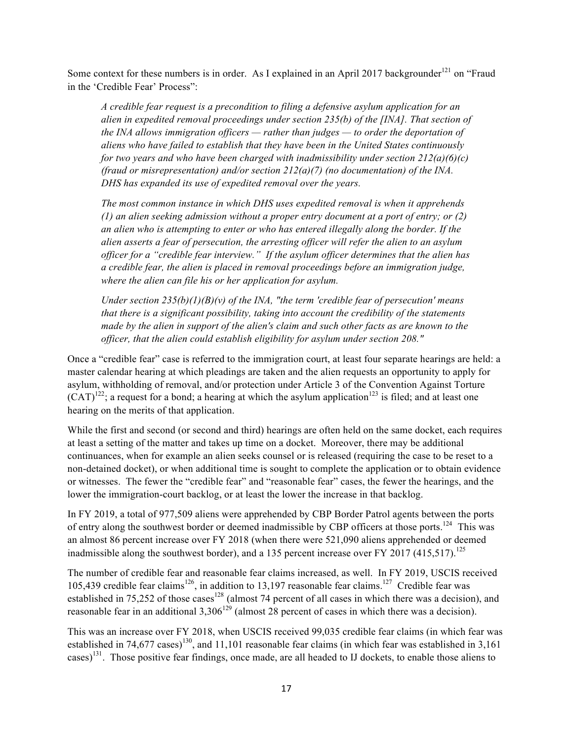Some context for these numbers is in order. As I explained in an April 2017 backgrounder[121] on "Fraud in the 'Credible Fear' Process":

> *A credible fear request is a precondition to filing a defensive asylum application for an alien in expedited removal proceedings under section 235(b) of the [INA]. That section of the INA allows immigration officers — rather than judges — to order the deportation of aliens who have failed to establish that they have been in the United States continuously for two years and who have been charged with inadmissibility under section 212(a)(6)(c) (fraud or misrepresentation) and/or section 212(a)(7) (no documentation) of the INA. DHS has expanded its use of expedited removal over the years.*
>
> *The most common instance in which DHS uses expedited removal is when it apprehends (1) an alien seeking admission without a proper entry document at a port of entry; or (2) an alien who is attempting to enter or who has entered illegally along the border. If the alien asserts a fear of persecution, the arresting officer will refer the alien to an asylum officer for a "credible fear interview." If the asylum officer determines that the alien has a credible fear, the alien is placed in removal proceedings before an immigration judge, where the alien can file his or her application for asylum.*
>
> *Under section 235(b)(1)(B)(v) of the INA, "the term 'credible fear of persecution' means that there is a significant possibility, taking into account the credibility of the statements made by the alien in support of the alien's claim and such other facts as are known to the officer, that the alien could establish eligibility for asylum under section 208."*

Once a "credible fear" case is referred to the immigration court, at least four separate hearings are held: a master calendar hearing at which pleadings are taken and the alien requests an opportunity to apply for asylum, withholding of removal, and/or protection under Article 3 of the Convention Against Torture (CAT)[122]; a request for a bond; a hearing at which the asylum application[123] is filed; and at least one hearing on the merits of that application.

While the first and second (or second and third) hearings are often held on the same docket, each requires at least a setting of the matter and takes up time on a docket. Moreover, there may be additional continuances, when for example an alien seeks counsel or is released (requiring the case to be reset to a non-detained docket), or when additional time is sought to complete the application or to obtain evidence or witnesses. The fewer the "credible fear" and "reasonable fear" cases, the fewer the hearings, and the lower the immigration-court backlog, or at least the lower the increase in that backlog.

In FY 2019, a total of 977,509 aliens were apprehended by CBP Border Patrol agents between the ports of entry along the southwest border or deemed inadmissible by CBP officers at those ports.[124] This was an almost 86 percent increase over FY 2018 (when there were 521,090 aliens apprehended or deemed inadmissible along the southwest border), and a 135 percent increase over FY 2017 (415,517).[125]

The number of credible fear and reasonable fear claims increased, as well. In FY 2019, USCIS received 105,439 credible fear claims[126], in addition to 13,197 reasonable fear claims.[127] Credible fear was established in 75,252 of those cases[128] (almost 74 percent of all cases in which there was a decision), and reasonable fear in an additional 3,306[129] (almost 28 percent of cases in which there was a decision).

This was an increase over FY 2018, when USCIS received 99,035 credible fear claims (in which fear was established in 74,677 cases)[130], and 11,101 reasonable fear claims (in which fear was established in 3,161 cases)[131]. Those positive fear findings, once made, are all headed to IJ dockets, to enable those aliens to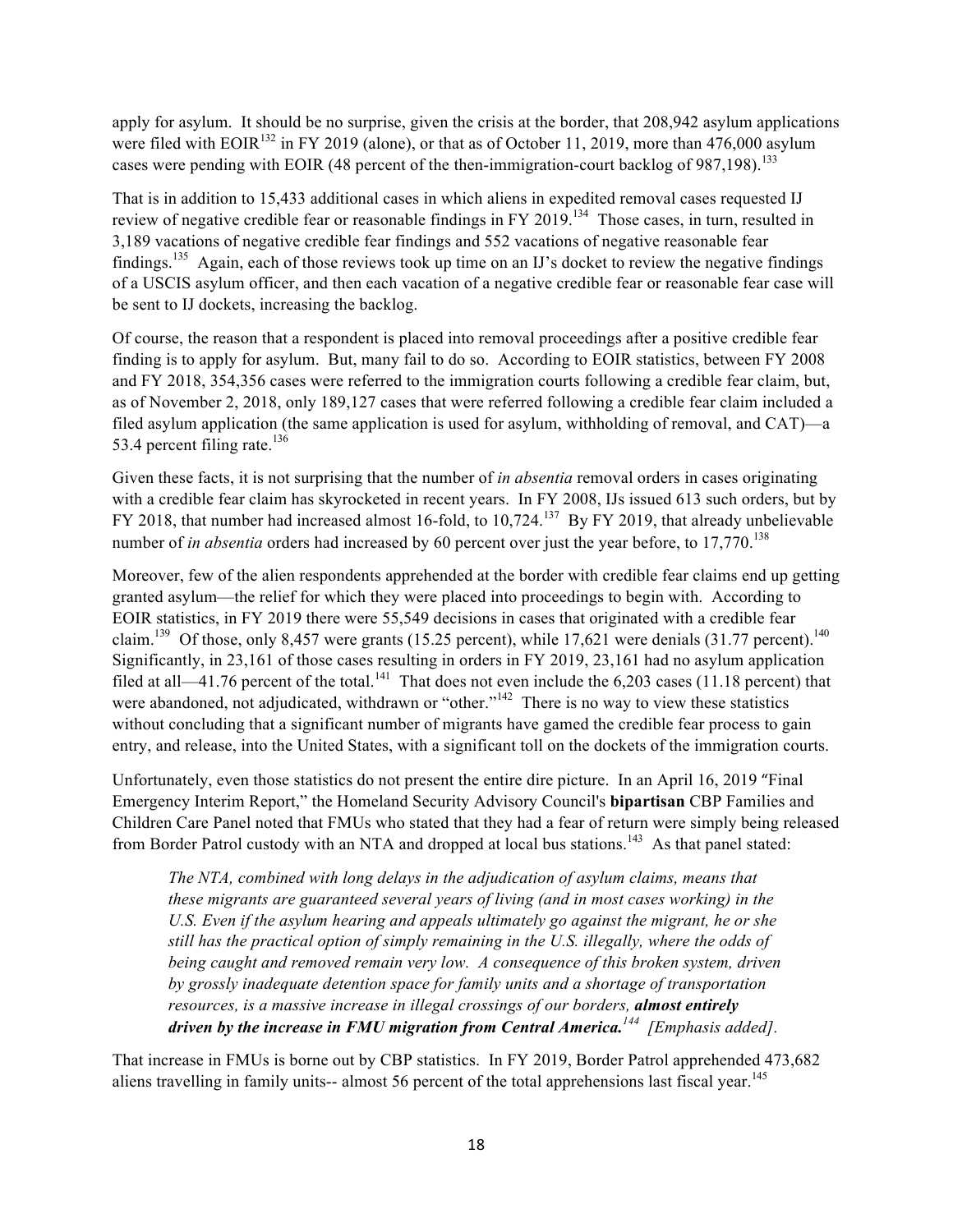apply for asylum. It should be no surprise, given the crisis at the border, that 208,942 asylum applications were filed with EOIR[132] in FY 2019 (alone), or that as of October 11, 2019, more than 476,000 asylum cases were pending with EOIR (48 percent of the then-immigration-court backlog of 987,198).[133]

That is in addition to 15,433 additional cases in which aliens in expedited removal cases requested IJ review of negative credible fear or reasonable findings in FY 2019.[134] Those cases, in turn, resulted in 3,189 vacations of negative credible fear findings and 552 vacations of negative reasonable fear findings.[135] Again, each of those reviews took up time on an IJ's docket to review the negative findings of a USCIS asylum officer, and then each vacation of a negative credible fear or reasonable fear case will be sent to IJ dockets, increasing the backlog.

Of course, the reason that a respondent is placed into removal proceedings after a positive credible fear finding is to apply for asylum. But, many fail to do so. According to EOIR statistics, between FY 2008 and FY 2018, 354,356 cases were referred to the immigration courts following a credible fear claim, but, as of November 2, 2018, only 189,127 cases that were referred following a credible fear claim included a filed asylum application (the same application is used for asylum, withholding of removal, and CAT)—a 53.4 percent filing rate.[136]

Given these facts, it is not surprising that the number of *in absentia* removal orders in cases originating with a credible fear claim has skyrocketed in recent years. In FY 2008, IJs issued 613 such orders, but by FY 2018, that number had increased almost 16-fold, to 10,724.[137] By FY 2019, that already unbelievable number of *in absentia* orders had increased by 60 percent over just the year before, to 17,770.[138]

Moreover, few of the alien respondents apprehended at the border with credible fear claims end up getting granted asylum—the relief for which they were placed into proceedings to begin with. According to EOIR statistics, in FY 2019 there were 55,549 decisions in cases that originated with a credible fear claim.[139] Of those, only 8,457 were grants (15.25 percent), while 17,621 were denials (31.77 percent).[140] Significantly, in 23,161 of those cases resulting in orders in FY 2019, 23,161 had no asylum application filed at all—41.76 percent of the total.[141] That does not even include the 6,203 cases (11.18 percent) that were abandoned, not adjudicated, withdrawn or "other."[142] There is no way to view these statistics without concluding that a significant number of migrants have gamed the credible fear process to gain entry, and release, into the United States, with a significant toll on the dockets of the immigration courts.

Unfortunately, even those statistics do not present the entire dire picture. In an April 16, 2019 "Final Emergency Interim Report," the Homeland Security Advisory Council's **bipartisan** CBP Families and Children Care Panel noted that FMUs who stated that they had a fear of return were simply being released from Border Patrol custody with an NTA and dropped at local bus stations.[143] As that panel stated:

> *The NTA, combined with long delays in the adjudication of asylum claims, means that these migrants are guaranteed several years of living (and in most cases working) in the U.S. Even if the asylum hearing and appeals ultimately go against the migrant, he or she still has the practical option of simply remaining in the U.S. illegally, where the odds of being caught and removed remain very low. A consequence of this broken system, driven by grossly inadequate detention space for family units and a shortage of transportation resources, is a massive increase in illegal crossings of our borders,* ***almost entirely driven by the increase in FMU migration from Central America.***[144] *[Emphasis added].*

That increase in FMUs is borne out by CBP statistics. In FY 2019, Border Patrol apprehended 473,682 aliens travelling in family units-- almost 56 percent of the total apprehensions last fiscal year.[145]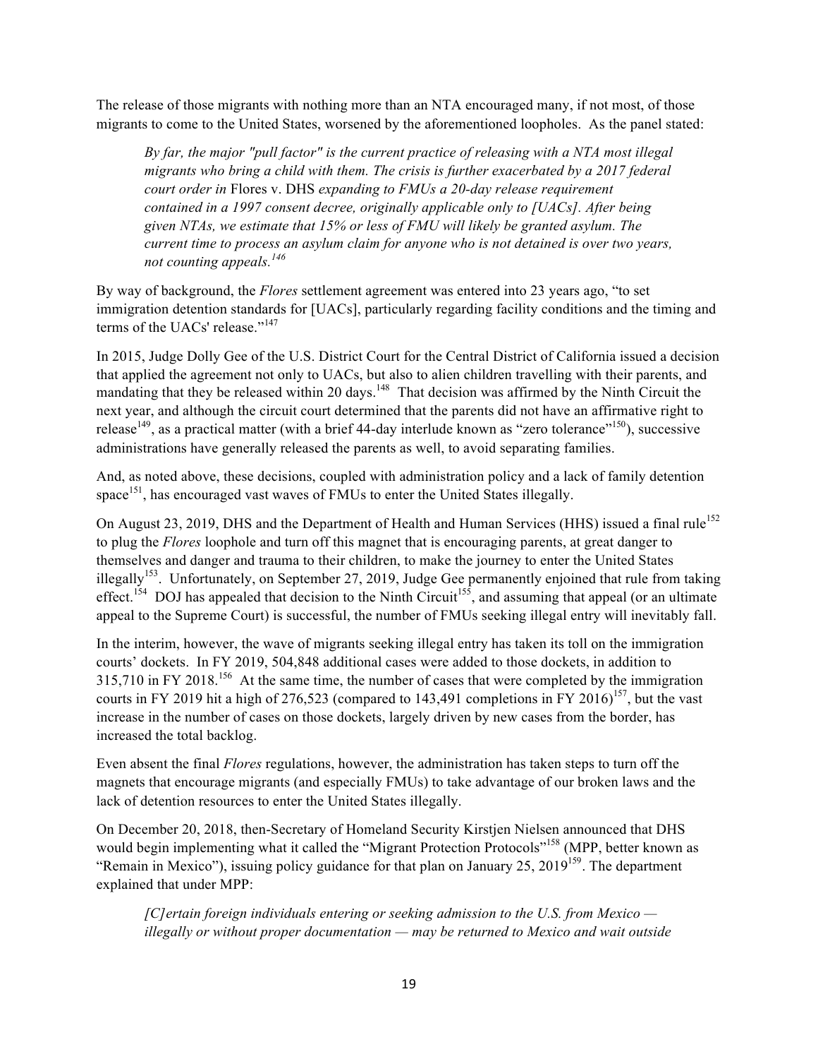The release of those migrants with nothing more than an NTA encouraged many, if not most, of those migrants to come to the United States, worsened by the aforementioned loopholes. As the panel stated:

> *By far, the major "pull factor" is the current practice of releasing with a NTA most illegal migrants who bring a child with them. The crisis is further exacerbated by a 2017 federal court order in* Flores v. DHS *expanding to FMUs a 20-day release requirement contained in a 1997 consent decree, originally applicable only to [UACs]. After being given NTAs, we estimate that 15% or less of FMU will likely be granted asylum. The current time to process an asylum claim for anyone who is not detained is over two years, not counting appeals.*[146]

By way of background, the *Flores* settlement agreement was entered into 23 years ago, "to set immigration detention standards for [UACs], particularly regarding facility conditions and the timing and terms of the UACs' release."[147]

In 2015, Judge Dolly Gee of the U.S. District Court for the Central District of California issued a decision that applied the agreement not only to UACs, but also to alien children travelling with their parents, and mandating that they be released within 20 days.[148] That decision was affirmed by the Ninth Circuit the next year, and although the circuit court determined that the parents did not have an affirmative right to release[149], as a practical matter (with a brief 44-day interlude known as "zero tolerance"[150]), successive administrations have generally released the parents as well, to avoid separating families.

And, as noted above, these decisions, coupled with administration policy and a lack of family detention space[151], has encouraged vast waves of FMUs to enter the United States illegally.

On August 23, 2019, DHS and the Department of Health and Human Services (HHS) issued a final rule[152] to plug the *Flores* loophole and turn off this magnet that is encouraging parents, at great danger to themselves and danger and trauma to their children, to make the journey to enter the United States illegally[153]. Unfortunately, on September 27, 2019, Judge Gee permanently enjoined that rule from taking effect.[154] DOJ has appealed that decision to the Ninth Circuit[155], and assuming that appeal (or an ultimate appeal to the Supreme Court) is successful, the number of FMUs seeking illegal entry will inevitably fall.

In the interim, however, the wave of migrants seeking illegal entry has taken its toll on the immigration courts' dockets. In FY 2019, 504,848 additional cases were added to those dockets, in addition to 315,710 in FY 2018.[156] At the same time, the number of cases that were completed by the immigration courts in FY 2019 hit a high of 276,523 (compared to 143,491 completions in FY 2016)[157], but the vast increase in the number of cases on those dockets, largely driven by new cases from the border, has increased the total backlog.

Even absent the final *Flores* regulations, however, the administration has taken steps to turn off the magnets that encourage migrants (and especially FMUs) to take advantage of our broken laws and the lack of detention resources to enter the United States illegally.

On December 20, 2018, then-Secretary of Homeland Security Kirstjen Nielsen announced that DHS would begin implementing what it called the "Migrant Protection Protocols"[158] (MPP, better known as "Remain in Mexico"), issuing policy guidance for that plan on January 25, 2019[159]. The department explained that under MPP:

> *[C]ertain foreign individuals entering or seeking admission to the U.S. from Mexico — illegally or without proper documentation — may be returned to Mexico and wait outside*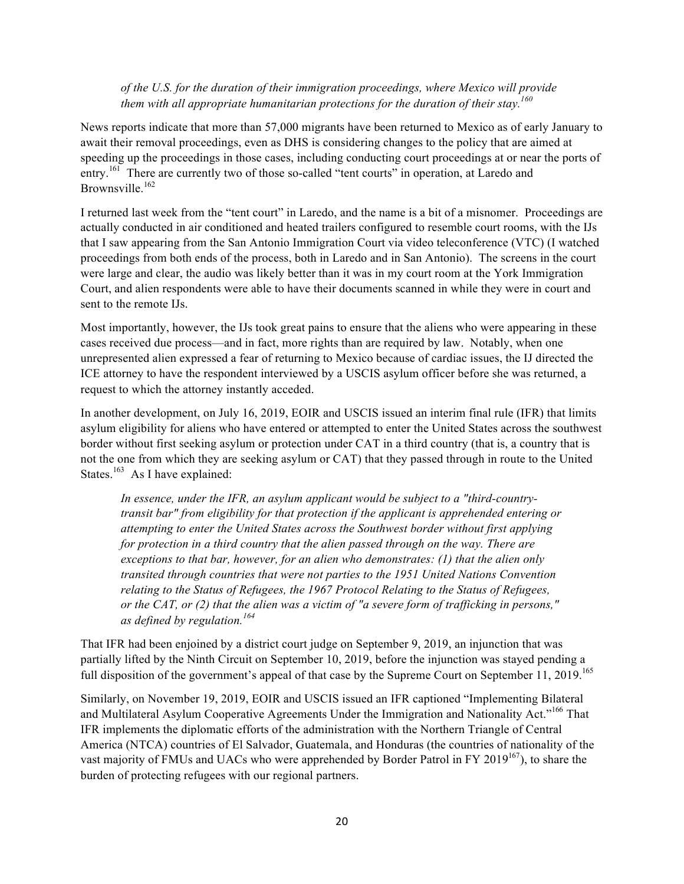*of the U.S. for the duration of their immigration proceedings, where Mexico will provide them with all appropriate humanitarian protections for the duration of their stay.*[160]

News reports indicate that more than 57,000 migrants have been returned to Mexico as of early January to await their removal proceedings, even as DHS is considering changes to the policy that are aimed at speeding up the proceedings in those cases, including conducting court proceedings at or near the ports of entry.[161] There are currently two of those so-called "tent courts" in operation, at Laredo and Brownsville.[162]

I returned last week from the "tent court" in Laredo, and the name is a bit of a misnomer. Proceedings are actually conducted in air conditioned and heated trailers configured to resemble court rooms, with the IJs that I saw appearing from the San Antonio Immigration Court via video teleconference (VTC) (I watched proceedings from both ends of the process, both in Laredo and in San Antonio). The screens in the court were large and clear, the audio was likely better than it was in my court room at the York Immigration Court, and alien respondents were able to have their documents scanned in while they were in court and sent to the remote IJs.

Most importantly, however, the IJs took great pains to ensure that the aliens who were appearing in these cases received due process—and in fact, more rights than are required by law. Notably, when one unrepresented alien expressed a fear of returning to Mexico because of cardiac issues, the IJ directed the ICE attorney to have the respondent interviewed by a USCIS asylum officer before she was returned, a request to which the attorney instantly acceded.

In another development, on July 16, 2019, EOIR and USCIS issued an interim final rule (IFR) that limits asylum eligibility for aliens who have entered or attempted to enter the United States across the southwest border without first seeking asylum or protection under CAT in a third country (that is, a country that is not the one from which they are seeking asylum or CAT) that they passed through in route to the United States.[163] As I have explained:

*In essence, under the IFR, an asylum applicant would be subject to a "third-country-transit bar" from eligibility for that protection if the applicant is apprehended entering or attempting to enter the United States across the Southwest border without first applying for protection in a third country that the alien passed through on the way. There are exceptions to that bar, however, for an alien who demonstrates: (1) that the alien only transited through countries that were not parties to the 1951 United Nations Convention relating to the Status of Refugees, the 1967 Protocol Relating to the Status of Refugees, or the CAT, or (2) that the alien was a victim of "a severe form of trafficking in persons," as defined by regulation.*[164]

That IFR had been enjoined by a district court judge on September 9, 2019, an injunction that was partially lifted by the Ninth Circuit on September 10, 2019, before the injunction was stayed pending a full disposition of the government's appeal of that case by the Supreme Court on September 11, 2019.[165]

Similarly, on November 19, 2019, EOIR and USCIS issued an IFR captioned "Implementing Bilateral and Multilateral Asylum Cooperative Agreements Under the Immigration and Nationality Act."[166] That IFR implements the diplomatic efforts of the administration with the Northern Triangle of Central America (NTCA) countries of El Salvador, Guatemala, and Honduras (the countries of nationality of the vast majority of FMUs and UACs who were apprehended by Border Patrol in FY 2019[167]), to share the burden of protecting refugees with our regional partners.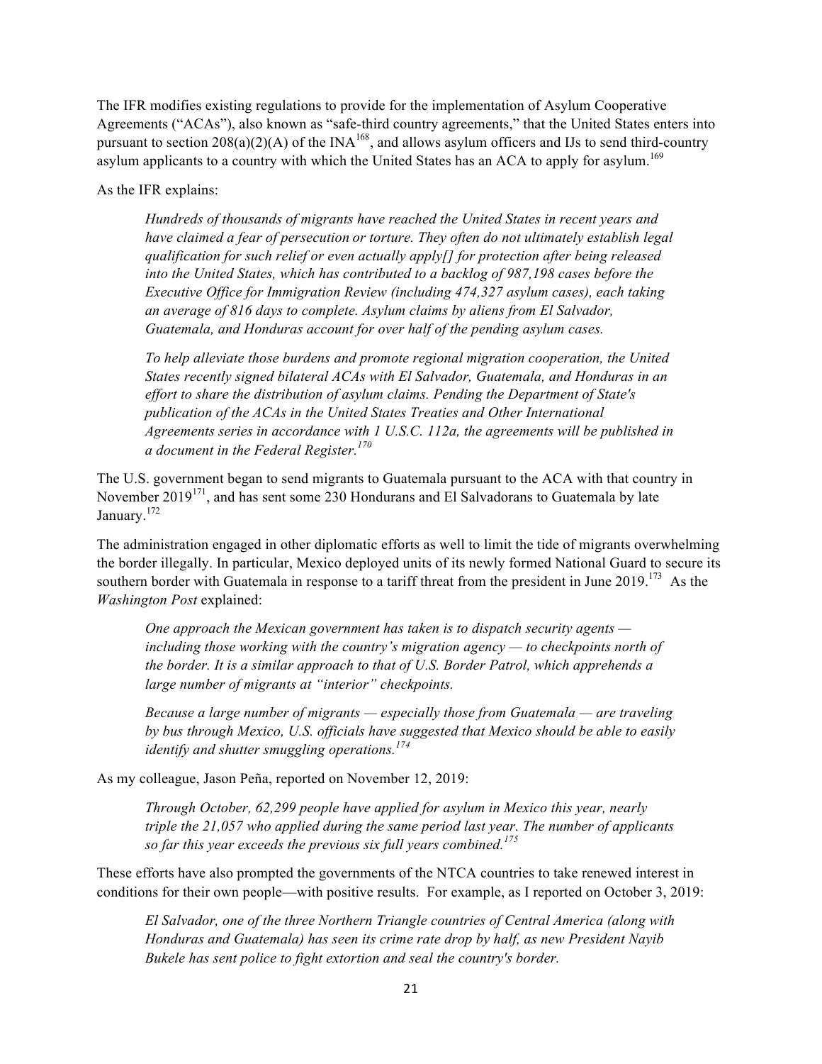The IFR modifies existing regulations to provide for the implementation of Asylum Cooperative Agreements ("ACAs"), also known as "safe-third country agreements," that the United States enters into pursuant to section 208(a)(2)(A) of the INA[168], and allows asylum officers and IJs to send third-country asylum applicants to a country with which the United States has an ACA to apply for asylum.[169]

As the IFR explains:

> *Hundreds of thousands of migrants have reached the United States in recent years and have claimed a fear of persecution or torture. They often do not ultimately establish legal qualification for such relief or even actually apply[] for protection after being released into the United States, which has contributed to a backlog of 987,198 cases before the Executive Office for Immigration Review (including 474,327 asylum cases), each taking an average of 816 days to complete. Asylum claims by aliens from El Salvador, Guatemala, and Honduras account for over half of the pending asylum cases.*
>
> *To help alleviate those burdens and promote regional migration cooperation, the United States recently signed bilateral ACAs with El Salvador, Guatemala, and Honduras in an effort to share the distribution of asylum claims. Pending the Department of State's publication of the ACAs in the United States Treaties and Other International Agreements series in accordance with 1 U.S.C. 112a, the agreements will be published in a document in the Federal Register.*[170]

The U.S. government began to send migrants to Guatemala pursuant to the ACA with that country in November 2019[171], and has sent some 230 Hondurans and El Salvadorans to Guatemala by late January.[172]

The administration engaged in other diplomatic efforts as well to limit the tide of migrants overwhelming the border illegally. In particular, Mexico deployed units of its newly formed National Guard to secure its southern border with Guatemala in response to a tariff threat from the president in June 2019.[173] As the *Washington Post* explained:

> *One approach the Mexican government has taken is to dispatch security agents — including those working with the country's migration agency — to checkpoints north of the border. It is a similar approach to that of U.S. Border Patrol, which apprehends a large number of migrants at "interior" checkpoints.*
>
> *Because a large number of migrants — especially those from Guatemala — are traveling by bus through Mexico, U.S. officials have suggested that Mexico should be able to easily identify and shutter smuggling operations.*[174]

As my colleague, Jason Peña, reported on November 12, 2019:

> *Through October, 62,299 people have applied for asylum in Mexico this year, nearly triple the 21,057 who applied during the same period last year. The number of applicants so far this year exceeds the previous six full years combined.*[175]

These efforts have also prompted the governments of the NTCA countries to take renewed interest in conditions for their own people—with positive results. For example, as I reported on October 3, 2019:

> *El Salvador, one of the three Northern Triangle countries of Central America (along with Honduras and Guatemala) has seen its crime rate drop by half, as new President Nayib Bukele has sent police to fight extortion and seal the country's border.*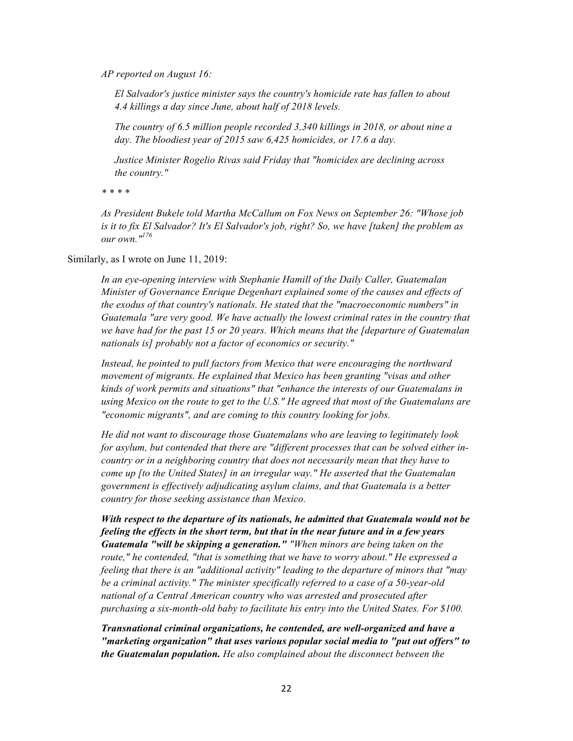*AP reported on August 16:*

> *El Salvador's justice minister says the country's homicide rate has fallen to about 4.4 killings a day since June, about half of 2018 levels.*
>
> *The country of 6.5 million people recorded 3,340 killings in 2018, or about nine a day. The bloodiest year of 2015 saw 6,425 homicides, or 17.6 a day.*
>
> *Justice Minister Rogelio Rivas said Friday that "homicides are declining across the country."*

*\* \* \* \**

*As President Bukele told Martha McCallum on Fox News on September 26: "Whose job is it to fix El Salvador? It's El Salvador's job, right? So, we have [taken] the problem as our own."*[176]

Similarly, as I wrote on June 11, 2019:

> *In an eye-opening interview with Stephanie Hamill of the Daily Caller, Guatemalan Minister of Governance Enrique Degenhart explained some of the causes and effects of the exodus of that country's nationals. He stated that the "macroeconomic numbers" in Guatemala "are very good. We have actually the lowest criminal rates in the country that we have had for the past 15 or 20 years. Which means that the [departure of Guatemalan nationals is] probably not a factor of economics or security."*
>
> *Instead, he pointed to pull factors from Mexico that were encouraging the northward movement of migrants. He explained that Mexico has been granting "visas and other kinds of work permits and situations" that "enhance the interests of our Guatemalans in using Mexico on the route to get to the U.S." He agreed that most of the Guatemalans are "economic migrants", and are coming to this country looking for jobs.*
>
> *He did not want to discourage those Guatemalans who are leaving to legitimately look for asylum, but contended that there are "different processes that can be solved either in-country or in a neighboring country that does not necessarily mean that they have to come up [to the United States] in an irregular way." He asserted that the Guatemalan government is effectively adjudicating asylum claims, and that Guatemala is a better country for those seeking assistance than Mexico.*
>
> ***With respect to the departure of its nationals, he admitted that Guatemala would not be feeling the effects in the short term, but that in the near future and in a few years Guatemala "will be skipping a generation."*** *"When minors are being taken on the route," he contended, "that is something that we have to worry about." He expressed a feeling that there is an "additional activity" leading to the departure of minors that "may be a criminal activity." The minister specifically referred to a case of a 50-year-old national of a Central American country who was arrested and prosecuted after purchasing a six-month-old baby to facilitate his entry into the United States. For $100.*
>
> ***Transnational criminal organizations, he contended, are well-organized and have a "marketing organization" that uses various popular social media to "put out offers" to the Guatemalan population.*** *He also complained about the disconnect between the*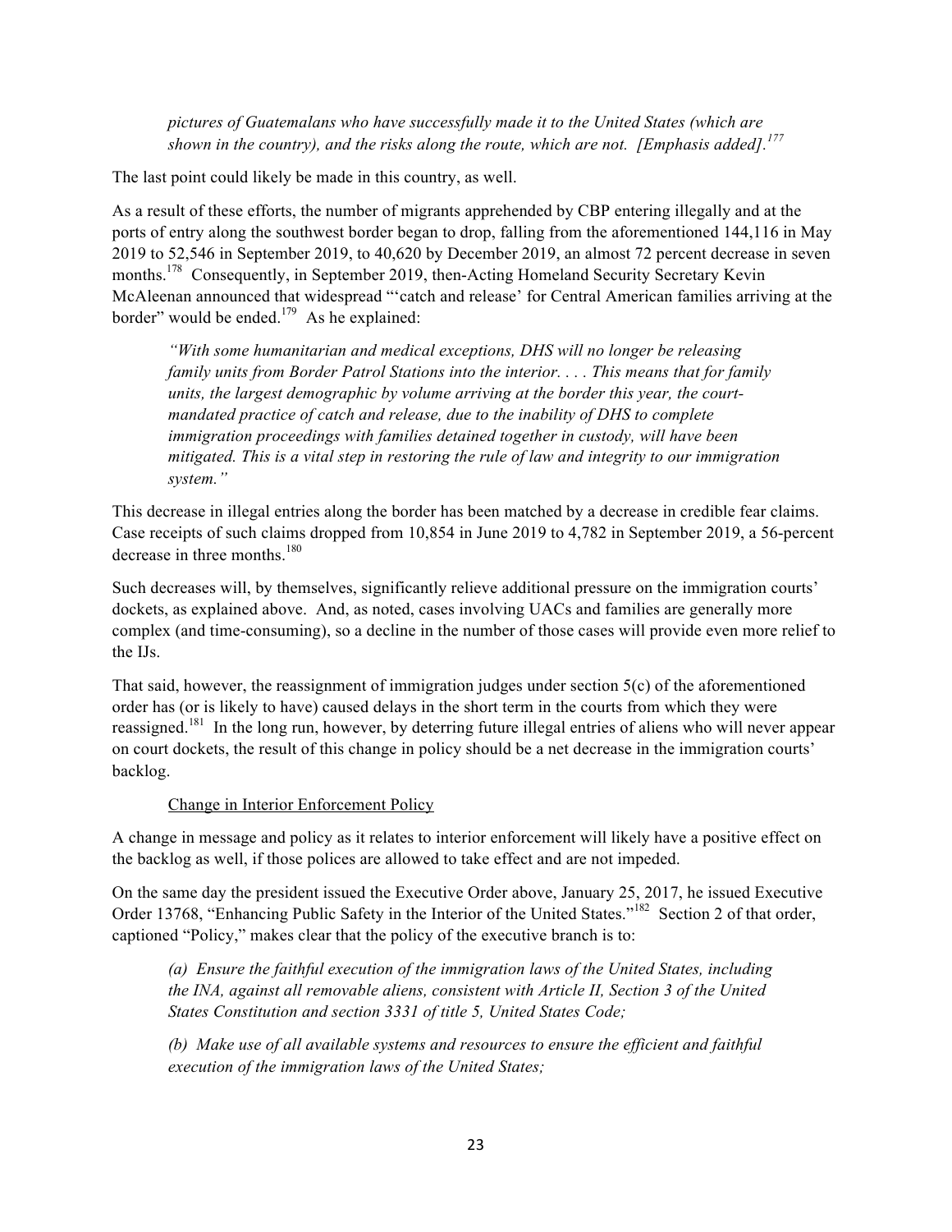*pictures of Guatemalans who have successfully made it to the United States (which are shown in the country), and the risks along the route, which are not. [Emphasis added].*[177]

The last point could likely be made in this country, as well.

As a result of these efforts, the number of migrants apprehended by CBP entering illegally and at the ports of entry along the southwest border began to drop, falling from the aforementioned 144,116 in May 2019 to 52,546 in September 2019, to 40,620 by December 2019, an almost 72 percent decrease in seven months.[178] Consequently, in September 2019, then-Acting Homeland Security Secretary Kevin McAleenan announced that widespread "'catch and release' for Central American families arriving at the border" would be ended.[179] As he explained:

> *"With some humanitarian and medical exceptions, DHS will no longer be releasing family units from Border Patrol Stations into the interior. . . . This means that for family units, the largest demographic by volume arriving at the border this year, the court-mandated practice of catch and release, due to the inability of DHS to complete immigration proceedings with families detained together in custody, will have been mitigated. This is a vital step in restoring the rule of law and integrity to our immigration system."*

This decrease in illegal entries along the border has been matched by a decrease in credible fear claims. Case receipts of such claims dropped from 10,854 in June 2019 to 4,782 in September 2019, a 56-percent decrease in three months.[180]

Such decreases will, by themselves, significantly relieve additional pressure on the immigration courts' dockets, as explained above. And, as noted, cases involving UACs and families are generally more complex (and time-consuming), so a decline in the number of those cases will provide even more relief to the IJs.

That said, however, the reassignment of immigration judges under section 5(c) of the aforementioned order has (or is likely to have) caused delays in the short term in the courts from which they were reassigned.[181] In the long run, however, by deterring future illegal entries of aliens who will never appear on court dockets, the result of this change in policy should be a net decrease in the immigration courts' backlog.

Change in Interior Enforcement Policy

A change in message and policy as it relates to interior enforcement will likely have a positive effect on the backlog as well, if those polices are allowed to take effect and are not impeded.

On the same day the president issued the Executive Order above, January 25, 2017, he issued Executive Order 13768, "Enhancing Public Safety in the Interior of the United States."[182] Section 2 of that order, captioned "Policy," makes clear that the policy of the executive branch is to:

> *(a) Ensure the faithful execution of the immigration laws of the United States, including the INA, against all removable aliens, consistent with Article II, Section 3 of the United States Constitution and section 3331 of title 5, United States Code;*
>
> *(b) Make use of all available systems and resources to ensure the efficient and faithful execution of the immigration laws of the United States;*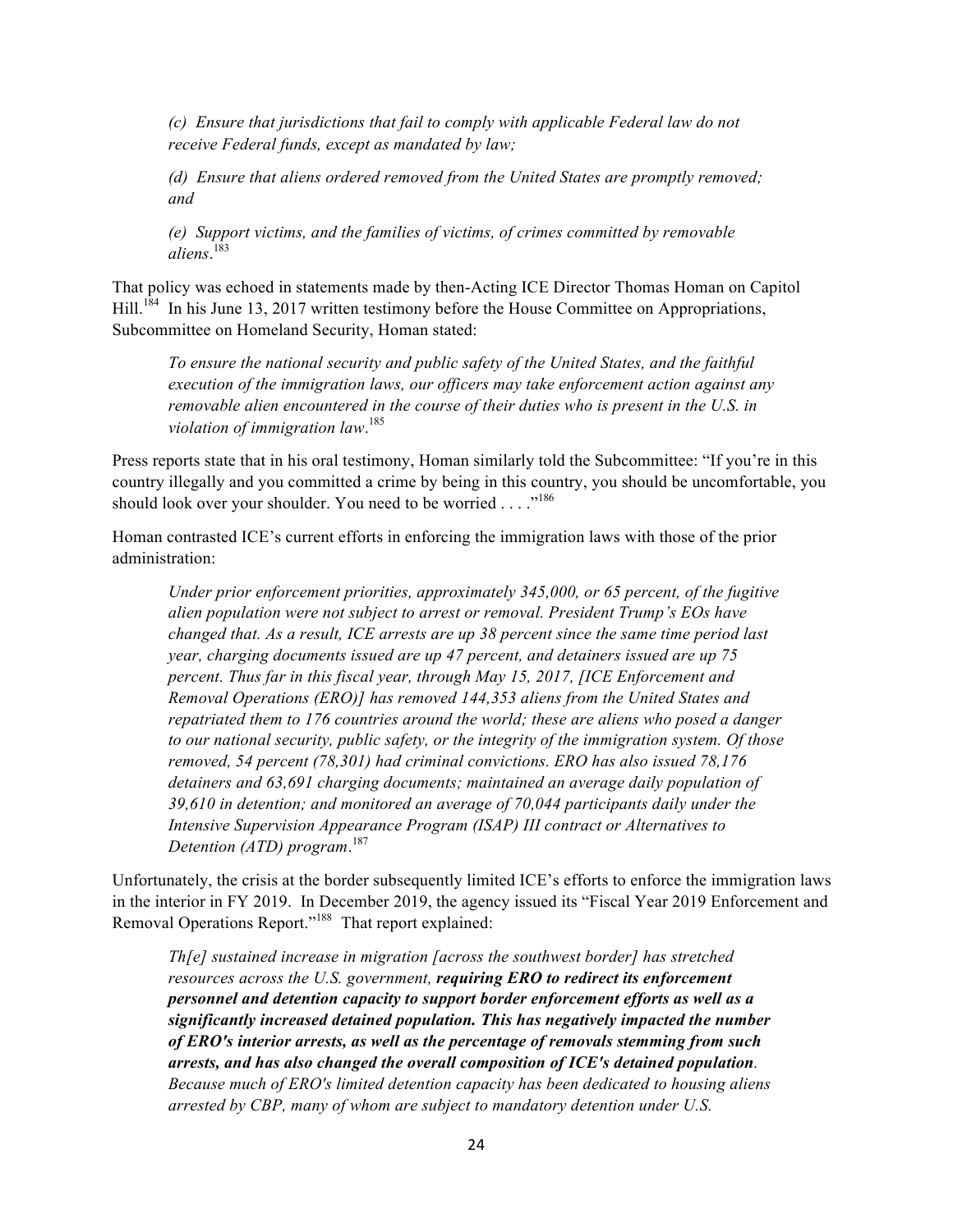> *(c) Ensure that jurisdictions that fail to comply with applicable Federal law do not receive Federal funds, except as mandated by law;*
>
> *(d) Ensure that aliens ordered removed from the United States are promptly removed; and*
>
> *(e) Support victims, and the families of victims, of crimes committed by removable aliens*.[183]

That policy was echoed in statements made by then-Acting ICE Director Thomas Homan on Capitol Hill.[184] In his June 13, 2017 written testimony before the House Committee on Appropriations, Subcommittee on Homeland Security, Homan stated:

> *To ensure the national security and public safety of the United States, and the faithful execution of the immigration laws, our officers may take enforcement action against any removable alien encountered in the course of their duties who is present in the U.S. in violation of immigration law*.[185]

Press reports state that in his oral testimony, Homan similarly told the Subcommittee: "If you're in this country illegally and you committed a crime by being in this country, you should be uncomfortable, you should look over your shoulder. You need to be worried . . . ."[186]

Homan contrasted ICE's current efforts in enforcing the immigration laws with those of the prior administration:

> *Under prior enforcement priorities, approximately 345,000, or 65 percent, of the fugitive alien population were not subject to arrest or removal. President Trump's EOs have changed that. As a result, ICE arrests are up 38 percent since the same time period last year, charging documents issued are up 47 percent, and detainers issued are up 75 percent. Thus far in this fiscal year, through May 15, 2017, [ICE Enforcement and Removal Operations (ERO)] has removed 144,353 aliens from the United States and repatriated them to 176 countries around the world; these are aliens who posed a danger to our national security, public safety, or the integrity of the immigration system. Of those removed, 54 percent (78,301) had criminal convictions. ERO has also issued 78,176 detainers and 63,691 charging documents; maintained an average daily population of 39,610 in detention; and monitored an average of 70,044 participants daily under the Intensive Supervision Appearance Program (ISAP) III contract or Alternatives to Detention (ATD) program*.[187]

Unfortunately, the crisis at the border subsequently limited ICE's efforts to enforce the immigration laws in the interior in FY 2019. In December 2019, the agency issued its "Fiscal Year 2019 Enforcement and Removal Operations Report."[188] That report explained:

> *Th[e] sustained increase in migration [across the southwest border] has stretched resources across the U.S. government,* ***requiring ERO to redirect its enforcement personnel and detention capacity to support border enforcement efforts as well as a significantly increased detained population. This has negatively impacted the number of ERO's interior arrests, as well as the percentage of removals stemming from such arrests, and has also changed the overall composition of ICE's detained population****. Because much of ERO's limited detention capacity has been dedicated to housing aliens arrested by CBP, many of whom are subject to mandatory detention under U.S.*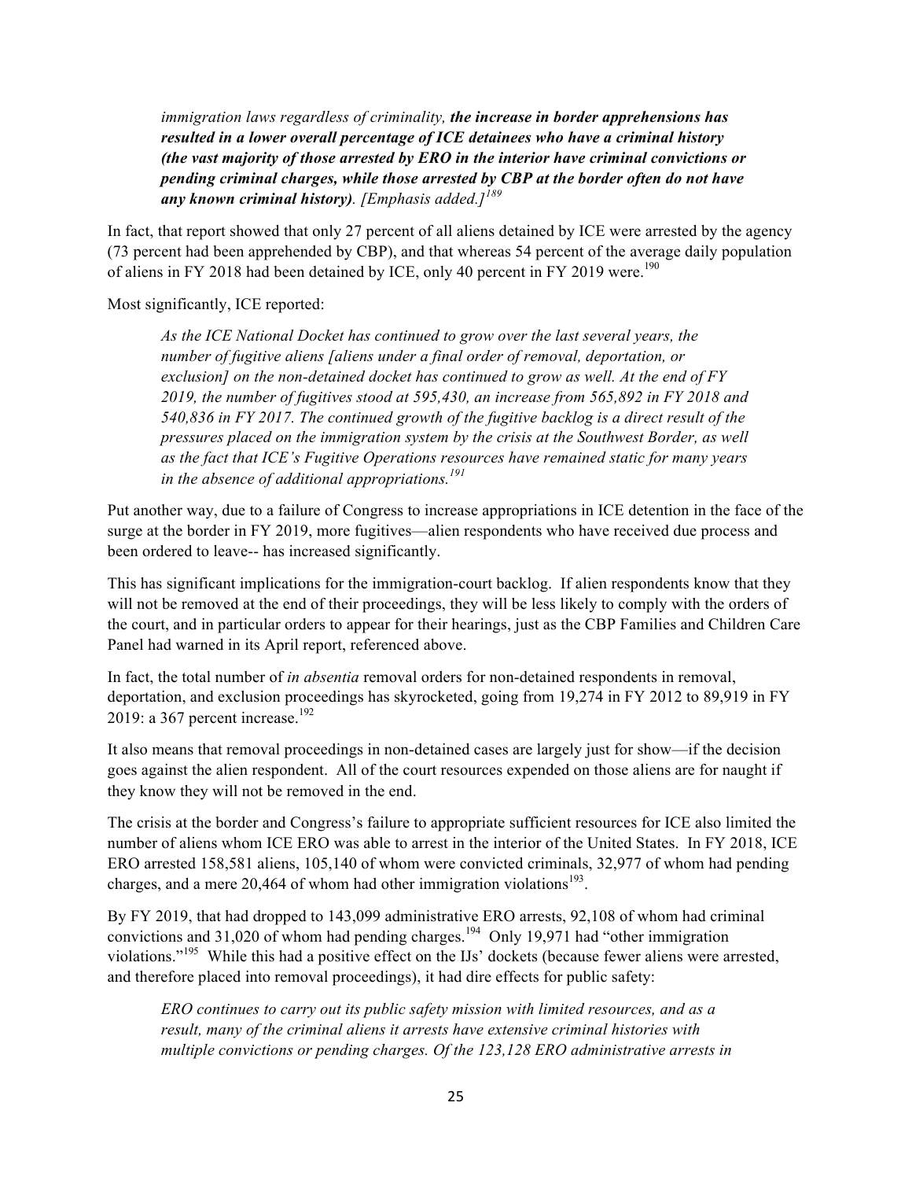> *immigration laws regardless of criminality,* ***the increase in border apprehensions has resulted in a lower overall percentage of ICE detainees who have a criminal history (the vast majority of those arrested by ERO in the interior have criminal convictions or pending criminal charges, while those arrested by CBP at the border often do not have any known criminal history)****. [Emphasis added.]*[189]

In fact, that report showed that only 27 percent of all aliens detained by ICE were arrested by the agency (73 percent had been apprehended by CBP), and that whereas 54 percent of the average daily population of aliens in FY 2018 had been detained by ICE, only 40 percent in FY 2019 were.[190]

Most significantly, ICE reported:

> *As the ICE National Docket has continued to grow over the last several years, the number of fugitive aliens [aliens under a final order of removal, deportation, or exclusion] on the non-detained docket has continued to grow as well. At the end of FY 2019, the number of fugitives stood at 595,430, an increase from 565,892 in FY 2018 and 540,836 in FY 2017. The continued growth of the fugitive backlog is a direct result of the pressures placed on the immigration system by the crisis at the Southwest Border, as well as the fact that ICE's Fugitive Operations resources have remained static for many years in the absence of additional appropriations.*[191]

Put another way, due to a failure of Congress to increase appropriations in ICE detention in the face of the surge at the border in FY 2019, more fugitives—alien respondents who have received due process and been ordered to leave-- has increased significantly.

This has significant implications for the immigration-court backlog. If alien respondents know that they will not be removed at the end of their proceedings, they will be less likely to comply with the orders of the court, and in particular orders to appear for their hearings, just as the CBP Families and Children Care Panel had warned in its April report, referenced above.

In fact, the total number of *in absentia* removal orders for non-detained respondents in removal, deportation, and exclusion proceedings has skyrocketed, going from 19,274 in FY 2012 to 89,919 in FY 2019: a 367 percent increase.[192]

It also means that removal proceedings in non-detained cases are largely just for show—if the decision goes against the alien respondent. All of the court resources expended on those aliens are for naught if they know they will not be removed in the end.

The crisis at the border and Congress's failure to appropriate sufficient resources for ICE also limited the number of aliens whom ICE ERO was able to arrest in the interior of the United States. In FY 2018, ICE ERO arrested 158,581 aliens, 105,140 of whom were convicted criminals, 32,977 of whom had pending charges, and a mere 20,464 of whom had other immigration violations[193].

By FY 2019, that had dropped to 143,099 administrative ERO arrests, 92,108 of whom had criminal convictions and 31,020 of whom had pending charges.[194] Only 19,971 had "other immigration violations."[195] While this had a positive effect on the IJs' dockets (because fewer aliens were arrested, and therefore placed into removal proceedings), it had dire effects for public safety:

> *ERO continues to carry out its public safety mission with limited resources, and as a result, many of the criminal aliens it arrests have extensive criminal histories with multiple convictions or pending charges. Of the 123,128 ERO administrative arrests in*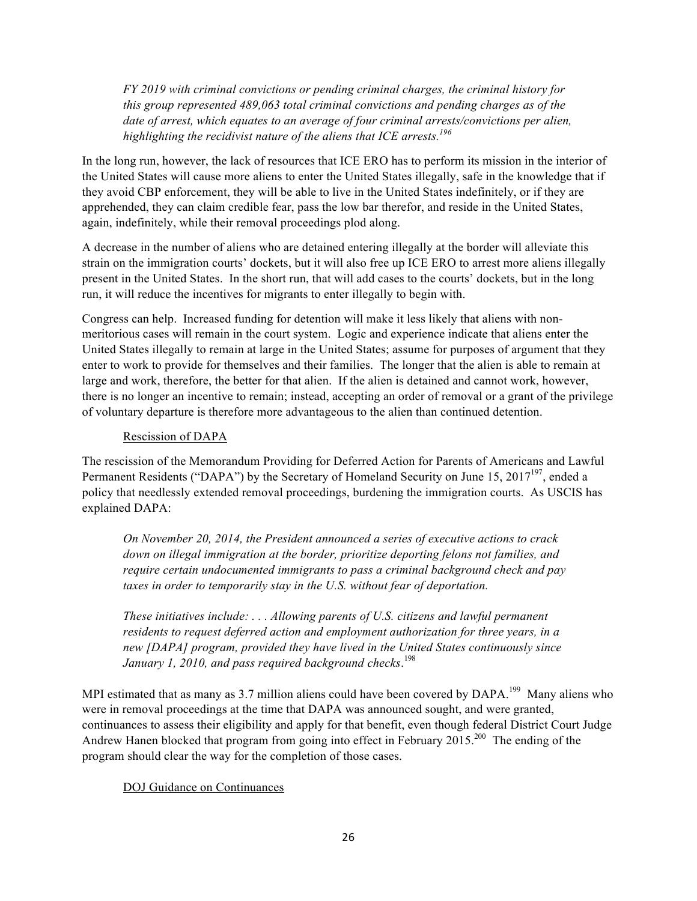*FY 2019 with criminal convictions or pending criminal charges, the criminal history for this group represented 489,063 total criminal convictions and pending charges as of the date of arrest, which equates to an average of four criminal arrests/convictions per alien, highlighting the recidivist nature of the aliens that ICE arrests.*[196]

In the long run, however, the lack of resources that ICE ERO has to perform its mission in the interior of the United States will cause more aliens to enter the United States illegally, safe in the knowledge that if they avoid CBP enforcement, they will be able to live in the United States indefinitely, or if they are apprehended, they can claim credible fear, pass the low bar therefor, and reside in the United States, again, indefinitely, while their removal proceedings plod along.

A decrease in the number of aliens who are detained entering illegally at the border will alleviate this strain on the immigration courts' dockets, but it will also free up ICE ERO to arrest more aliens illegally present in the United States. In the short run, that will add cases to the courts' dockets, but in the long run, it will reduce the incentives for migrants to enter illegally to begin with.

Congress can help. Increased funding for detention will make it less likely that aliens with non-meritorious cases will remain in the court system. Logic and experience indicate that aliens enter the United States illegally to remain at large in the United States; assume for purposes of argument that they enter to work to provide for themselves and their families. The longer that the alien is able to remain at large and work, therefore, the better for that alien. If the alien is detained and cannot work, however, there is no longer an incentive to remain; instead, accepting an order of removal or a grant of the privilege of voluntary departure is therefore more advantageous to the alien than continued detention.

Rescission of DAPA

The rescission of the Memorandum Providing for Deferred Action for Parents of Americans and Lawful Permanent Residents ("DAPA") by the Secretary of Homeland Security on June 15, 2017[197], ended a policy that needlessly extended removal proceedings, burdening the immigration courts. As USCIS has explained DAPA:

*On November 20, 2014, the President announced a series of executive actions to crack down on illegal immigration at the border, prioritize deporting felons not families, and require certain undocumented immigrants to pass a criminal background check and pay taxes in order to temporarily stay in the U.S. without fear of deportation.*

*These initiatives include: . . . Allowing parents of U.S. citizens and lawful permanent residents to request deferred action and employment authorization for three years, in a new [DAPA] program, provided they have lived in the United States continuously since January 1, 2010, and pass required background checks*.[198]

MPI estimated that as many as 3.7 million aliens could have been covered by DAPA.[199] Many aliens who were in removal proceedings at the time that DAPA was announced sought, and were granted, continuances to assess their eligibility and apply for that benefit, even though federal District Court Judge Andrew Hanen blocked that program from going into effect in February 2015.[200] The ending of the program should clear the way for the completion of those cases.

DOJ Guidance on Continuances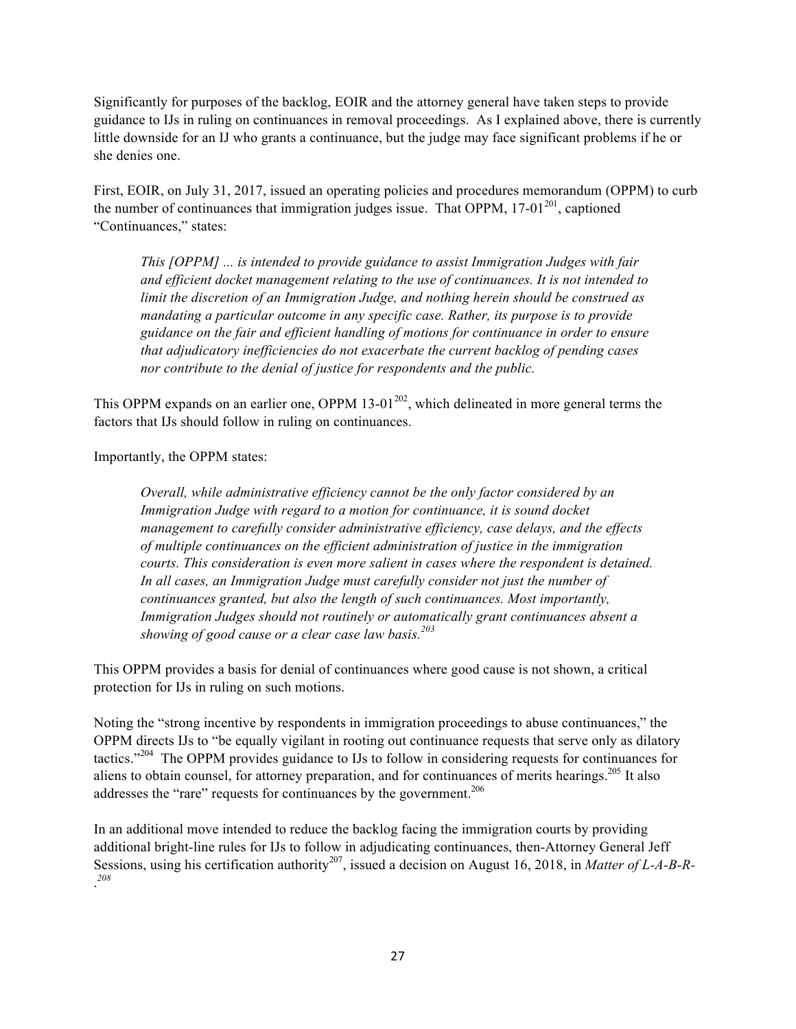Significantly for purposes of the backlog, EOIR and the attorney general have taken steps to provide guidance to IJs in ruling on continuances in removal proceedings. As I explained above, there is currently little downside for an IJ who grants a continuance, but the judge may face significant problems if he or she denies one.

First, EOIR, on July 31, 2017, issued an operating policies and procedures memorandum (OPPM) to curb the number of continuances that immigration judges issue. That OPPM, 17-01[201], captioned "Continuances," states:

> *This [OPPM] ... is intended to provide guidance to assist Immigration Judges with fair and efficient docket management relating to the use of continuances. It is not intended to limit the discretion of an Immigration Judge, and nothing herein should be construed as mandating a particular outcome in any specific case. Rather, its purpose is to provide guidance on the fair and efficient handling of motions for continuance in order to ensure that adjudicatory inefficiencies do not exacerbate the current backlog of pending cases nor contribute to the denial of justice for respondents and the public.*

This OPPM expands on an earlier one, OPPM 13-01[202], which delineated in more general terms the factors that IJs should follow in ruling on continuances.

Importantly, the OPPM states:

> *Overall, while administrative efficiency cannot be the only factor considered by an Immigration Judge with regard to a motion for continuance, it is sound docket management to carefully consider administrative efficiency, case delays, and the effects of multiple continuances on the efficient administration of justice in the immigration courts. This consideration is even more salient in cases where the respondent is detained. In all cases, an Immigration Judge must carefully consider not just the number of continuances granted, but also the length of such continuances. Most importantly, Immigration Judges should not routinely or automatically grant continuances absent a showing of good cause or a clear case law basis.*[203]

This OPPM provides a basis for denial of continuances where good cause is not shown, a critical protection for IJs in ruling on such motions.

Noting the "strong incentive by respondents in immigration proceedings to abuse continuances," the OPPM directs IJs to "be equally vigilant in rooting out continuance requests that serve only as dilatory tactics."[204] The OPPM provides guidance to IJs to follow in considering requests for continuances for aliens to obtain counsel, for attorney preparation, and for continuances of merits hearings.[205] It also addresses the "rare" requests for continuances by the government.[206]

In an additional move intended to reduce the backlog facing the immigration courts by providing additional bright-line rules for IJs to follow in adjudicating continuances, then-Attorney General Jeff Sessions, using his certification authority[207], issued a decision on August 16, 2018, in *Matter of L-A-B-R-*.[208]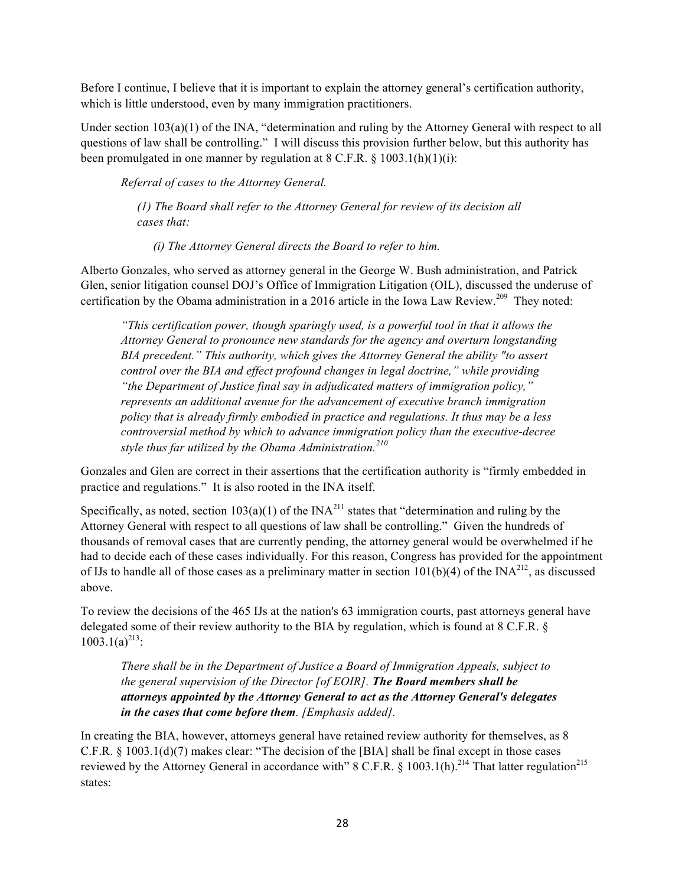Before I continue, I believe that it is important to explain the attorney general's certification authority, which is little understood, even by many immigration practitioners.

Under section 103(a)(1) of the INA, "determination and ruling by the Attorney General with respect to all questions of law shall be controlling." I will discuss this provision further below, but this authority has been promulgated in one manner by regulation at 8 C.F.R. § 1003.1(h)(1)(i):

> *Referral of cases to the Attorney General.*
>
> *(1) The Board shall refer to the Attorney General for review of its decision all cases that:*
>
> *(i) The Attorney General directs the Board to refer to him.*

Alberto Gonzales, who served as attorney general in the George W. Bush administration, and Patrick Glen, senior litigation counsel DOJ's Office of Immigration Litigation (OIL), discussed the underuse of certification by the Obama administration in a 2016 article in the Iowa Law Review.[209] They noted:

> *"This certification power, though sparingly used, is a powerful tool in that it allows the Attorney General to pronounce new standards for the agency and overturn longstanding BIA precedent." This authority, which gives the Attorney General the ability "to assert control over the BIA and effect profound changes in legal doctrine," while providing "the Department of Justice final say in adjudicated matters of immigration policy," represents an additional avenue for the advancement of executive branch immigration policy that is already firmly embodied in practice and regulations. It thus may be a less controversial method by which to advance immigration policy than the executive-decree style thus far utilized by the Obama Administration.*[210]

Gonzales and Glen are correct in their assertions that the certification authority is "firmly embedded in practice and regulations." It is also rooted in the INA itself.

Specifically, as noted, section 103(a)(1) of the INA[211] states that "determination and ruling by the Attorney General with respect to all questions of law shall be controlling." Given the hundreds of thousands of removal cases that are currently pending, the attorney general would be overwhelmed if he had to decide each of these cases individually. For this reason, Congress has provided for the appointment of IJs to handle all of those cases as a preliminary matter in section 101(b)(4) of the INA[212], as discussed above.

To review the decisions of the 465 IJs at the nation's 63 immigration courts, past attorneys general have delegated some of their review authority to the BIA by regulation, which is found at 8 C.F.R. § 1003.1(a)[213]:

> *There shall be in the Department of Justice a Board of Immigration Appeals, subject to the general supervision of the Director [of EOIR]. **The Board members shall be attorneys appointed by the Attorney General to act as the Attorney General's delegates in the cases that come before them**. [Emphasis added].*

In creating the BIA, however, attorneys general have retained review authority for themselves, as 8 C.F.R. § 1003.1(d)(7) makes clear: "The decision of the [BIA] shall be final except in those cases reviewed by the Attorney General in accordance with" 8 C.F.R. § 1003.1(h).[214] That latter regulation[215] states: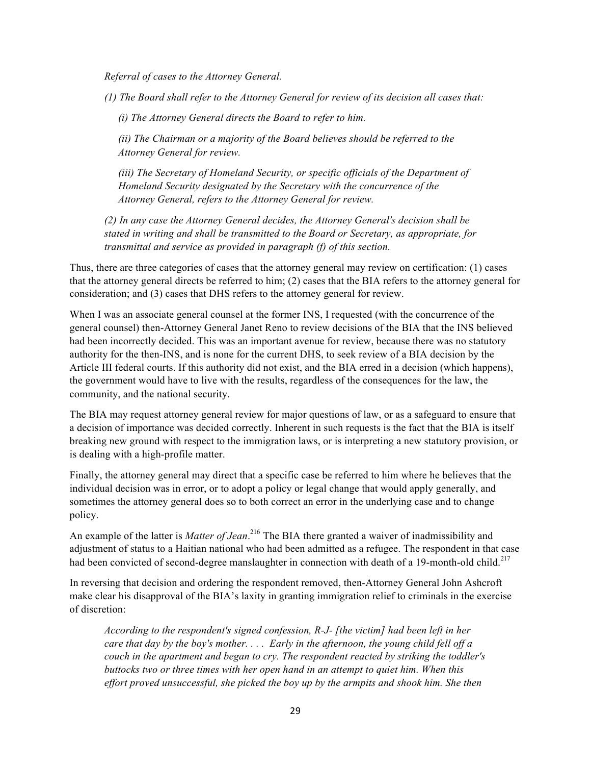*Referral of cases to the Attorney General.*

*(1) The Board shall refer to the Attorney General for review of its decision all cases that:*

*(i) The Attorney General directs the Board to refer to him.*

*(ii) The Chairman or a majority of the Board believes should be referred to the Attorney General for review.*

*(iii) The Secretary of Homeland Security, or specific officials of the Department of Homeland Security designated by the Secretary with the concurrence of the Attorney General, refers to the Attorney General for review.*

*(2) In any case the Attorney General decides, the Attorney General's decision shall be stated in writing and shall be transmitted to the Board or Secretary, as appropriate, for transmittal and service as provided in paragraph (f) of this section.*

Thus, there are three categories of cases that the attorney general may review on certification: (1) cases that the attorney general directs be referred to him; (2) cases that the BIA refers to the attorney general for consideration; and (3) cases that DHS refers to the attorney general for review.

When I was an associate general counsel at the former INS, I requested (with the concurrence of the general counsel) then-Attorney General Janet Reno to review decisions of the BIA that the INS believed had been incorrectly decided. This was an important avenue for review, because there was no statutory authority for the then-INS, and is none for the current DHS, to seek review of a BIA decision by the Article III federal courts. If this authority did not exist, and the BIA erred in a decision (which happens), the government would have to live with the results, regardless of the consequences for the law, the community, and the national security.

The BIA may request attorney general review for major questions of law, or as a safeguard to ensure that a decision of importance was decided correctly. Inherent in such requests is the fact that the BIA is itself breaking new ground with respect to the immigration laws, or is interpreting a new statutory provision, or is dealing with a high-profile matter.

Finally, the attorney general may direct that a specific case be referred to him where he believes that the individual decision was in error, or to adopt a policy or legal change that would apply generally, and sometimes the attorney general does so to both correct an error in the underlying case and to change policy.

An example of the latter is *Matter of Jean*.[216] The BIA there granted a waiver of inadmissibility and adjustment of status to a Haitian national who had been admitted as a refugee. The respondent in that case had been convicted of second-degree manslaughter in connection with death of a 19-month-old child.[217]

In reversing that decision and ordering the respondent removed, then-Attorney General John Ashcroft make clear his disapproval of the BIA's laxity in granting immigration relief to criminals in the exercise of discretion:

*According to the respondent's signed confession, R-J- [the victim] had been left in her care that day by the boy's mother. . . . Early in the afternoon, the young child fell off a couch in the apartment and began to cry. The respondent reacted by striking the toddler's buttocks two or three times with her open hand in an attempt to quiet him. When this effort proved unsuccessful, she picked the boy up by the armpits and shook him. She then*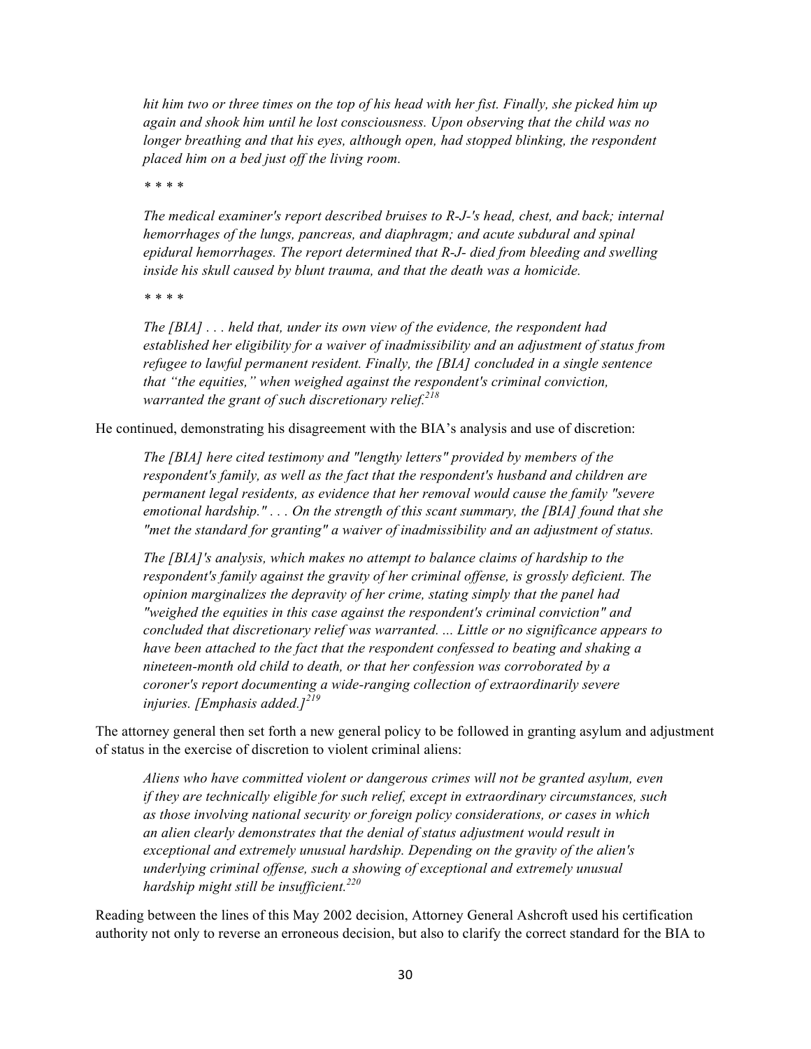> *hit him two or three times on the top of his head with her fist. Finally, she picked him up again and shook him until he lost consciousness. Upon observing that the child was no longer breathing and that his eyes, although open, had stopped blinking, the respondent placed him on a bed just off the living room.*
>
> *\* \* \* \**
>
> *The medical examiner's report described bruises to R-J-'s head, chest, and back; internal hemorrhages of the lungs, pancreas, and diaphragm; and acute subdural and spinal epidural hemorrhages. The report determined that R-J- died from bleeding and swelling inside his skull caused by blunt trauma, and that the death was a homicide.*
>
> *\* \* \* \**
>
> *The [BIA] . . . held that, under its own view of the evidence, the respondent had established her eligibility for a waiver of inadmissibility and an adjustment of status from refugee to lawful permanent resident. Finally, the [BIA] concluded in a single sentence that "the equities," when weighed against the respondent's criminal conviction, warranted the grant of such discretionary relief.*[218]

He continued, demonstrating his disagreement with the BIA's analysis and use of discretion:

> *The [BIA] here cited testimony and "lengthy letters" provided by members of the respondent's family, as well as the fact that the respondent's husband and children are permanent legal residents, as evidence that her removal would cause the family "severe emotional hardship." . . . On the strength of this scant summary, the [BIA] found that she "met the standard for granting" a waiver of inadmissibility and an adjustment of status.*
>
> *The [BIA]'s analysis, which makes no attempt to balance claims of hardship to the respondent's family against the gravity of her criminal offense, is grossly deficient. The opinion marginalizes the depravity of her crime, stating simply that the panel had "weighed the equities in this case against the respondent's criminal conviction" and concluded that discretionary relief was warranted. ... Little or no significance appears to have been attached to the fact that the respondent confessed to beating and shaking a nineteen-month old child to death, or that her confession was corroborated by a coroner's report documenting a wide-ranging collection of extraordinarily severe injuries. [Emphasis added.]*[219]

The attorney general then set forth a new general policy to be followed in granting asylum and adjustment of status in the exercise of discretion to violent criminal aliens:

> *Aliens who have committed violent or dangerous crimes will not be granted asylum, even if they are technically eligible for such relief, except in extraordinary circumstances, such as those involving national security or foreign policy considerations, or cases in which an alien clearly demonstrates that the denial of status adjustment would result in exceptional and extremely unusual hardship. Depending on the gravity of the alien's underlying criminal offense, such a showing of exceptional and extremely unusual hardship might still be insufficient.*[220]

Reading between the lines of this May 2002 decision, Attorney General Ashcroft used his certification authority not only to reverse an erroneous decision, but also to clarify the correct standard for the BIA to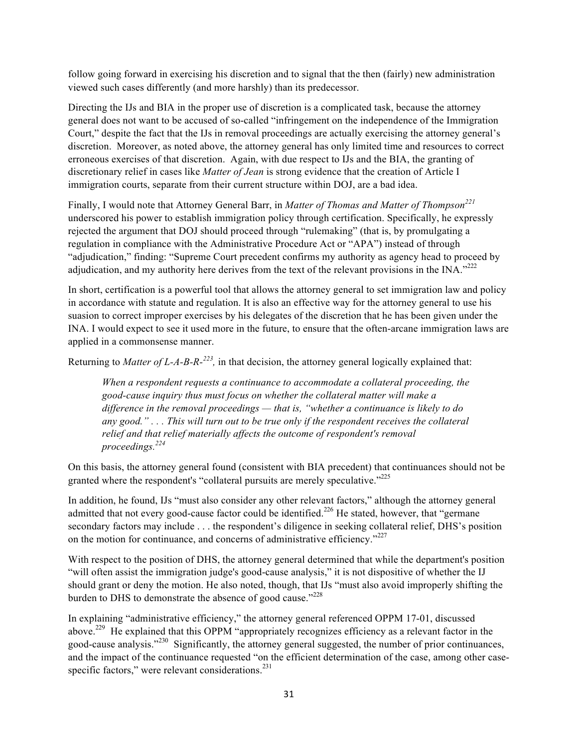follow going forward in exercising his discretion and to signal that the then (fairly) new administration viewed such cases differently (and more harshly) than its predecessor.

Directing the IJs and BIA in the proper use of discretion is a complicated task, because the attorney general does not want to be accused of so-called "infringement on the independence of the Immigration Court," despite the fact that the IJs in removal proceedings are actually exercising the attorney general's discretion. Moreover, as noted above, the attorney general has only limited time and resources to correct erroneous exercises of that discretion. Again, with due respect to IJs and the BIA, the granting of discretionary relief in cases like *Matter of Jean* is strong evidence that the creation of Article I immigration courts, separate from their current structure within DOJ, are a bad idea.

Finally, I would note that Attorney General Barr, in *Matter of Thomas and Matter of Thompson*[221] underscored his power to establish immigration policy through certification. Specifically, he expressly rejected the argument that DOJ should proceed through "rulemaking" (that is, by promulgating a regulation in compliance with the Administrative Procedure Act or "APA") instead of through "adjudication," finding: "Supreme Court precedent confirms my authority as agency head to proceed by adjudication, and my authority here derives from the text of the relevant provisions in the INA."[222]

In short, certification is a powerful tool that allows the attorney general to set immigration law and policy in accordance with statute and regulation. It is also an effective way for the attorney general to use his suasion to correct improper exercises by his delegates of the discretion that he has been given under the INA. I would expect to see it used more in the future, to ensure that the often-arcane immigration laws are applied in a commonsense manner.

Returning to *Matter of L-A-B-R-*[223], in that decision, the attorney general logically explained that:

> *When a respondent requests a continuance to accommodate a collateral proceeding, the good-cause inquiry thus must focus on whether the collateral matter will make a difference in the removal proceedings — that is, "whether a continuance is likely to do any good." . . . This will turn out to be true only if the respondent receives the collateral relief and that relief materially affects the outcome of respondent's removal proceedings.*[224]

On this basis, the attorney general found (consistent with BIA precedent) that continuances should not be granted where the respondent's "collateral pursuits are merely speculative."[225]

In addition, he found, IJs "must also consider any other relevant factors," although the attorney general admitted that not every good-cause factor could be identified.[226] He stated, however, that "germane secondary factors may include . . . the respondent's diligence in seeking collateral relief, DHS's position on the motion for continuance, and concerns of administrative efficiency."[227]

With respect to the position of DHS, the attorney general determined that while the department's position "will often assist the immigration judge's good-cause analysis," it is not dispositive of whether the IJ should grant or deny the motion. He also noted, though, that IJs "must also avoid improperly shifting the burden to DHS to demonstrate the absence of good cause."[228]

In explaining "administrative efficiency," the attorney general referenced OPPM 17-01, discussed above.[229] He explained that this OPPM "appropriately recognizes efficiency as a relevant factor in the good-cause analysis."[230] Significantly, the attorney general suggested, the number of prior continuances, and the impact of the continuance requested "on the efficient determination of the case, among other case-specific factors," were relevant considerations.[231]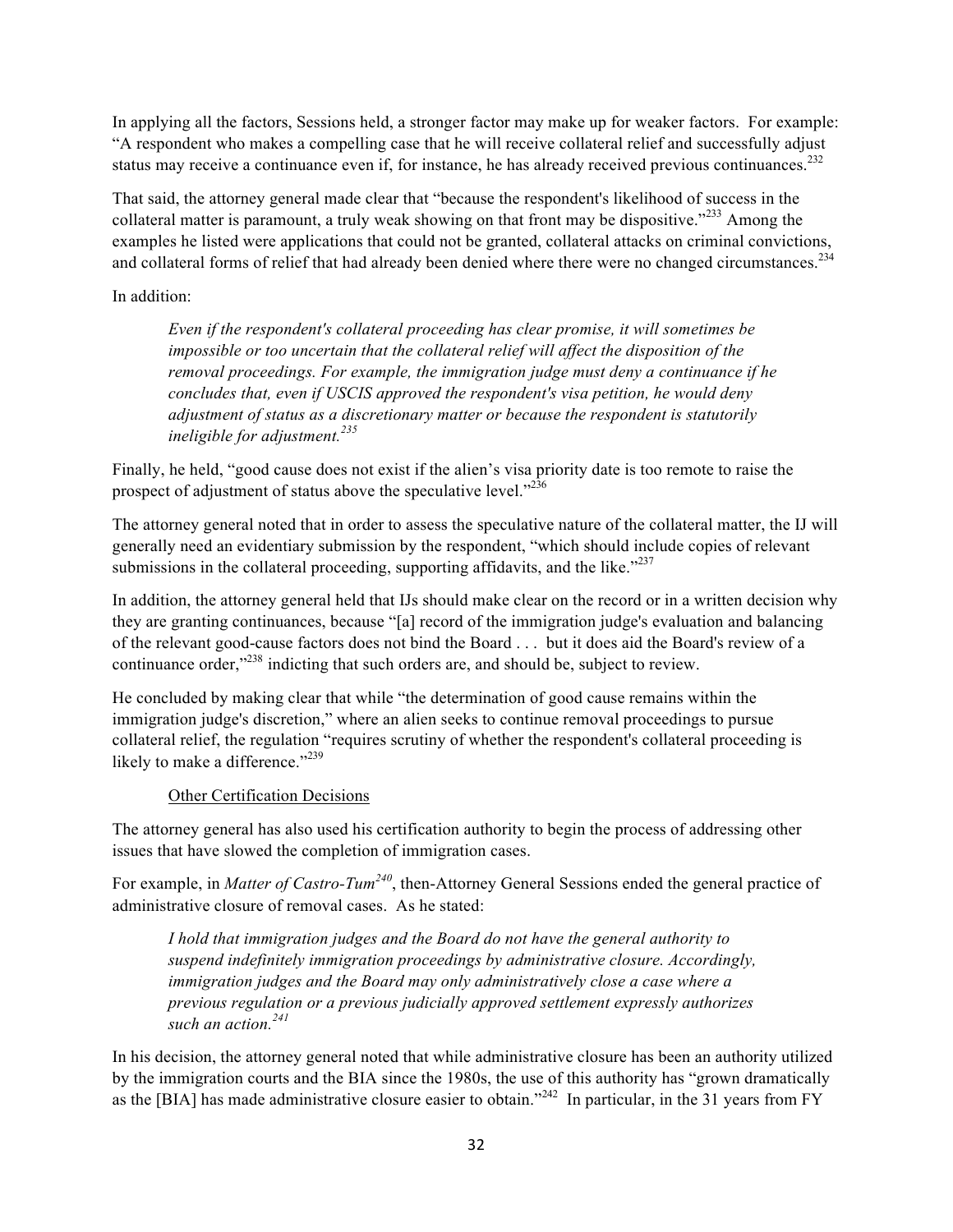In applying all the factors, Sessions held, a stronger factor may make up for weaker factors. For example: "A respondent who makes a compelling case that he will receive collateral relief and successfully adjust status may receive a continuance even if, for instance, he has already received previous continuances.[232]

That said, the attorney general made clear that "because the respondent's likelihood of success in the collateral matter is paramount, a truly weak showing on that front may be dispositive."[233] Among the examples he listed were applications that could not be granted, collateral attacks on criminal convictions, and collateral forms of relief that had already been denied where there were no changed circumstances.[234]

In addition:

> *Even if the respondent's collateral proceeding has clear promise, it will sometimes be impossible or too uncertain that the collateral relief will affect the disposition of the removal proceedings. For example, the immigration judge must deny a continuance if he concludes that, even if USCIS approved the respondent's visa petition, he would deny adjustment of status as a discretionary matter or because the respondent is statutorily ineligible for adjustment.[235]*

Finally, he held, "good cause does not exist if the alien's visa priority date is too remote to raise the prospect of adjustment of status above the speculative level."[236]

The attorney general noted that in order to assess the speculative nature of the collateral matter, the IJ will generally need an evidentiary submission by the respondent, "which should include copies of relevant submissions in the collateral proceeding, supporting affidavits, and the like."[237]

In addition, the attorney general held that IJs should make clear on the record or in a written decision why they are granting continuances, because "[a] record of the immigration judge's evaluation and balancing of the relevant good-cause factors does not bind the Board . . . but it does aid the Board's review of a continuance order,"[238] indicting that such orders are, and should be, subject to review.

He concluded by making clear that while "the determination of good cause remains within the immigration judge's discretion," where an alien seeks to continue removal proceedings to pursue collateral relief, the regulation "requires scrutiny of whether the respondent's collateral proceeding is likely to make a difference."[239]

<u>Other Certification Decisions</u>

The attorney general has also used his certification authority to begin the process of addressing other issues that have slowed the completion of immigration cases.

For example, in *Matter of Castro-Tum*[240], then-Attorney General Sessions ended the general practice of administrative closure of removal cases. As he stated:

> *I hold that immigration judges and the Board do not have the general authority to suspend indefinitely immigration proceedings by administrative closure. Accordingly, immigration judges and the Board may only administratively close a case where a previous regulation or a previous judicially approved settlement expressly authorizes such an action.[241]*

In his decision, the attorney general noted that while administrative closure has been an authority utilized by the immigration courts and the BIA since the 1980s, the use of this authority has "grown dramatically as the [BIA] has made administrative closure easier to obtain."[242] In particular, in the 31 years from FY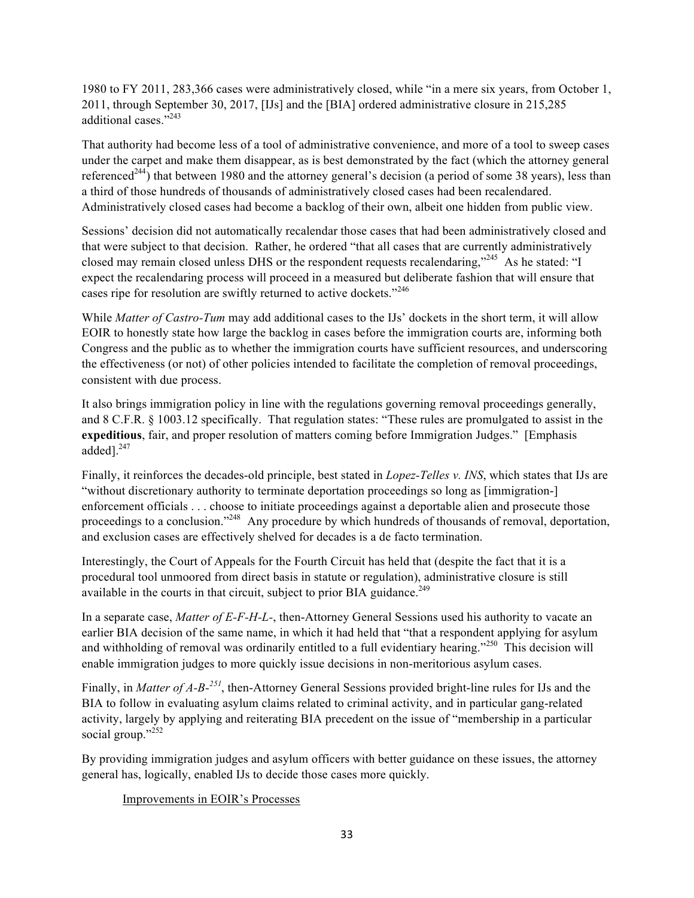1980 to FY 2011, 283,366 cases were administratively closed, while "in a mere six years, from October 1, 2011, through September 30, 2017, [IJs] and the [BIA] ordered administrative closure in 215,285 additional cases."[243]

That authority had become less of a tool of administrative convenience, and more of a tool to sweep cases under the carpet and make them disappear, as is best demonstrated by the fact (which the attorney general referenced[244]) that between 1980 and the attorney general's decision (a period of some 38 years), less than a third of those hundreds of thousands of administratively closed cases had been recalendared. Administratively closed cases had become a backlog of their own, albeit one hidden from public view.

Sessions' decision did not automatically recalendar those cases that had been administratively closed and that were subject to that decision. Rather, he ordered "that all cases that are currently administratively closed may remain closed unless DHS or the respondent requests recalendaring,"[245] As he stated: "I expect the recalendaring process will proceed in a measured but deliberate fashion that will ensure that cases ripe for resolution are swiftly returned to active dockets."[246]

While *Matter of Castro-Tum* may add additional cases to the IJs' dockets in the short term, it will allow EOIR to honestly state how large the backlog in cases before the immigration courts are, informing both Congress and the public as to whether the immigration courts have sufficient resources, and underscoring the effectiveness (or not) of other policies intended to facilitate the completion of removal proceedings, consistent with due process.

It also brings immigration policy in line with the regulations governing removal proceedings generally, and 8 C.F.R. § 1003.12 specifically. That regulation states: "These rules are promulgated to assist in the **expeditious**, fair, and proper resolution of matters coming before Immigration Judges." [Emphasis added].[247]

Finally, it reinforces the decades-old principle, best stated in *Lopez-Telles v. INS*, which states that IJs are "without discretionary authority to terminate deportation proceedings so long as [immigration-] enforcement officials . . . choose to initiate proceedings against a deportable alien and prosecute those proceedings to a conclusion."[248] Any procedure by which hundreds of thousands of removal, deportation, and exclusion cases are effectively shelved for decades is a de facto termination.

Interestingly, the Court of Appeals for the Fourth Circuit has held that (despite the fact that it is a procedural tool unmoored from direct basis in statute or regulation), administrative closure is still available in the courts in that circuit, subject to prior BIA guidance.[249]

In a separate case, *Matter of E-F-H-L-*, then-Attorney General Sessions used his authority to vacate an earlier BIA decision of the same name, in which it had held that "that a respondent applying for asylum and withholding of removal was ordinarily entitled to a full evidentiary hearing."[250] This decision will enable immigration judges to more quickly issue decisions in non-meritorious asylum cases.

Finally, in *Matter of A-B-*[251], then-Attorney General Sessions provided bright-line rules for IJs and the BIA to follow in evaluating asylum claims related to criminal activity, and in particular gang-related activity, largely by applying and reiterating BIA precedent on the issue of "membership in a particular social group."[252]

By providing immigration judges and asylum officers with better guidance on these issues, the attorney general has, logically, enabled IJs to decide those cases more quickly.

Improvements in EOIR's Processes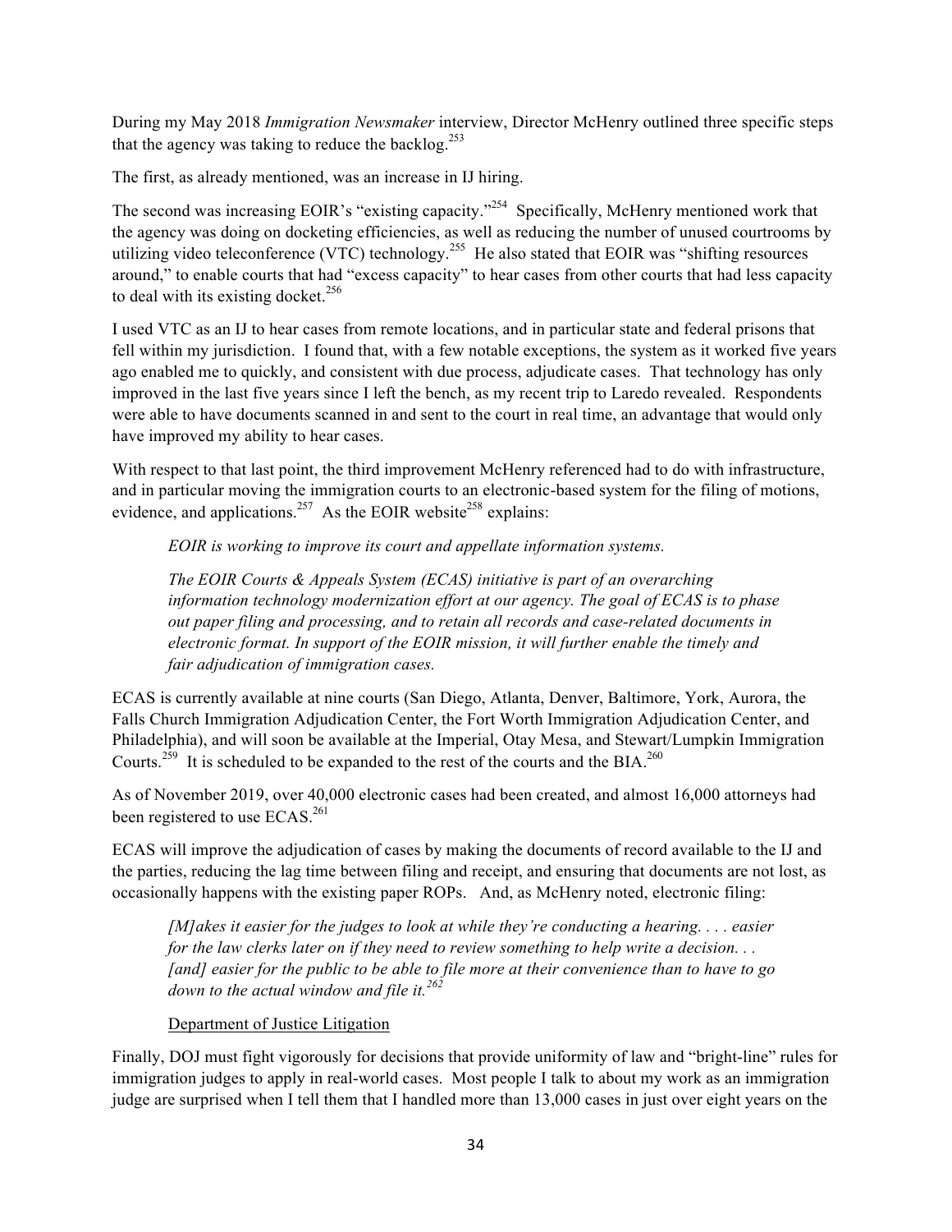During my May 2018 *Immigration Newsmaker* interview, Director McHenry outlined three specific steps that the agency was taking to reduce the backlog.[253]

The first, as already mentioned, was an increase in IJ hiring.

The second was increasing EOIR's "existing capacity."[254] Specifically, McHenry mentioned work that the agency was doing on docketing efficiencies, as well as reducing the number of unused courtrooms by utilizing video teleconference (VTC) technology.[255] He also stated that EOIR was "shifting resources around," to enable courts that had "excess capacity" to hear cases from other courts that had less capacity to deal with its existing docket.[256]

I used VTC as an IJ to hear cases from remote locations, and in particular state and federal prisons that fell within my jurisdiction. I found that, with a few notable exceptions, the system as it worked five years ago enabled me to quickly, and consistent with due process, adjudicate cases. That technology has only improved in the last five years since I left the bench, as my recent trip to Laredo revealed. Respondents were able to have documents scanned in and sent to the court in real time, an advantage that would only have improved my ability to hear cases.

With respect to that last point, the third improvement McHenry referenced had to do with infrastructure, and in particular moving the immigration courts to an electronic-based system for the filing of motions, evidence, and applications.[257] As the EOIR website[258] explains:

> *EOIR is working to improve its court and appellate information systems.*
>
> *The EOIR Courts & Appeals System (ECAS) initiative is part of an overarching information technology modernization effort at our agency. The goal of ECAS is to phase out paper filing and processing, and to retain all records and case-related documents in electronic format. In support of the EOIR mission, it will further enable the timely and fair adjudication of immigration cases.*

ECAS is currently available at nine courts (San Diego, Atlanta, Denver, Baltimore, York, Aurora, the Falls Church Immigration Adjudication Center, the Fort Worth Immigration Adjudication Center, and Philadelphia), and will soon be available at the Imperial, Otay Mesa, and Stewart/Lumpkin Immigration Courts.[259] It is scheduled to be expanded to the rest of the courts and the BIA.[260]

As of November 2019, over 40,000 electronic cases had been created, and almost 16,000 attorneys had been registered to use ECAS.[261]

ECAS will improve the adjudication of cases by making the documents of record available to the IJ and the parties, reducing the lag time between filing and receipt, and ensuring that documents are not lost, as occasionally happens with the existing paper ROPs. And, as McHenry noted, electronic filing:

> *[M]akes it easier for the judges to look at while they're conducting a hearing. . . . easier for the law clerks later on if they need to review something to help write a decision. . . [and] easier for the public to be able to file more at their convenience than to have to go down to the actual window and file it.*[262]

<u>Department of Justice Litigation</u>

Finally, DOJ must fight vigorously for decisions that provide uniformity of law and "bright-line" rules for immigration judges to apply in real-world cases. Most people I talk to about my work as an immigration judge are surprised when I tell them that I handled more than 13,000 cases in just over eight years on the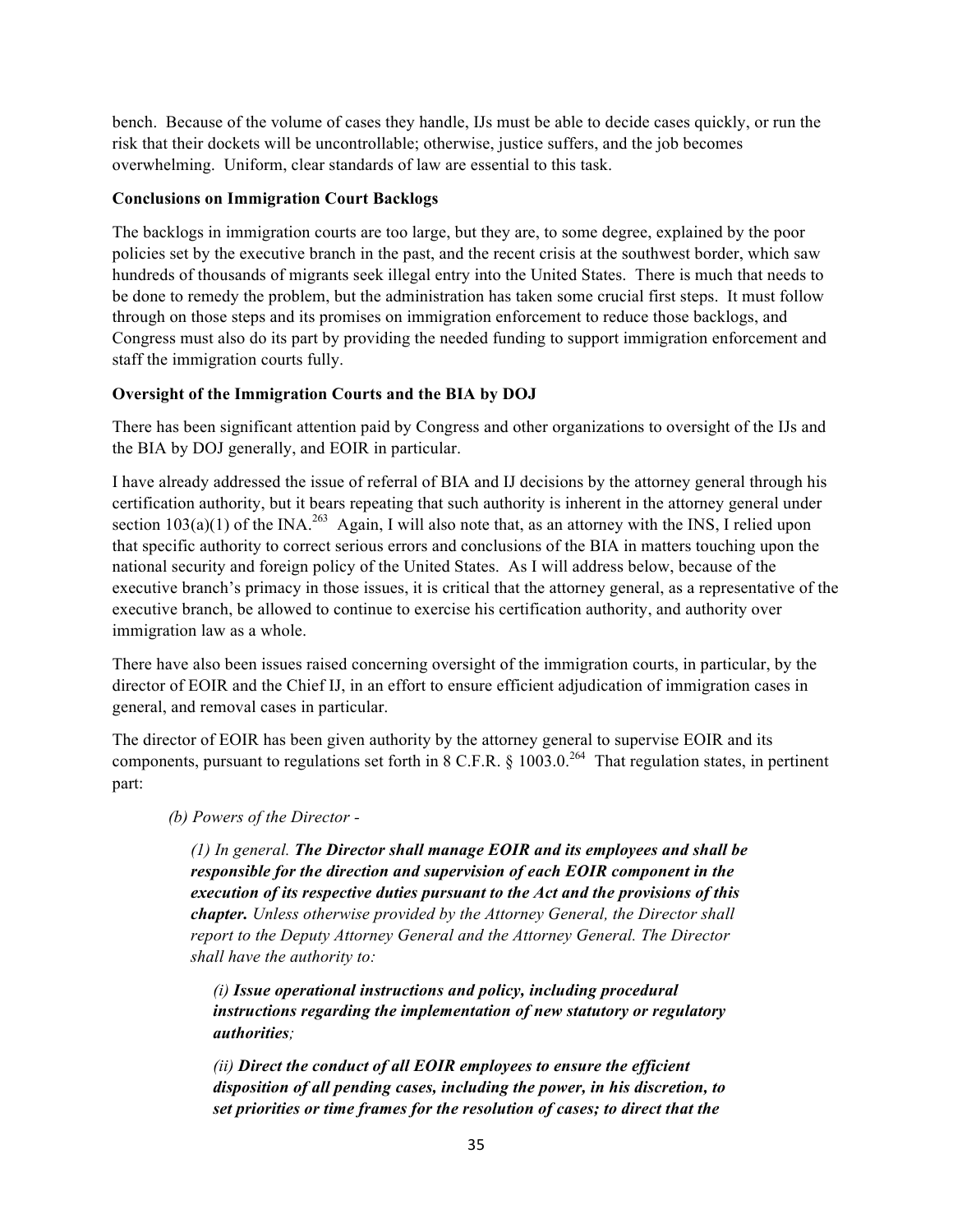bench. Because of the volume of cases they handle, IJs must be able to decide cases quickly, or run the risk that their dockets will be uncontrollable; otherwise, justice suffers, and the job becomes overwhelming. Uniform, clear standards of law are essential to this task.

**Conclusions on Immigration Court Backlogs**

The backlogs in immigration courts are too large, but they are, to some degree, explained by the poor policies set by the executive branch in the past, and the recent crisis at the southwest border, which saw hundreds of thousands of migrants seek illegal entry into the United States. There is much that needs to be done to remedy the problem, but the administration has taken some crucial first steps. It must follow through on those steps and its promises on immigration enforcement to reduce those backlogs, and Congress must also do its part by providing the needed funding to support immigration enforcement and staff the immigration courts fully.

**Oversight of the Immigration Courts and the BIA by DOJ**

There has been significant attention paid by Congress and other organizations to oversight of the IJs and the BIA by DOJ generally, and EOIR in particular.

I have already addressed the issue of referral of BIA and IJ decisions by the attorney general through his certification authority, but it bears repeating that such authority is inherent in the attorney general under section 103(a)(1) of the INA.[263] Again, I will also note that, as an attorney with the INS, I relied upon that specific authority to correct serious errors and conclusions of the BIA in matters touching upon the national security and foreign policy of the United States. As I will address below, because of the executive branch's primacy in those issues, it is critical that the attorney general, as a representative of the executive branch, be allowed to continue to exercise his certification authority, and authority over immigration law as a whole.

There have also been issues raised concerning oversight of the immigration courts, in particular, by the director of EOIR and the Chief IJ, in an effort to ensure efficient adjudication of immigration cases in general, and removal cases in particular.

The director of EOIR has been given authority by the attorney general to supervise EOIR and its components, pursuant to regulations set forth in 8 C.F.R. § 1003.0.[264] That regulation states, in pertinent part:

> *(b) Powers of the Director -*
>
> *(1) In general.* ***The Director shall manage EOIR and its employees and shall be responsible for the direction and supervision of each EOIR component in the execution of its respective duties pursuant to the Act and the provisions of this chapter.*** *Unless otherwise provided by the Attorney General, the Director shall report to the Deputy Attorney General and the Attorney General. The Director shall have the authority to:*
>
> *(i)* ***Issue operational instructions and policy, including procedural instructions regarding the implementation of new statutory or regulatory authorities****;*
>
> *(ii)* ***Direct the conduct of all EOIR employees to ensure the efficient disposition of all pending cases, including the power, in his discretion, to set priorities or time frames for the resolution of cases; to direct that the***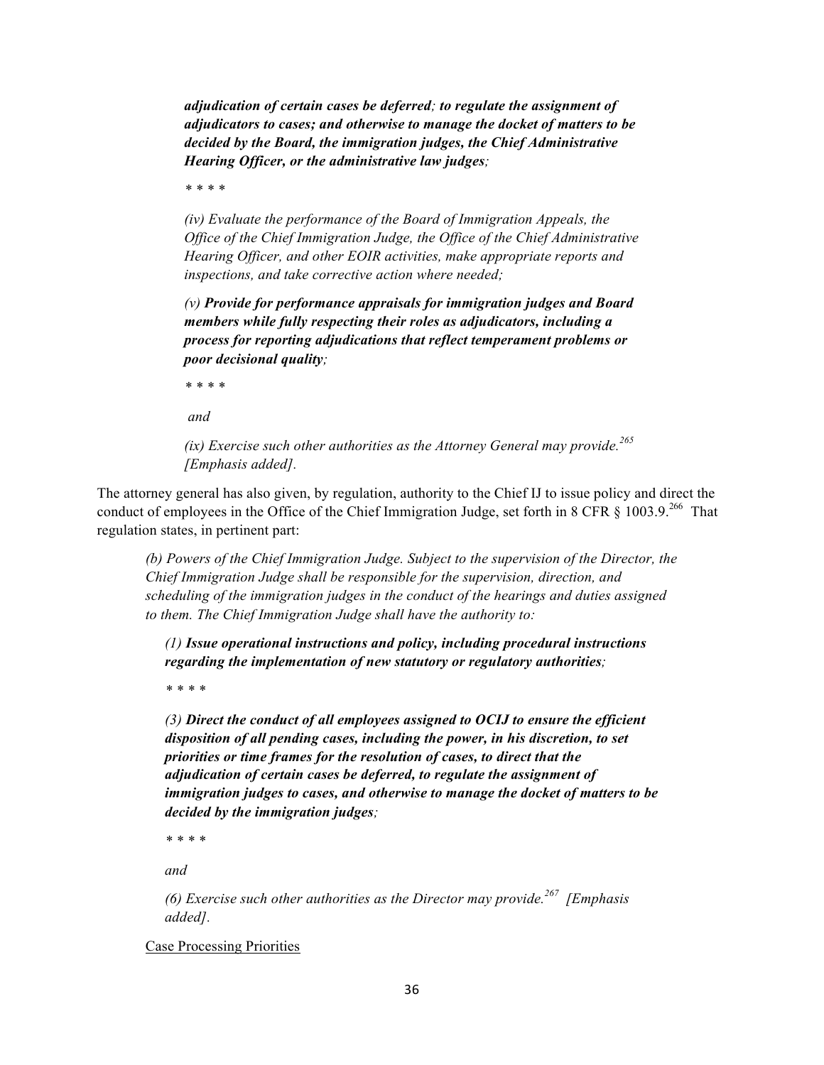> ***adjudication of certain cases be deferred****; to regulate the assignment of adjudicators to cases; and otherwise to manage the docket of matters to be decided by the Board, the immigration judges, the Chief Administrative Hearing Officer, or the administrative law judges*;
>
> *\* \* \* \**
>
> *(iv) Evaluate the performance of the Board of Immigration Appeals, the Office of the Chief Immigration Judge, the Office of the Chief Administrative Hearing Officer, and other EOIR activities, make appropriate reports and inspections, and take corrective action where needed;*
>
> *(v)* ***Provide for performance appraisals for immigration judges and Board members while fully respecting their roles as adjudicators, including a process for reporting adjudications that reflect temperament problems or poor decisional quality****;*
>
> *\* \* \* \**
>
> *and*
>
> *(ix) Exercise such other authorities as the Attorney General may provide.*[265] *[Emphasis added].*

The attorney general has also given, by regulation, authority to the Chief IJ to issue policy and direct the conduct of employees in the Office of the Chief Immigration Judge, set forth in 8 CFR § 1003.9.[266] That regulation states, in pertinent part:

> *(b) Powers of the Chief Immigration Judge. Subject to the supervision of the Director, the Chief Immigration Judge shall be responsible for the supervision, direction, and scheduling of the immigration judges in the conduct of the hearings and duties assigned to them. The Chief Immigration Judge shall have the authority to:*
>
> *(1)* ***Issue operational instructions and policy, including procedural instructions regarding the implementation of new statutory or regulatory authorities****;*
>
> *\* \* \* \**
>
> *(3)* ***Direct the conduct of all employees assigned to OCIJ to ensure the efficient disposition of all pending cases, including the power, in his discretion, to set priorities or time frames for the resolution of cases, to direct that the adjudication of certain cases be deferred, to regulate the assignment of immigration judges to cases, and otherwise to manage the docket of matters to be decided by the immigration judges****;*
>
> *\* \* \* \**
>
> *and*
>
> *(6) Exercise such other authorities as the Director may provide.*[267] *[Emphasis added].*

<u>Case Processing Priorities</u>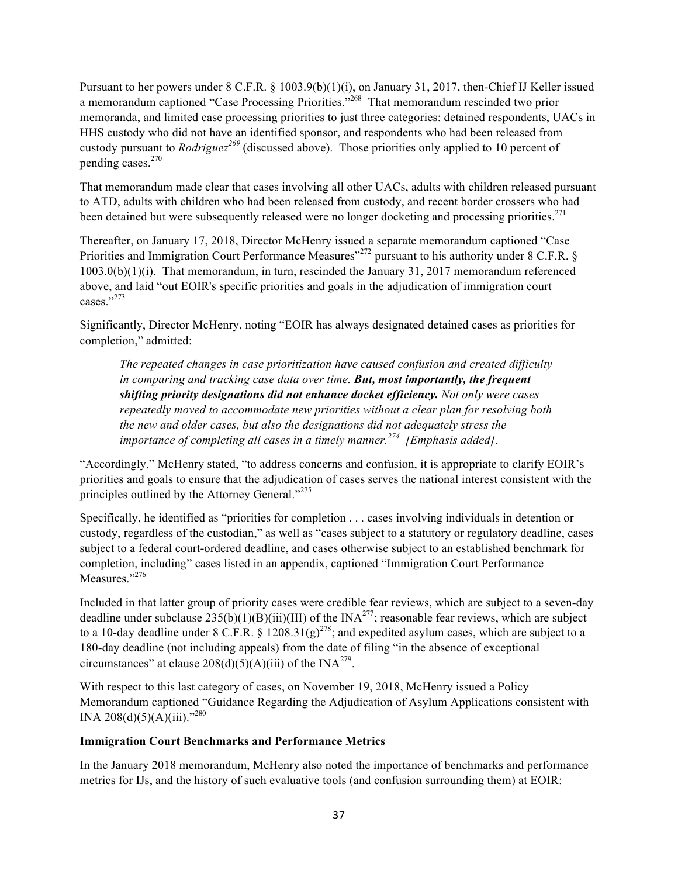Pursuant to her powers under 8 C.F.R. § 1003.9(b)(1)(i), on January 31, 2017, then-Chief IJ Keller issued a memorandum captioned "Case Processing Priorities."[268] That memorandum rescinded two prior memoranda, and limited case processing priorities to just three categories: detained respondents, UACs in HHS custody who did not have an identified sponsor, and respondents who had been released from custody pursuant to *Rodriguez*[269] (discussed above). Those priorities only applied to 10 percent of pending cases.[270]

That memorandum made clear that cases involving all other UACs, adults with children released pursuant to ATD, adults with children who had been released from custody, and recent border crossers who had been detained but were subsequently released were no longer docketing and processing priorities.[271]

Thereafter, on January 17, 2018, Director McHenry issued a separate memorandum captioned "Case Priorities and Immigration Court Performance Measures"[272] pursuant to his authority under 8 C.F.R. § 1003.0(b)(1)(i). That memorandum, in turn, rescinded the January 31, 2017 memorandum referenced above, and laid "out EOIR's specific priorities and goals in the adjudication of immigration court cases."[273]

Significantly, Director McHenry, noting "EOIR has always designated detained cases as priorities for completion," admitted:

> *The repeated changes in case prioritization have caused confusion and created difficulty in comparing and tracking case data over time.* ***But, most importantly, the frequent shifting priority designations did not enhance docket efficiency.*** *Not only were cases repeatedly moved to accommodate new priorities without a clear plan for resolving both the new and older cases, but also the designations did not adequately stress the importance of completing all cases in a timely manner.*[274] *[Emphasis added]*.

"Accordingly," McHenry stated, "to address concerns and confusion, it is appropriate to clarify EOIR's priorities and goals to ensure that the adjudication of cases serves the national interest consistent with the principles outlined by the Attorney General."[275]

Specifically, he identified as "priorities for completion . . . cases involving individuals in detention or custody, regardless of the custodian," as well as "cases subject to a statutory or regulatory deadline, cases subject to a federal court-ordered deadline, and cases otherwise subject to an established benchmark for completion, including" cases listed in an appendix, captioned "Immigration Court Performance Measures."[276]

Included in that latter group of priority cases were credible fear reviews, which are subject to a seven-day deadline under subclause 235(b)(1)(B)(iii)(III) of the INA[277]; reasonable fear reviews, which are subject to a 10-day deadline under 8 C.F.R. § 1208.31(g)[278]; and expedited asylum cases, which are subject to a 180-day deadline (not including appeals) from the date of filing "in the absence of exceptional circumstances" at clause 208(d)(5)(A)(iii) of the INA[279].

With respect to this last category of cases, on November 19, 2018, McHenry issued a Policy Memorandum captioned "Guidance Regarding the Adjudication of Asylum Applications consistent with INA 208(d)(5)(A)(iii)."[280]

**Immigration Court Benchmarks and Performance Metrics**

In the January 2018 memorandum, McHenry also noted the importance of benchmarks and performance metrics for IJs, and the history of such evaluative tools (and confusion surrounding them) at EOIR: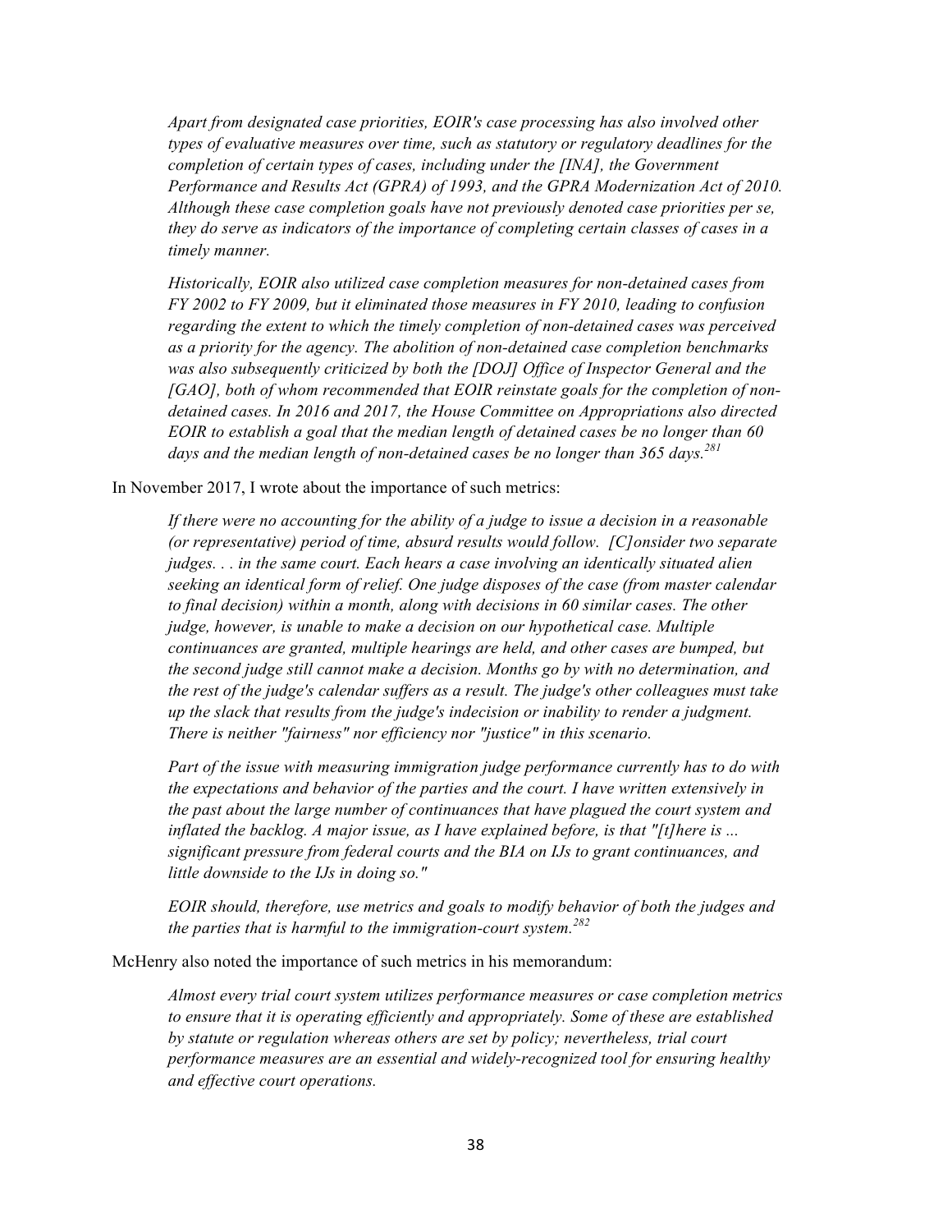> *Apart from designated case priorities, EOIR's case processing has also involved other types of evaluative measures over time, such as statutory or regulatory deadlines for the completion of certain types of cases, including under the [INA], the Government Performance and Results Act (GPRA) of 1993, and the GPRA Modernization Act of 2010. Although these case completion goals have not previously denoted case priorities per se, they do serve as indicators of the importance of completing certain classes of cases in a timely manner.*
>
> *Historically, EOIR also utilized case completion measures for non-detained cases from FY 2002 to FY 2009, but it eliminated those measures in FY 2010, leading to confusion regarding the extent to which the timely completion of non-detained cases was perceived as a priority for the agency. The abolition of non-detained case completion benchmarks was also subsequently criticized by both the [DOJ] Office of Inspector General and the [GAO], both of whom recommended that EOIR reinstate goals for the completion of non-detained cases. In 2016 and 2017, the House Committee on Appropriations also directed EOIR to establish a goal that the median length of detained cases be no longer than 60 days and the median length of non-detained cases be no longer than 365 days.*[281]

In November 2017, I wrote about the importance of such metrics:

> *If there were no accounting for the ability of a judge to issue a decision in a reasonable (or representative) period of time, absurd results would follow. [C]onsider two separate judges. . . in the same court. Each hears a case involving an identically situated alien seeking an identical form of relief. One judge disposes of the case (from master calendar to final decision) within a month, along with decisions in 60 similar cases. The other judge, however, is unable to make a decision on our hypothetical case. Multiple continuances are granted, multiple hearings are held, and other cases are bumped, but the second judge still cannot make a decision. Months go by with no determination, and the rest of the judge's calendar suffers as a result. The judge's other colleagues must take up the slack that results from the judge's indecision or inability to render a judgment. There is neither "fairness" nor efficiency nor "justice" in this scenario.*
>
> *Part of the issue with measuring immigration judge performance currently has to do with the expectations and behavior of the parties and the court. I have written extensively in the past about the large number of continuances that have plagued the court system and inflated the backlog. A major issue, as I have explained before, is that "[t]here is ... significant pressure from federal courts and the BIA on IJs to grant continuances, and little downside to the IJs in doing so."*
>
> *EOIR should, therefore, use metrics and goals to modify behavior of both the judges and the parties that is harmful to the immigration-court system.*[282]

McHenry also noted the importance of such metrics in his memorandum:

> *Almost every trial court system utilizes performance measures or case completion metrics to ensure that it is operating efficiently and appropriately. Some of these are established by statute or regulation whereas others are set by policy; nevertheless, trial court performance measures are an essential and widely-recognized tool for ensuring healthy and effective court operations.*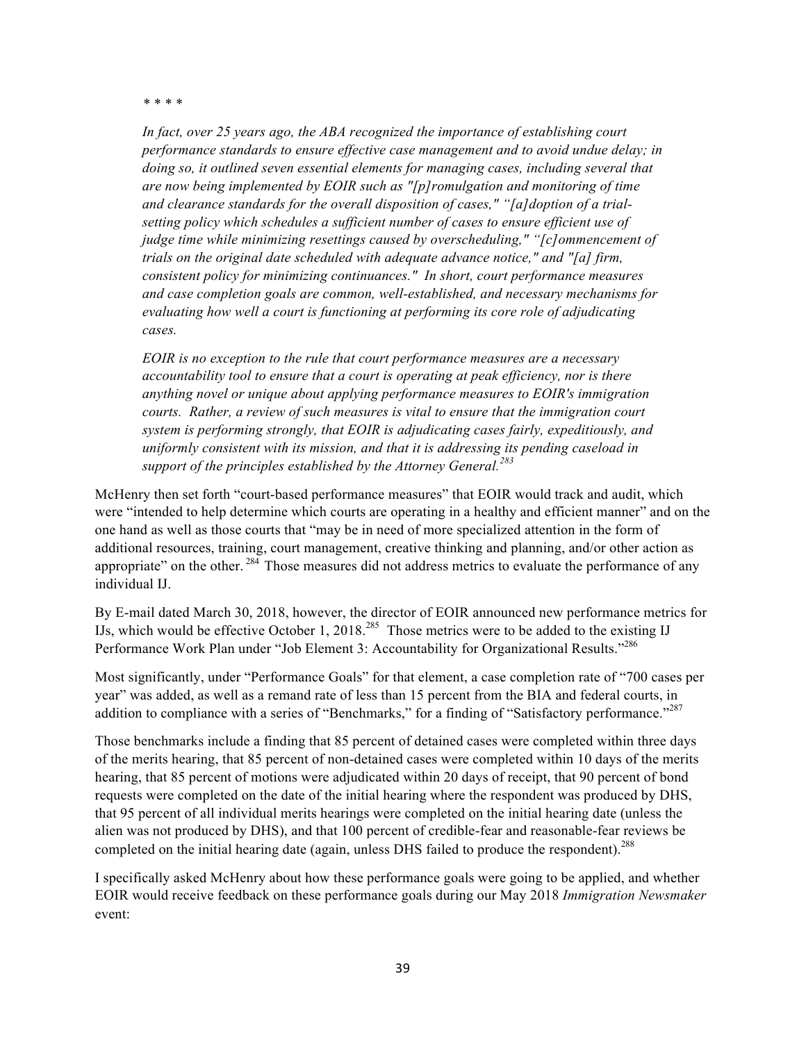*\* \* \* \**

*In fact, over 25 years ago, the ABA recognized the importance of establishing court performance standards to ensure effective case management and to avoid undue delay; in doing so, it outlined seven essential elements for managing cases, including several that are now being implemented by EOIR such as "[p]romulgation and monitoring of time and clearance standards for the overall disposition of cases," "[a]doption of a trial-setting policy which schedules a sufficient number of cases to ensure efficient use of judge time while minimizing resettings caused by overscheduling," "[c]ommencement of trials on the original date scheduled with adequate advance notice," and "[a] firm, consistent policy for minimizing continuances." In short, court performance measures and case completion goals are common, well-established, and necessary mechanisms for evaluating how well a court is functioning at performing its core role of adjudicating cases.*

*EOIR is no exception to the rule that court performance measures are a necessary accountability tool to ensure that a court is operating at peak efficiency, nor is there anything novel or unique about applying performance measures to EOIR's immigration courts. Rather, a review of such measures is vital to ensure that the immigration court system is performing strongly, that EOIR is adjudicating cases fairly, expeditiously, and uniformly consistent with its mission, and that it is addressing its pending caseload in support of the principles established by the Attorney General.*[283]

McHenry then set forth "court-based performance measures" that EOIR would track and audit, which were "intended to help determine which courts are operating in a healthy and efficient manner" and on the one hand as well as those courts that "may be in need of more specialized attention in the form of additional resources, training, court management, creative thinking and planning, and/or other action as appropriate" on the other.[284] Those measures did not address metrics to evaluate the performance of any individual IJ.

By E-mail dated March 30, 2018, however, the director of EOIR announced new performance metrics for IJs, which would be effective October 1, 2018.[285] Those metrics were to be added to the existing IJ Performance Work Plan under "Job Element 3: Accountability for Organizational Results."[286]

Most significantly, under "Performance Goals" for that element, a case completion rate of "700 cases per year" was added, as well as a remand rate of less than 15 percent from the BIA and federal courts, in addition to compliance with a series of "Benchmarks," for a finding of "Satisfactory performance."[287]

Those benchmarks include a finding that 85 percent of detained cases were completed within three days of the merits hearing, that 85 percent of non-detained cases were completed within 10 days of the merits hearing, that 85 percent of motions were adjudicated within 20 days of receipt, that 90 percent of bond requests were completed on the date of the initial hearing where the respondent was produced by DHS, that 95 percent of all individual merits hearings were completed on the initial hearing date (unless the alien was not produced by DHS), and that 100 percent of credible-fear and reasonable-fear reviews be completed on the initial hearing date (again, unless DHS failed to produce the respondent).[288]

I specifically asked McHenry about how these performance goals were going to be applied, and whether EOIR would receive feedback on these performance goals during our May 2018 *Immigration Newsmaker* event: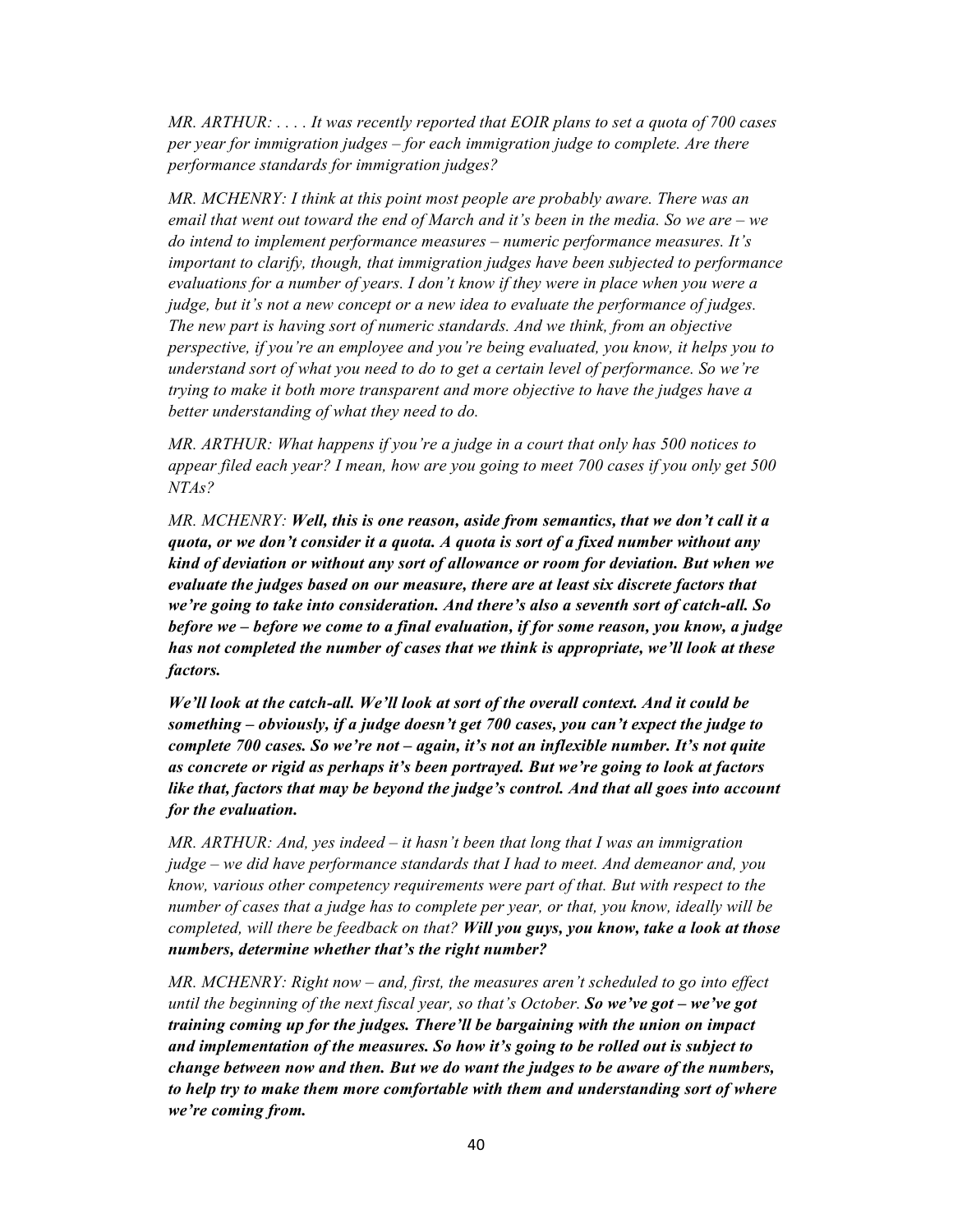*MR. ARTHUR: . . . . It was recently reported that EOIR plans to set a quota of 700 cases per year for immigration judges – for each immigration judge to complete. Are there performance standards for immigration judges?*

*MR. MCHENRY: I think at this point most people are probably aware. There was an email that went out toward the end of March and it's been in the media. So we are – we do intend to implement performance measures – numeric performance measures. It's important to clarify, though, that immigration judges have been subjected to performance evaluations for a number of years. I don't know if they were in place when you were a judge, but it's not a new concept or a new idea to evaluate the performance of judges. The new part is having sort of numeric standards. And we think, from an objective perspective, if you're an employee and you're being evaluated, you know, it helps you to understand sort of what you need to do to get a certain level of performance. So we're trying to make it both more transparent and more objective to have the judges have a better understanding of what they need to do.*

*MR. ARTHUR: What happens if you're a judge in a court that only has 500 notices to appear filed each year? I mean, how are you going to meet 700 cases if you only get 500 NTAs?*

*MR. MCHENRY:* ***Well, this is one reason, aside from semantics, that we don't call it a quota, or we don't consider it a quota. A quota is sort of a fixed number without any kind of deviation or without any sort of allowance or room for deviation. But when we evaluate the judges based on our measure, there are at least six discrete factors that we're going to take into consideration. And there's also a seventh sort of catch-all. So before we – before we come to a final evaluation, if for some reason, you know, a judge has not completed the number of cases that we think is appropriate, we'll look at these factors.***

***We'll look at the catch-all. We'll look at sort of the overall context. And it could be something – obviously, if a judge doesn't get 700 cases, you can't expect the judge to complete 700 cases. So we're not – again, it's not an inflexible number. It's not quite as concrete or rigid as perhaps it's been portrayed. But we're going to look at factors like that, factors that may be beyond the judge's control. And that all goes into account for the evaluation.***

*MR. ARTHUR: And, yes indeed – it hasn't been that long that I was an immigration judge – we did have performance standards that I had to meet. And demeanor and, you know, various other competency requirements were part of that. But with respect to the number of cases that a judge has to complete per year, or that, you know, ideally will be completed, will there be feedback on that?* ***Will you guys, you know, take a look at those numbers, determine whether that's the right number?***

*MR. MCHENRY: Right now – and, first, the measures aren't scheduled to go into effect until the beginning of the next fiscal year, so that's October.* ***So we've got – we've got training coming up for the judges. There'll be bargaining with the union on impact and implementation of the measures. So how it's going to be rolled out is subject to change between now and then. But we do want the judges to be aware of the numbers, to help try to make them more comfortable with them and understanding sort of where we're coming from.***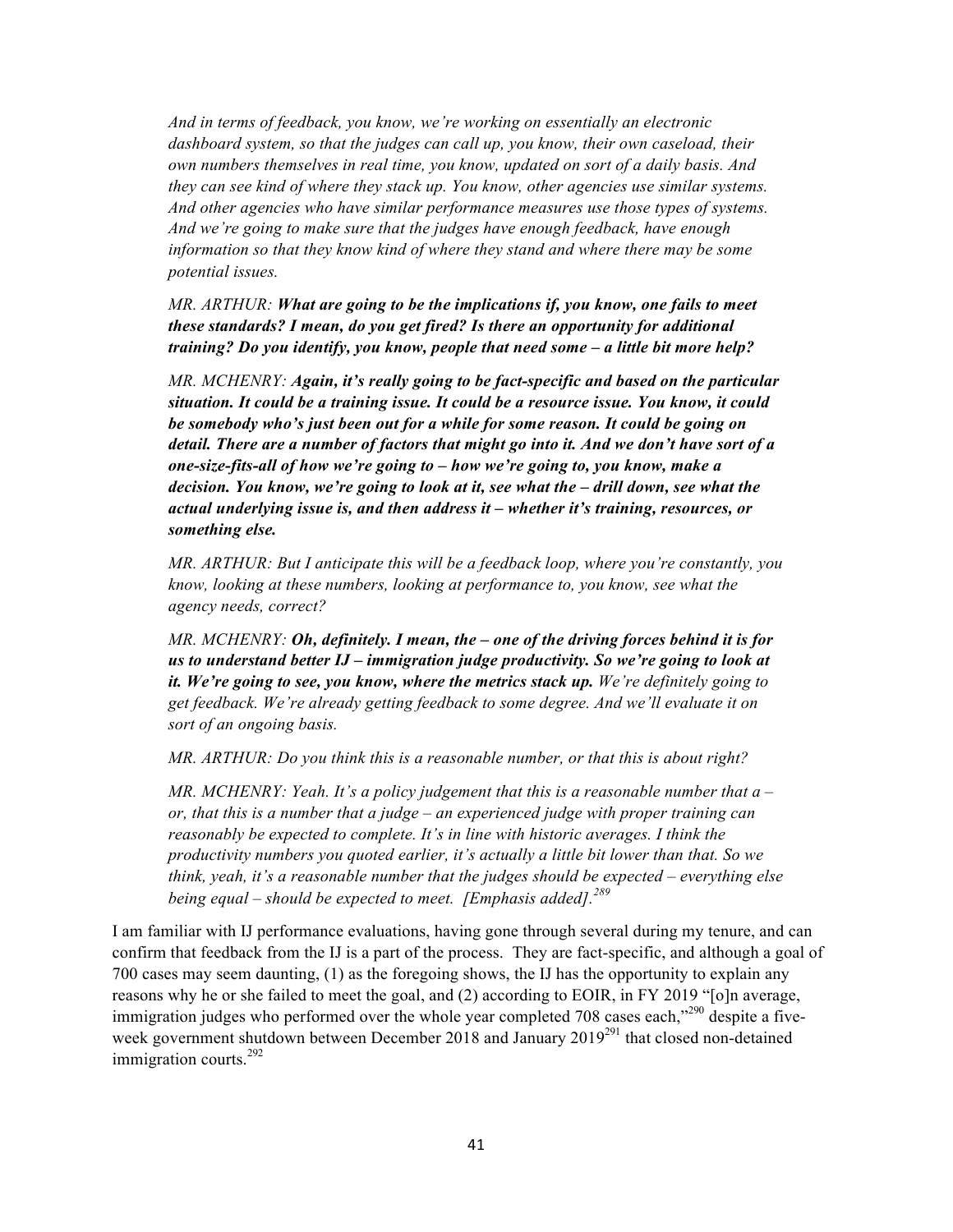*And in terms of feedback, you know, we're working on essentially an electronic dashboard system, so that the judges can call up, you know, their own caseload, their own numbers themselves in real time, you know, updated on sort of a daily basis. And they can see kind of where they stack up. You know, other agencies use similar systems. And other agencies who have similar performance measures use those types of systems. And we're going to make sure that the judges have enough feedback, have enough information so that they know kind of where they stand and where there may be some potential issues.*

*MR. ARTHUR:* ***What are going to be the implications if, you know, one fails to meet these standards? I mean, do you get fired? Is there an opportunity for additional training? Do you identify, you know, people that need some – a little bit more help?***

*MR. MCHENRY:* ***Again, it's really going to be fact-specific and based on the particular situation. It could be a training issue. It could be a resource issue. You know, it could be somebody who's just been out for a while for some reason. It could be going on detail. There are a number of factors that might go into it. And we don't have sort of a one-size-fits-all of how we're going to – how we're going to, you know, make a decision. You know, we're going to look at it, see what the – drill down, see what the actual underlying issue is, and then address it – whether it's training, resources, or something else.***

*MR. ARTHUR: But I anticipate this will be a feedback loop, where you're constantly, you know, looking at these numbers, looking at performance to, you know, see what the agency needs, correct?*

*MR. MCHENRY:* ***Oh, definitely. I mean, the – one of the driving forces behind it is for us to understand better IJ – immigration judge productivity. So we're going to look at it. We're going to see, you know, where the metrics stack up.*** *We're definitely going to get feedback. We're already getting feedback to some degree. And we'll evaluate it on sort of an ongoing basis.*

*MR. ARTHUR: Do you think this is a reasonable number, or that this is about right?*

*MR. MCHENRY: Yeah. It's a policy judgement that this is a reasonable number that a – or, that this is a number that a judge – an experienced judge with proper training can reasonably be expected to complete. It's in line with historic averages. I think the productivity numbers you quoted earlier, it's actually a little bit lower than that. So we think, yeah, it's a reasonable number that the judges should be expected – everything else being equal – should be expected to meet. [Emphasis added].*[289]

I am familiar with IJ performance evaluations, having gone through several during my tenure, and can confirm that feedback from the IJ is a part of the process. They are fact-specific, and although a goal of 700 cases may seem daunting, (1) as the foregoing shows, the IJ has the opportunity to explain any reasons why he or she failed to meet the goal, and (2) according to EOIR, in FY 2019 "[o]n average, immigration judges who performed over the whole year completed 708 cases each,"[290] despite a five-week government shutdown between December 2018 and January 2019[291] that closed non-detained immigration courts.[292]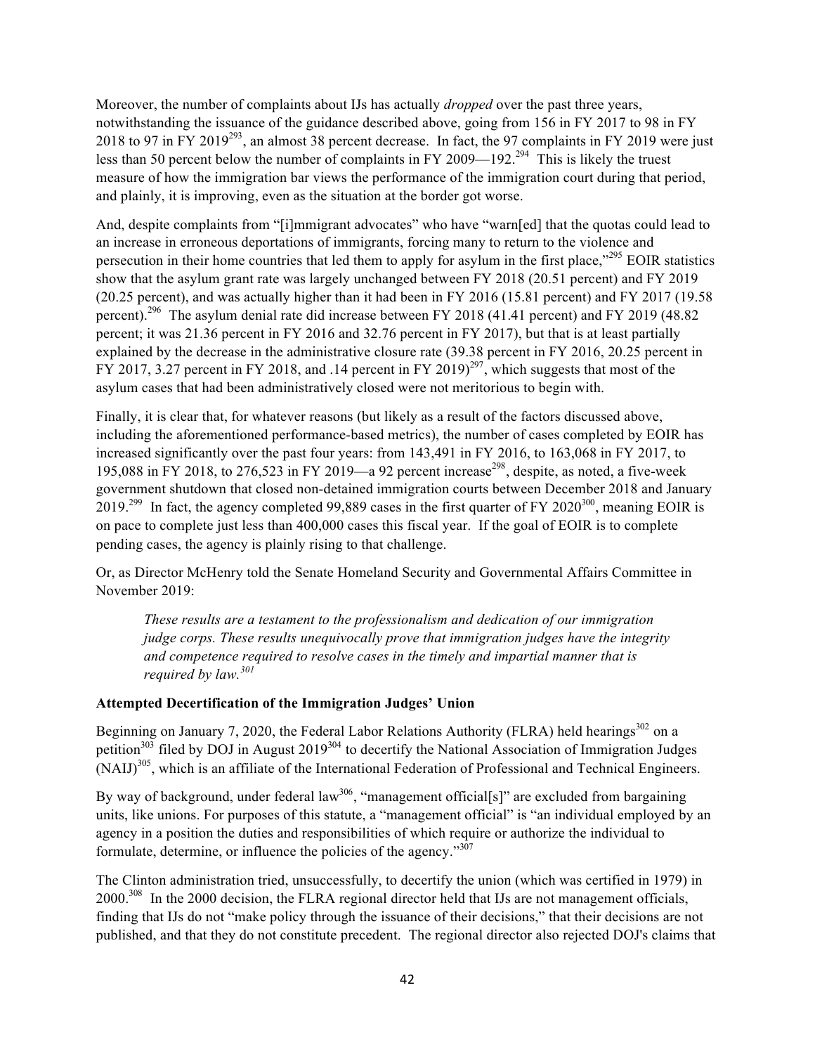Moreover, the number of complaints about IJs has actually *dropped* over the past three years, notwithstanding the issuance of the guidance described above, going from 156 in FY 2017 to 98 in FY 2018 to 97 in FY 2019[293], an almost 38 percent decrease. In fact, the 97 complaints in FY 2019 were just less than 50 percent below the number of complaints in FY 2009—192.[294] This is likely the truest measure of how the immigration bar views the performance of the immigration court during that period, and plainly, it is improving, even as the situation at the border got worse.

And, despite complaints from "[i]mmigrant advocates" who have "warn[ed] that the quotas could lead to an increase in erroneous deportations of immigrants, forcing many to return to the violence and persecution in their home countries that led them to apply for asylum in the first place,"[295] EOIR statistics show that the asylum grant rate was largely unchanged between FY 2018 (20.51 percent) and FY 2019 (20.25 percent), and was actually higher than it had been in FY 2016 (15.81 percent) and FY 2017 (19.58 percent).[296] The asylum denial rate did increase between FY 2018 (41.41 percent) and FY 2019 (48.82 percent; it was 21.36 percent in FY 2016 and 32.76 percent in FY 2017), but that is at least partially explained by the decrease in the administrative closure rate (39.38 percent in FY 2016, 20.25 percent in FY 2017, 3.27 percent in FY 2018, and .14 percent in FY 2019)[297], which suggests that most of the asylum cases that had been administratively closed were not meritorious to begin with.

Finally, it is clear that, for whatever reasons (but likely as a result of the factors discussed above, including the aforementioned performance-based metrics), the number of cases completed by EOIR has increased significantly over the past four years: from 143,491 in FY 2016, to 163,068 in FY 2017, to 195,088 in FY 2018, to 276,523 in FY 2019—a 92 percent increase[298], despite, as noted, a five-week government shutdown that closed non-detained immigration courts between December 2018 and January 2019.[299] In fact, the agency completed 99,889 cases in the first quarter of FY 2020[300], meaning EOIR is on pace to complete just less than 400,000 cases this fiscal year. If the goal of EOIR is to complete pending cases, the agency is plainly rising to that challenge.

Or, as Director McHenry told the Senate Homeland Security and Governmental Affairs Committee in November 2019:

> *These results are a testament to the professionalism and dedication of our immigration judge corps. These results unequivocally prove that immigration judges have the integrity and competence required to resolve cases in the timely and impartial manner that is required by law.[301]*

**Attempted Decertification of the Immigration Judges' Union**

Beginning on January 7, 2020, the Federal Labor Relations Authority (FLRA) held hearings[302] on a petition[303] filed by DOJ in August 2019[304] to decertify the National Association of Immigration Judges (NAIJ)[305], which is an affiliate of the International Federation of Professional and Technical Engineers.

By way of background, under federal law[306], "management official[s]" are excluded from bargaining units, like unions. For purposes of this statute, a "management official" is "an individual employed by an agency in a position the duties and responsibilities of which require or authorize the individual to formulate, determine, or influence the policies of the agency."[307]

The Clinton administration tried, unsuccessfully, to decertify the union (which was certified in 1979) in 2000.[308] In the 2000 decision, the FLRA regional director held that IJs are not management officials, finding that IJs do not "make policy through the issuance of their decisions," that their decisions are not published, and that they do not constitute precedent. The regional director also rejected DOJ's claims that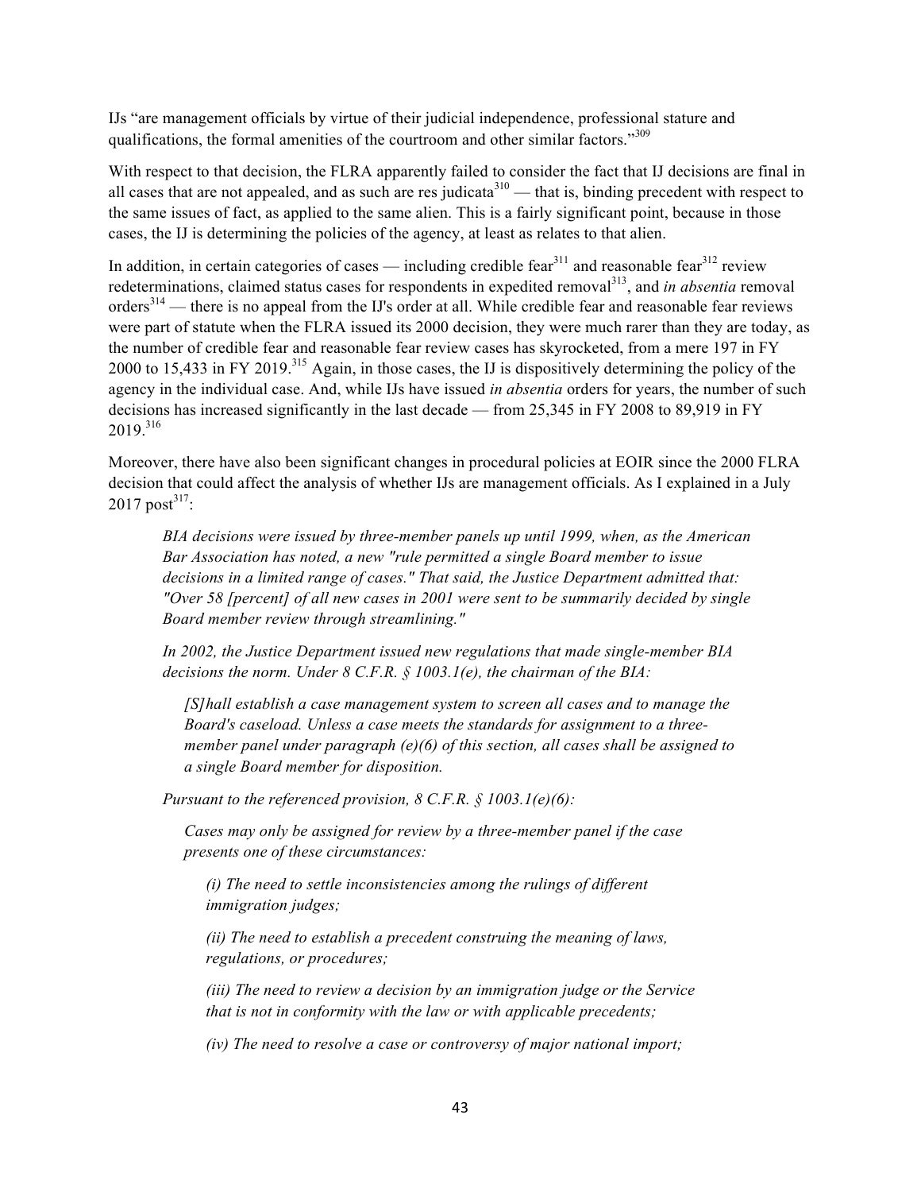IJs "are management officials by virtue of their judicial independence, professional stature and qualifications, the formal amenities of the courtroom and other similar factors."[309]

With respect to that decision, the FLRA apparently failed to consider the fact that IJ decisions are final in all cases that are not appealed, and as such are res judicata[310] — that is, binding precedent with respect to the same issues of fact, as applied to the same alien. This is a fairly significant point, because in those cases, the IJ is determining the policies of the agency, at least as relates to that alien.

In addition, in certain categories of cases — including credible fear[311] and reasonable fear[312] review redeterminations, claimed status cases for respondents in expedited removal[313], and *in absentia* removal orders[314] — there is no appeal from the IJ's order at all. While credible fear and reasonable fear reviews were part of statute when the FLRA issued its 2000 decision, they were much rarer than they are today, as the number of credible fear and reasonable fear review cases has skyrocketed, from a mere 197 in FY 2000 to 15,433 in FY 2019.[315] Again, in those cases, the IJ is dispositively determining the policy of the agency in the individual case. And, while IJs have issued *in absentia* orders for years, the number of such decisions has increased significantly in the last decade — from 25,345 in FY 2008 to 89,919 in FY 2019.[316]

Moreover, there have also been significant changes in procedural policies at EOIR since the 2000 FLRA decision that could affect the analysis of whether IJs are management officials. As I explained in a July 2017 post[317]:

> *BIA decisions were issued by three-member panels up until 1999, when, as the American Bar Association has noted, a new "rule permitted a single Board member to issue decisions in a limited range of cases." That said, the Justice Department admitted that: "Over 58 [percent] of all new cases in 2001 were sent to be summarily decided by single Board member review through streamlining."*
>
> *In 2002, the Justice Department issued new regulations that made single-member BIA decisions the norm. Under 8 C.F.R. § 1003.1(e), the chairman of the BIA:*
>
> > *[S]hall establish a case management system to screen all cases and to manage the Board's caseload. Unless a case meets the standards for assignment to a three-member panel under paragraph (e)(6) of this section, all cases shall be assigned to a single Board member for disposition.*
>
> *Pursuant to the referenced provision, 8 C.F.R. § 1003.1(e)(6):*
>
> > *Cases may only be assigned for review by a three-member panel if the case presents one of these circumstances:*
> >
> > > *(i) The need to settle inconsistencies among the rulings of different immigration judges;*
> > >
> > > *(ii) The need to establish a precedent construing the meaning of laws, regulations, or procedures;*
> > >
> > > *(iii) The need to review a decision by an immigration judge or the Service that is not in conformity with the law or with applicable precedents;*
> > >
> > > *(iv) The need to resolve a case or controversy of major national import;*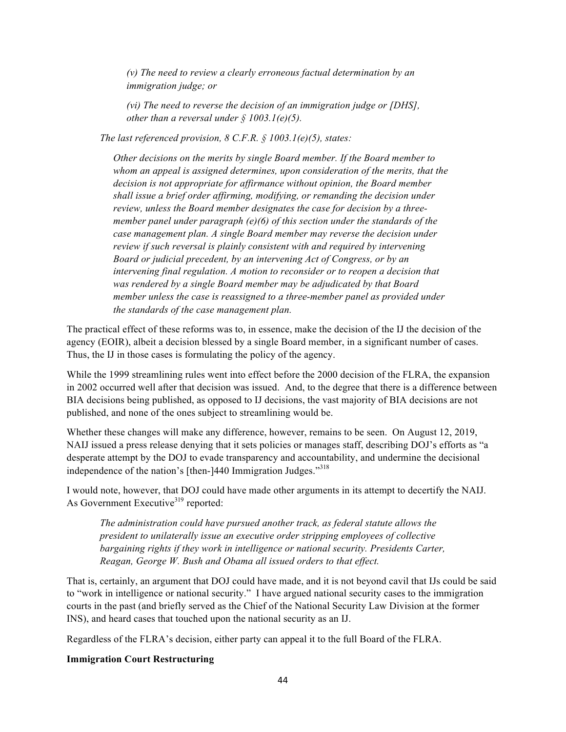> *(v) The need to review a clearly erroneous factual determination by an immigration judge; or*
>
> *(vi) The need to reverse the decision of an immigration judge or [DHS], other than a reversal under § 1003.1(e)(5).*

*The last referenced provision, 8 C.F.R. § 1003.1(e)(5), states:*

> *Other decisions on the merits by single Board member. If the Board member to whom an appeal is assigned determines, upon consideration of the merits, that the decision is not appropriate for affirmance without opinion, the Board member shall issue a brief order affirming, modifying, or remanding the decision under review, unless the Board member designates the case for decision by a three-member panel under paragraph (e)(6) of this section under the standards of the case management plan. A single Board member may reverse the decision under review if such reversal is plainly consistent with and required by intervening Board or judicial precedent, by an intervening Act of Congress, or by an intervening final regulation. A motion to reconsider or to reopen a decision that was rendered by a single Board member may be adjudicated by that Board member unless the case is reassigned to a three-member panel as provided under the standards of the case management plan.*

The practical effect of these reforms was to, in essence, make the decision of the IJ the decision of the agency (EOIR), albeit a decision blessed by a single Board member, in a significant number of cases. Thus, the IJ in those cases is formulating the policy of the agency.

While the 1999 streamlining rules went into effect before the 2000 decision of the FLRA, the expansion in 2002 occurred well after that decision was issued. And, to the degree that there is a difference between BIA decisions being published, as opposed to IJ decisions, the vast majority of BIA decisions are not published, and none of the ones subject to streamlining would be.

Whether these changes will make any difference, however, remains to be seen. On August 12, 2019, NAIJ issued a press release denying that it sets policies or manages staff, describing DOJ's efforts as "a desperate attempt by the DOJ to evade transparency and accountability, and undermine the decisional independence of the nation's [then-]440 Immigration Judges."[318]

I would note, however, that DOJ could have made other arguments in its attempt to decertify the NAIJ. As Government Executive[319] reported:

> *The administration could have pursued another track, as federal statute allows the president to unilaterally issue an executive order stripping employees of collective bargaining rights if they work in intelligence or national security. Presidents Carter, Reagan, George W. Bush and Obama all issued orders to that effect.*

That is, certainly, an argument that DOJ could have made, and it is not beyond cavil that IJs could be said to "work in intelligence or national security." I have argued national security cases to the immigration courts in the past (and briefly served as the Chief of the National Security Law Division at the former INS), and heard cases that touched upon the national security as an IJ.

Regardless of the FLRA's decision, either party can appeal it to the full Board of the FLRA.

**Immigration Court Restructuring**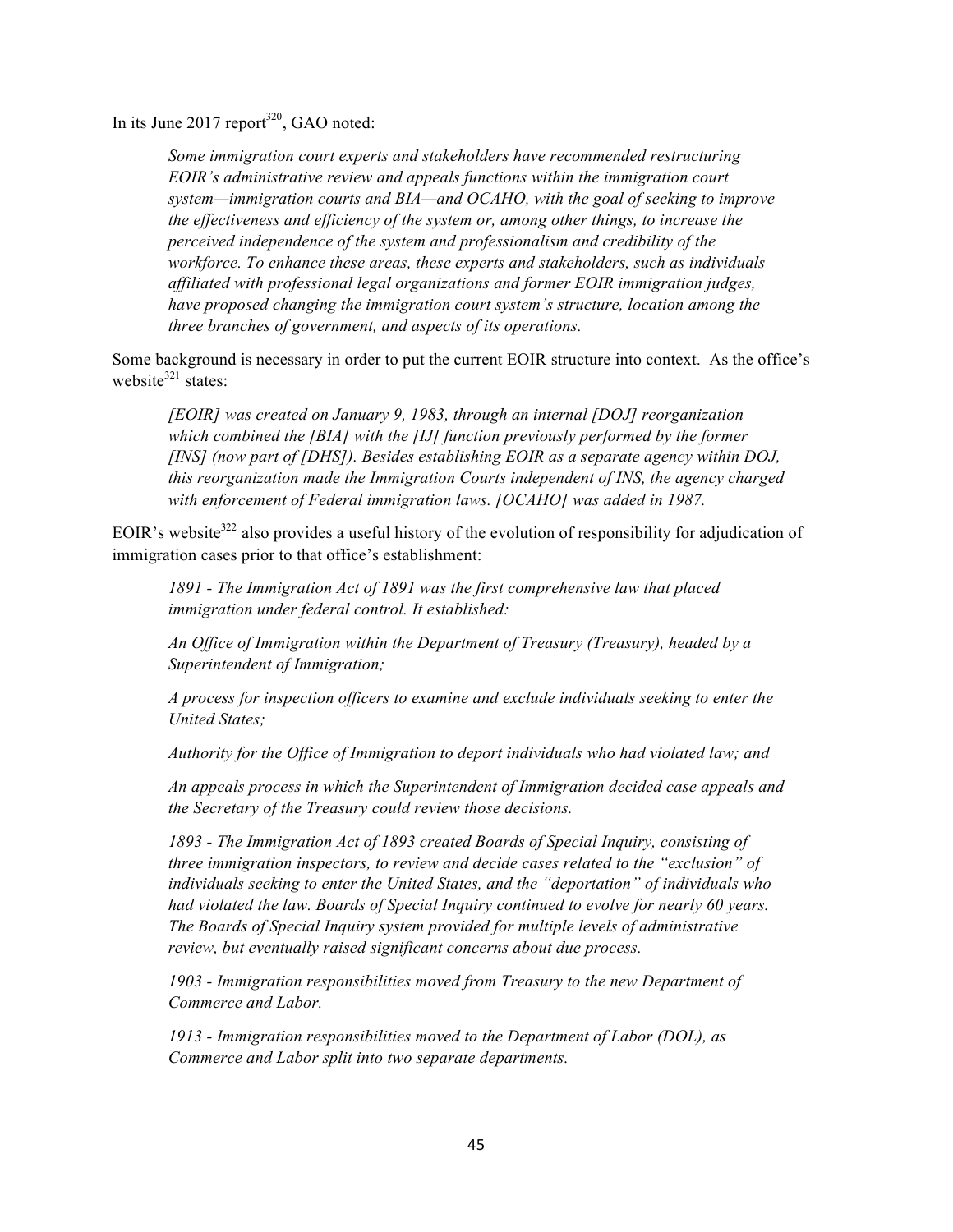In its June 2017 report[320], GAO noted:

> *Some immigration court experts and stakeholders have recommended restructuring EOIR's administrative review and appeals functions within the immigration court system—immigration courts and BIA—and OCAHO, with the goal of seeking to improve the effectiveness and efficiency of the system or, among other things, to increase the perceived independence of the system and professionalism and credibility of the workforce. To enhance these areas, these experts and stakeholders, such as individuals affiliated with professional legal organizations and former EOIR immigration judges, have proposed changing the immigration court system's structure, location among the three branches of government, and aspects of its operations.*

Some background is necessary in order to put the current EOIR structure into context. As the office's website[321] states:

> *[EOIR] was created on January 9, 1983, through an internal [DOJ] reorganization which combined the [BIA] with the [IJ] function previously performed by the former [INS] (now part of [DHS]). Besides establishing EOIR as a separate agency within DOJ, this reorganization made the Immigration Courts independent of INS, the agency charged with enforcement of Federal immigration laws. [OCAHO] was added in 1987.*

EOIR's website[322] also provides a useful history of the evolution of responsibility for adjudication of immigration cases prior to that office's establishment:

> *1891 - The Immigration Act of 1891 was the first comprehensive law that placed immigration under federal control. It established:*
>
> *An Office of Immigration within the Department of Treasury (Treasury), headed by a Superintendent of Immigration;*
>
> *A process for inspection officers to examine and exclude individuals seeking to enter the United States;*
>
> *Authority for the Office of Immigration to deport individuals who had violated law; and*
>
> *An appeals process in which the Superintendent of Immigration decided case appeals and the Secretary of the Treasury could review those decisions.*
>
> *1893 - The Immigration Act of 1893 created Boards of Special Inquiry, consisting of three immigration inspectors, to review and decide cases related to the "exclusion" of individuals seeking to enter the United States, and the "deportation" of individuals who had violated the law. Boards of Special Inquiry continued to evolve for nearly 60 years. The Boards of Special Inquiry system provided for multiple levels of administrative review, but eventually raised significant concerns about due process.*
>
> *1903 - Immigration responsibilities moved from Treasury to the new Department of Commerce and Labor.*
>
> *1913 - Immigration responsibilities moved to the Department of Labor (DOL), as Commerce and Labor split into two separate departments.*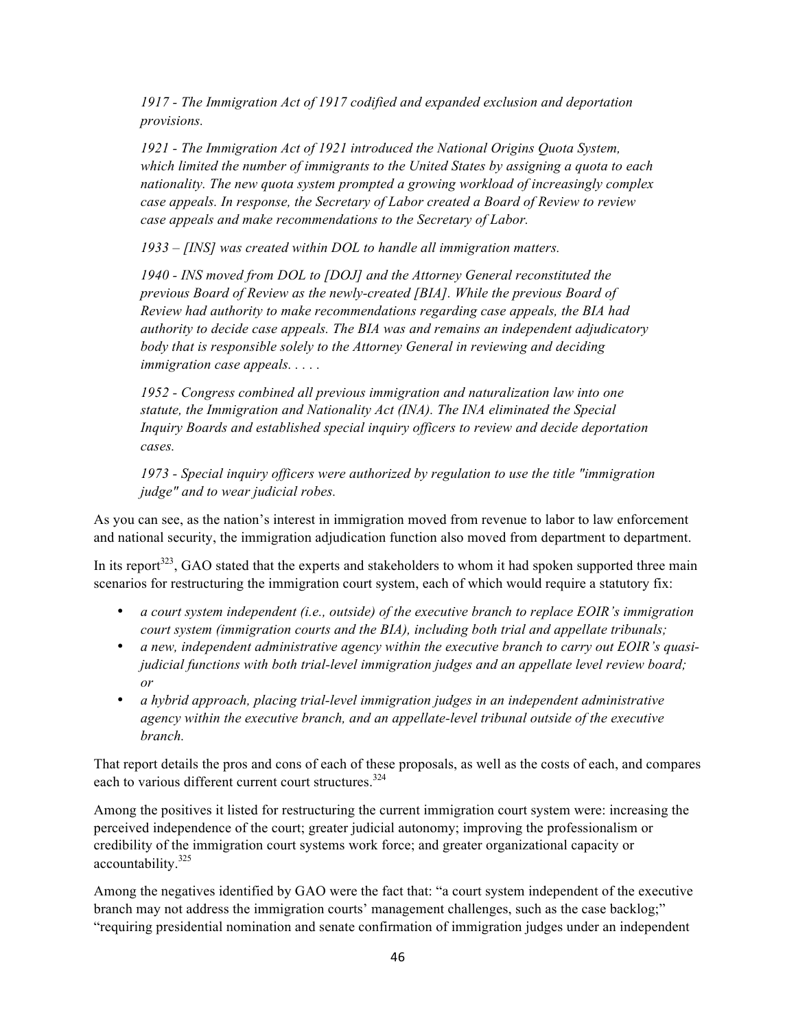*1917 - The Immigration Act of 1917 codified and expanded exclusion and deportation provisions.*

*1921 - The Immigration Act of 1921 introduced the National Origins Quota System, which limited the number of immigrants to the United States by assigning a quota to each nationality. The new quota system prompted a growing workload of increasingly complex case appeals. In response, the Secretary of Labor created a Board of Review to review case appeals and make recommendations to the Secretary of Labor.*

*1933 – [INS] was created within DOL to handle all immigration matters.*

*1940 - INS moved from DOL to [DOJ] and the Attorney General reconstituted the previous Board of Review as the newly-created [BIA]. While the previous Board of Review had authority to make recommendations regarding case appeals, the BIA had authority to decide case appeals. The BIA was and remains an independent adjudicatory body that is responsible solely to the Attorney General in reviewing and deciding immigration case appeals. . . . .*

*1952 - Congress combined all previous immigration and naturalization law into one statute, the Immigration and Nationality Act (INA). The INA eliminated the Special Inquiry Boards and established special inquiry officers to review and decide deportation cases.*

*1973 - Special inquiry officers were authorized by regulation to use the title "immigration judge" and to wear judicial robes.*

As you can see, as the nation's interest in immigration moved from revenue to labor to law enforcement and national security, the immigration adjudication function also moved from department to department.

In its report[323], GAO stated that the experts and stakeholders to whom it had spoken supported three main scenarios for restructuring the immigration court system, each of which would require a statutory fix:

- *a court system independent (i.e., outside) of the executive branch to replace EOIR's immigration court system (immigration courts and the BIA), including both trial and appellate tribunals;*
- *a new, independent administrative agency within the executive branch to carry out EOIR's quasi-judicial functions with both trial-level immigration judges and an appellate level review board; or*
- *a hybrid approach, placing trial-level immigration judges in an independent administrative agency within the executive branch, and an appellate-level tribunal outside of the executive branch.*

That report details the pros and cons of each of these proposals, as well as the costs of each, and compares each to various different current court structures.[324]

Among the positives it listed for restructuring the current immigration court system were: increasing the perceived independence of the court; greater judicial autonomy; improving the professionalism or credibility of the immigration court systems work force; and greater organizational capacity or accountability.[325]

Among the negatives identified by GAO were the fact that: "a court system independent of the executive branch may not address the immigration courts' management challenges, such as the case backlog;" "requiring presidential nomination and senate confirmation of immigration judges under an independent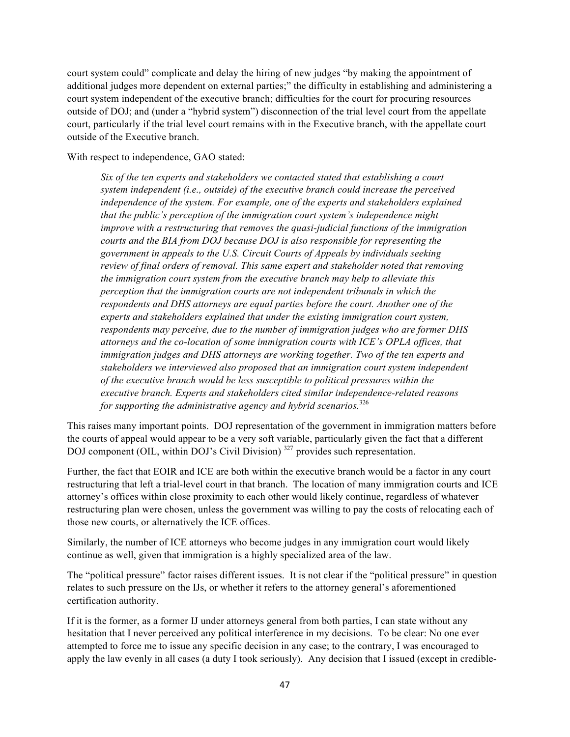court system could" complicate and delay the hiring of new judges "by making the appointment of additional judges more dependent on external parties;" the difficulty in establishing and administering a court system independent of the executive branch; difficulties for the court for procuring resources outside of DOJ; and (under a "hybrid system") disconnection of the trial level court from the appellate court, particularly if the trial level court remains with in the Executive branch, with the appellate court outside of the Executive branch.

With respect to independence, GAO stated:

> *Six of the ten experts and stakeholders we contacted stated that establishing a court system independent (i.e., outside) of the executive branch could increase the perceived independence of the system. For example, one of the experts and stakeholders explained that the public's perception of the immigration court system's independence might improve with a restructuring that removes the quasi-judicial functions of the immigration courts and the BIA from DOJ because DOJ is also responsible for representing the government in appeals to the U.S. Circuit Courts of Appeals by individuals seeking review of final orders of removal. This same expert and stakeholder noted that removing the immigration court system from the executive branch may help to alleviate this perception that the immigration courts are not independent tribunals in which the respondents and DHS attorneys are equal parties before the court. Another one of the experts and stakeholders explained that under the existing immigration court system, respondents may perceive, due to the number of immigration judges who are former DHS attorneys and the co-location of some immigration courts with ICE's OPLA offices, that immigration judges and DHS attorneys are working together. Two of the ten experts and stakeholders we interviewed also proposed that an immigration court system independent of the executive branch would be less susceptible to political pressures within the executive branch. Experts and stakeholders cited similar independence-related reasons for supporting the administrative agency and hybrid scenarios.*[326]

This raises many important points. DOJ representation of the government in immigration matters before the courts of appeal would appear to be a very soft variable, particularly given the fact that a different DOJ component (OIL, within DOJ's Civil Division) [327] provides such representation.

Further, the fact that EOIR and ICE are both within the executive branch would be a factor in any court restructuring that left a trial-level court in that branch. The location of many immigration courts and ICE attorney's offices within close proximity to each other would likely continue, regardless of whatever restructuring plan were chosen, unless the government was willing to pay the costs of relocating each of those new courts, or alternatively the ICE offices.

Similarly, the number of ICE attorneys who become judges in any immigration court would likely continue as well, given that immigration is a highly specialized area of the law.

The "political pressure" factor raises different issues. It is not clear if the "political pressure" in question relates to such pressure on the IJs, or whether it refers to the attorney general's aforementioned certification authority.

If it is the former, as a former IJ under attorneys general from both parties, I can state without any hesitation that I never perceived any political interference in my decisions. To be clear: No one ever attempted to force me to issue any specific decision in any case; to the contrary, I was encouraged to apply the law evenly in all cases (a duty I took seriously). Any decision that I issued (except in credible-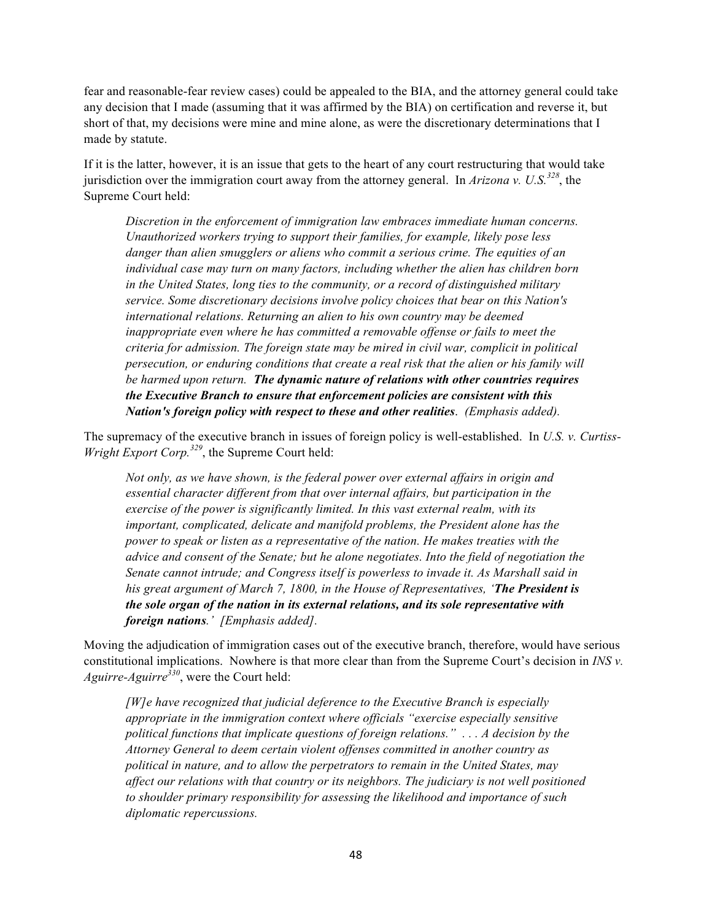fear and reasonable-fear review cases) could be appealed to the BIA, and the attorney general could take any decision that I made (assuming that it was affirmed by the BIA) on certification and reverse it, but short of that, my decisions were mine and mine alone, as were the discretionary determinations that I made by statute.

If it is the latter, however, it is an issue that gets to the heart of any court restructuring that would take jurisdiction over the immigration court away from the attorney general. In *Arizona v. U.S.*[328], the Supreme Court held:

> *Discretion in the enforcement of immigration law embraces immediate human concerns. Unauthorized workers trying to support their families, for example, likely pose less danger than alien smugglers or aliens who commit a serious crime. The equities of an individual case may turn on many factors, including whether the alien has children born in the United States, long ties to the community, or a record of distinguished military service. Some discretionary decisions involve policy choices that bear on this Nation's international relations. Returning an alien to his own country may be deemed inappropriate even where he has committed a removable offense or fails to meet the criteria for admission. The foreign state may be mired in civil war, complicit in political persecution, or enduring conditions that create a real risk that the alien or his family will be harmed upon return.* ***The dynamic nature of relations with other countries requires the Executive Branch to ensure that enforcement policies are consistent with this Nation's foreign policy with respect to these and other realities****. (Emphasis added).*

The supremacy of the executive branch in issues of foreign policy is well-established. In *U.S. v. Curtiss-Wright Export Corp.*[329], the Supreme Court held:

> *Not only, as we have shown, is the federal power over external affairs in origin and essential character different from that over internal affairs, but participation in the exercise of the power is significantly limited. In this vast external realm, with its important, complicated, delicate and manifold problems, the President alone has the power to speak or listen as a representative of the nation. He makes treaties with the advice and consent of the Senate; but he alone negotiates. Into the field of negotiation the Senate cannot intrude; and Congress itself is powerless to invade it. As Marshall said in his great argument of March 7, 1800, in the House of Representatives, '****The President is the sole organ of the nation in its external relations, and its sole representative with foreign nations****.' [Emphasis added].*

Moving the adjudication of immigration cases out of the executive branch, therefore, would have serious constitutional implications. Nowhere is that more clear than from the Supreme Court's decision in *INS v. Aguirre-Aguirre*[330], were the Court held:

> *[W]e have recognized that judicial deference to the Executive Branch is especially appropriate in the immigration context where officials "exercise especially sensitive political functions that implicate questions of foreign relations." . . . A decision by the Attorney General to deem certain violent offenses committed in another country as political in nature, and to allow the perpetrators to remain in the United States, may affect our relations with that country or its neighbors. The judiciary is not well positioned to shoulder primary responsibility for assessing the likelihood and importance of such diplomatic repercussions.*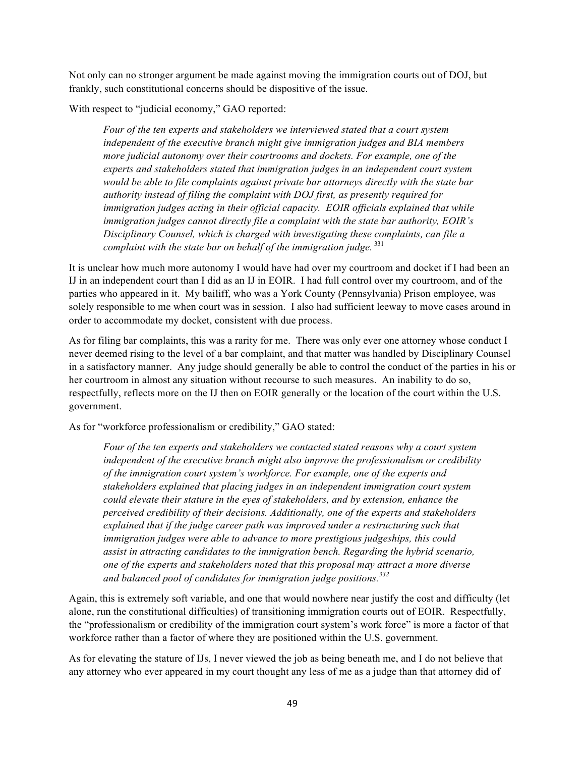Not only can no stronger argument be made against moving the immigration courts out of DOJ, but frankly, such constitutional concerns should be dispositive of the issue.

With respect to "judicial economy," GAO reported:

> *Four of the ten experts and stakeholders we interviewed stated that a court system independent of the executive branch might give immigration judges and BIA members more judicial autonomy over their courtrooms and dockets. For example, one of the experts and stakeholders stated that immigration judges in an independent court system would be able to file complaints against private bar attorneys directly with the state bar authority instead of filing the complaint with DOJ first, as presently required for immigration judges acting in their official capacity. EOIR officials explained that while immigration judges cannot directly file a complaint with the state bar authority, EOIR's Disciplinary Counsel, which is charged with investigating these complaints, can file a complaint with the state bar on behalf of the immigration judge.*[331]

It is unclear how much more autonomy I would have had over my courtroom and docket if I had been an IJ in an independent court than I did as an IJ in EOIR. I had full control over my courtroom, and of the parties who appeared in it. My bailiff, who was a York County (Pennsylvania) Prison employee, was solely responsible to me when court was in session. I also had sufficient leeway to move cases around in order to accommodate my docket, consistent with due process.

As for filing bar complaints, this was a rarity for me. There was only ever one attorney whose conduct I never deemed rising to the level of a bar complaint, and that matter was handled by Disciplinary Counsel in a satisfactory manner. Any judge should generally be able to control the conduct of the parties in his or her courtroom in almost any situation without recourse to such measures. An inability to do so, respectfully, reflects more on the IJ then on EOIR generally or the location of the court within the U.S. government.

As for "workforce professionalism or credibility," GAO stated:

> *Four of the ten experts and stakeholders we contacted stated reasons why a court system independent of the executive branch might also improve the professionalism or credibility of the immigration court system's workforce. For example, one of the experts and stakeholders explained that placing judges in an independent immigration court system could elevate their stature in the eyes of stakeholders, and by extension, enhance the perceived credibility of their decisions. Additionally, one of the experts and stakeholders explained that if the judge career path was improved under a restructuring such that immigration judges were able to advance to more prestigious judgeships, this could assist in attracting candidates to the immigration bench. Regarding the hybrid scenario, one of the experts and stakeholders noted that this proposal may attract a more diverse and balanced pool of candidates for immigration judge positions.*[332]

Again, this is extremely soft variable, and one that would nowhere near justify the cost and difficulty (let alone, run the constitutional difficulties) of transitioning immigration courts out of EOIR. Respectfully, the "professionalism or credibility of the immigration court system's work force" is more a factor of that workforce rather than a factor of where they are positioned within the U.S. government.

As for elevating the stature of IJs, I never viewed the job as being beneath me, and I do not believe that any attorney who ever appeared in my court thought any less of me as a judge than that attorney did of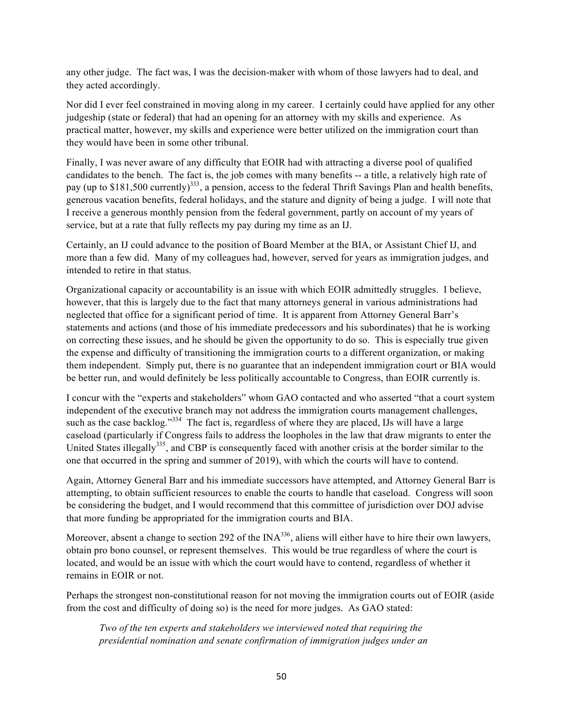any other judge. The fact was, I was the decision-maker with whom of those lawyers had to deal, and they acted accordingly.

Nor did I ever feel constrained in moving along in my career. I certainly could have applied for any other judgeship (state or federal) that had an opening for an attorney with my skills and experience. As practical matter, however, my skills and experience were better utilized on the immigration court than they would have been in some other tribunal.

Finally, I was never aware of any difficulty that EOIR had with attracting a diverse pool of qualified candidates to the bench. The fact is, the job comes with many benefits -- a title, a relatively high rate of pay (up to $181,500 currently)[333], a pension, access to the federal Thrift Savings Plan and health benefits, generous vacation benefits, federal holidays, and the stature and dignity of being a judge. I will note that I receive a generous monthly pension from the federal government, partly on account of my years of service, but at a rate that fully reflects my pay during my time as an IJ.

Certainly, an IJ could advance to the position of Board Member at the BIA, or Assistant Chief IJ, and more than a few did. Many of my colleagues had, however, served for years as immigration judges, and intended to retire in that status.

Organizational capacity or accountability is an issue with which EOIR admittedly struggles. I believe, however, that this is largely due to the fact that many attorneys general in various administrations had neglected that office for a significant period of time. It is apparent from Attorney General Barr's statements and actions (and those of his immediate predecessors and his subordinates) that he is working on correcting these issues, and he should be given the opportunity to do so. This is especially true given the expense and difficulty of transitioning the immigration courts to a different organization, or making them independent. Simply put, there is no guarantee that an independent immigration court or BIA would be better run, and would definitely be less politically accountable to Congress, than EOIR currently is.

I concur with the "experts and stakeholders" whom GAO contacted and who asserted "that a court system independent of the executive branch may not address the immigration courts management challenges, such as the case backlog."[334] The fact is, regardless of where they are placed, IJs will have a large caseload (particularly if Congress fails to address the loopholes in the law that draw migrants to enter the United States illegally[335], and CBP is consequently faced with another crisis at the border similar to the one that occurred in the spring and summer of 2019), with which the courts will have to contend.

Again, Attorney General Barr and his immediate successors have attempted, and Attorney General Barr is attempting, to obtain sufficient resources to enable the courts to handle that caseload. Congress will soon be considering the budget, and I would recommend that this committee of jurisdiction over DOJ advise that more funding be appropriated for the immigration courts and BIA.

Moreover, absent a change to section 292 of the INA[336], aliens will either have to hire their own lawyers, obtain pro bono counsel, or represent themselves. This would be true regardless of where the court is located, and would be an issue with which the court would have to contend, regardless of whether it remains in EOIR or not.

Perhaps the strongest non-constitutional reason for not moving the immigration courts out of EOIR (aside from the cost and difficulty of doing so) is the need for more judges. As GAO stated:

> *Two of the ten experts and stakeholders we interviewed noted that requiring the presidential nomination and senate confirmation of immigration judges under an*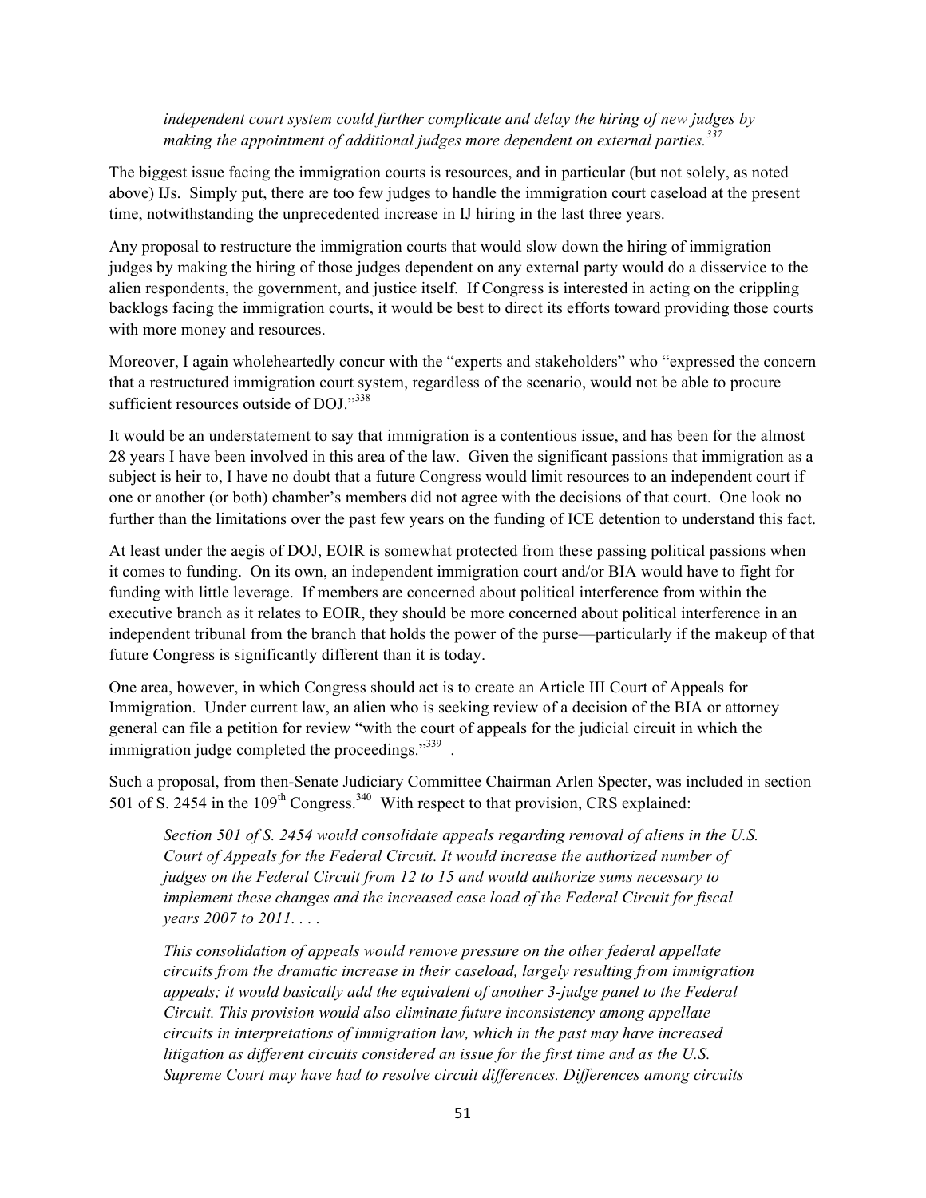*independent court system could further complicate and delay the hiring of new judges by making the appointment of additional judges more dependent on external parties.*[337]

The biggest issue facing the immigration courts is resources, and in particular (but not solely, as noted above) IJs. Simply put, there are too few judges to handle the immigration court caseload at the present time, notwithstanding the unprecedented increase in IJ hiring in the last three years.

Any proposal to restructure the immigration courts that would slow down the hiring of immigration judges by making the hiring of those judges dependent on any external party would do a disservice to the alien respondents, the government, and justice itself. If Congress is interested in acting on the crippling backlogs facing the immigration courts, it would be best to direct its efforts toward providing those courts with more money and resources.

Moreover, I again wholeheartedly concur with the "experts and stakeholders" who "expressed the concern that a restructured immigration court system, regardless of the scenario, would not be able to procure sufficient resources outside of DOJ."[338]

It would be an understatement to say that immigration is a contentious issue, and has been for the almost 28 years I have been involved in this area of the law. Given the significant passions that immigration as a subject is heir to, I have no doubt that a future Congress would limit resources to an independent court if one or another (or both) chamber's members did not agree with the decisions of that court. One look no further than the limitations over the past few years on the funding of ICE detention to understand this fact.

At least under the aegis of DOJ, EOIR is somewhat protected from these passing political passions when it comes to funding. On its own, an independent immigration court and/or BIA would have to fight for funding with little leverage. If members are concerned about political interference from within the executive branch as it relates to EOIR, they should be more concerned about political interference in an independent tribunal from the branch that holds the power of the purse—particularly if the makeup of that future Congress is significantly different than it is today.

One area, however, in which Congress should act is to create an Article III Court of Appeals for Immigration. Under current law, an alien who is seeking review of a decision of the BIA or attorney general can file a petition for review "with the court of appeals for the judicial circuit in which the immigration judge completed the proceedings."[339] .

Such a proposal, from then-Senate Judiciary Committee Chairman Arlen Specter, was included in section 501 of S. 2454 in the 109th Congress.[340] With respect to that provision, CRS explained:

> *Section 501 of S. 2454 would consolidate appeals regarding removal of aliens in the U.S. Court of Appeals for the Federal Circuit. It would increase the authorized number of judges on the Federal Circuit from 12 to 15 and would authorize sums necessary to implement these changes and the increased case load of the Federal Circuit for fiscal years 2007 to 2011. . . .*
>
> *This consolidation of appeals would remove pressure on the other federal appellate circuits from the dramatic increase in their caseload, largely resulting from immigration appeals; it would basically add the equivalent of another 3-judge panel to the Federal Circuit. This provision would also eliminate future inconsistency among appellate circuits in interpretations of immigration law, which in the past may have increased litigation as different circuits considered an issue for the first time and as the U.S. Supreme Court may have had to resolve circuit differences. Differences among circuits*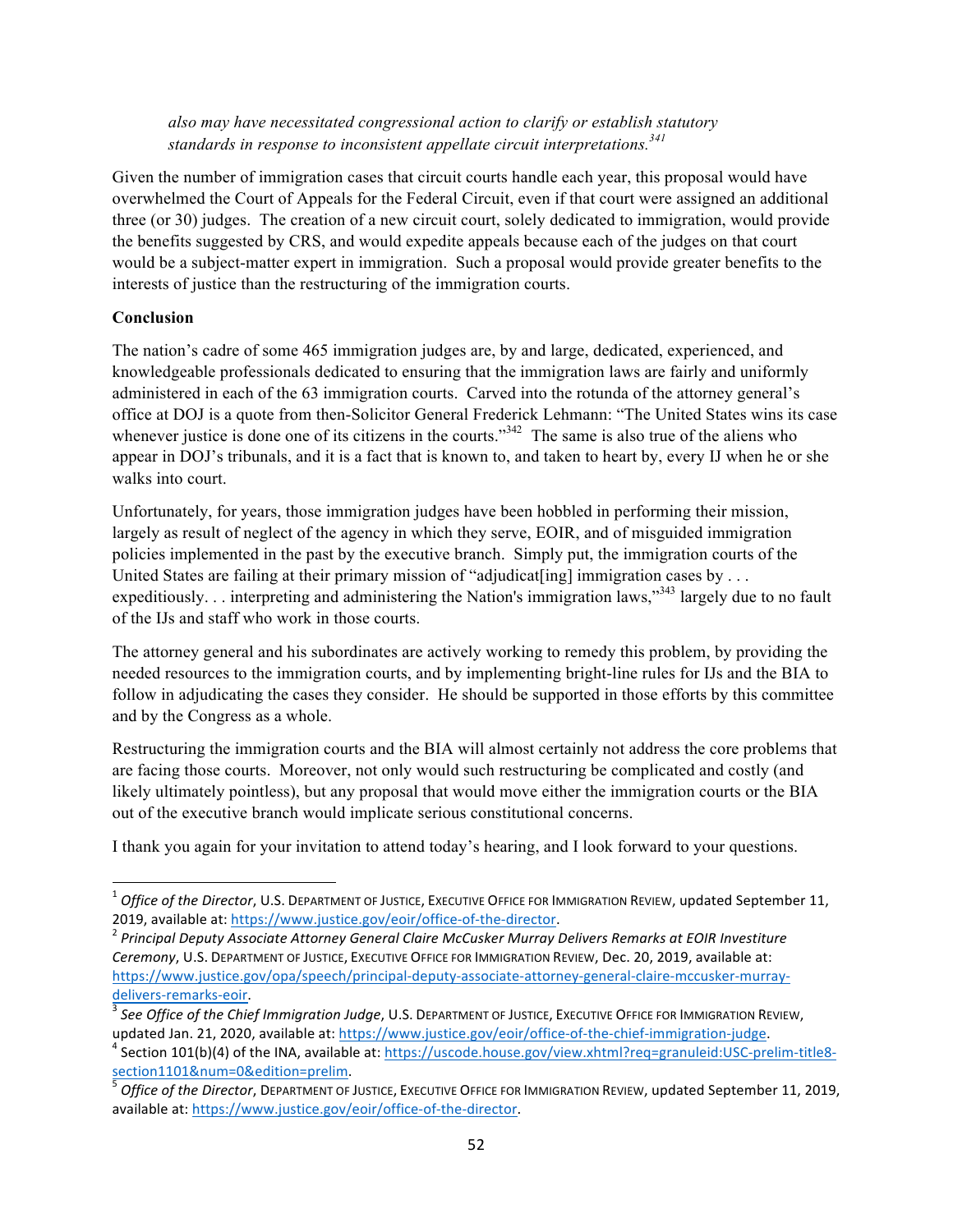*also may have necessitated congressional action to clarify or establish statutory standards in response to inconsistent appellate circuit interpretations.*[341]

Given the number of immigration cases that circuit courts handle each year, this proposal would have overwhelmed the Court of Appeals for the Federal Circuit, even if that court were assigned an additional three (or 30) judges. The creation of a new circuit court, solely dedicated to immigration, would provide the benefits suggested by CRS, and would expedite appeals because each of the judges on that court would be a subject-matter expert in immigration. Such a proposal would provide greater benefits to the interests of justice than the restructuring of the immigration courts.

**Conclusion**

The nation's cadre of some 465 immigration judges are, by and large, dedicated, experienced, and knowledgeable professionals dedicated to ensuring that the immigration laws are fairly and uniformly administered in each of the 63 immigration courts. Carved into the rotunda of the attorney general's office at DOJ is a quote from then-Solicitor General Frederick Lehmann: "The United States wins its case whenever justice is done one of its citizens in the courts."[342] The same is also true of the aliens who appear in DOJ's tribunals, and it is a fact that is known to, and taken to heart by, every IJ when he or she walks into court.

Unfortunately, for years, those immigration judges have been hobbled in performing their mission, largely as result of neglect of the agency in which they serve, EOIR, and of misguided immigration policies implemented in the past by the executive branch. Simply put, the immigration courts of the United States are failing at their primary mission of "adjudicat[ing] immigration cases by . . . expeditiously. . . interpreting and administering the Nation's immigration laws,"[343] largely due to no fault of the IJs and staff who work in those courts.

The attorney general and his subordinates are actively working to remedy this problem, by providing the needed resources to the immigration courts, and by implementing bright-line rules for IJs and the BIA to follow in adjudicating the cases they consider. He should be supported in those efforts by this committee and by the Congress as a whole.

Restructuring the immigration courts and the BIA will almost certainly not address the core problems that are facing those courts. Moreover, not only would such restructuring be complicated and costly (and likely ultimately pointless), but any proposal that would move either the immigration courts or the BIA out of the executive branch would implicate serious constitutional concerns.

I thank you again for your invitation to attend today's hearing, and I look forward to your questions.

---

[1] *Office of the Director*, U.S. Department of Justice, Executive Office for Immigration Review, updated September 11, 2019, available at: https://www.justice.gov/eoir/office-of-the-director.

[2] *Principal Deputy Associate Attorney General Claire McCusker Murray Delivers Remarks at EOIR Investiture Ceremony*, U.S. Department of Justice, Executive Office for Immigration Review, Dec. 20, 2019, available at: https://www.justice.gov/opa/speech/principal-deputy-associate-attorney-general-claire-mccusker-murray-delivers-remarks-eoir.

[3] *See Office of the Chief Immigration Judge*, U.S. Department of Justice, Executive Office for Immigration Review, updated Jan. 21, 2020, available at: https://www.justice.gov/eoir/office-of-the-chief-immigration-judge.

[4] Section 101(b)(4) of the INA, available at: https://uscode.house.gov/view.xhtml?req=granuleid:USC-prelim-title8-section1101&num=0&edition=prelim.

[5] *Office of the Director*, Department of Justice, Executive Office for Immigration Review, updated September 11, 2019, available at: https://www.justice.gov/eoir/office-of-the-director.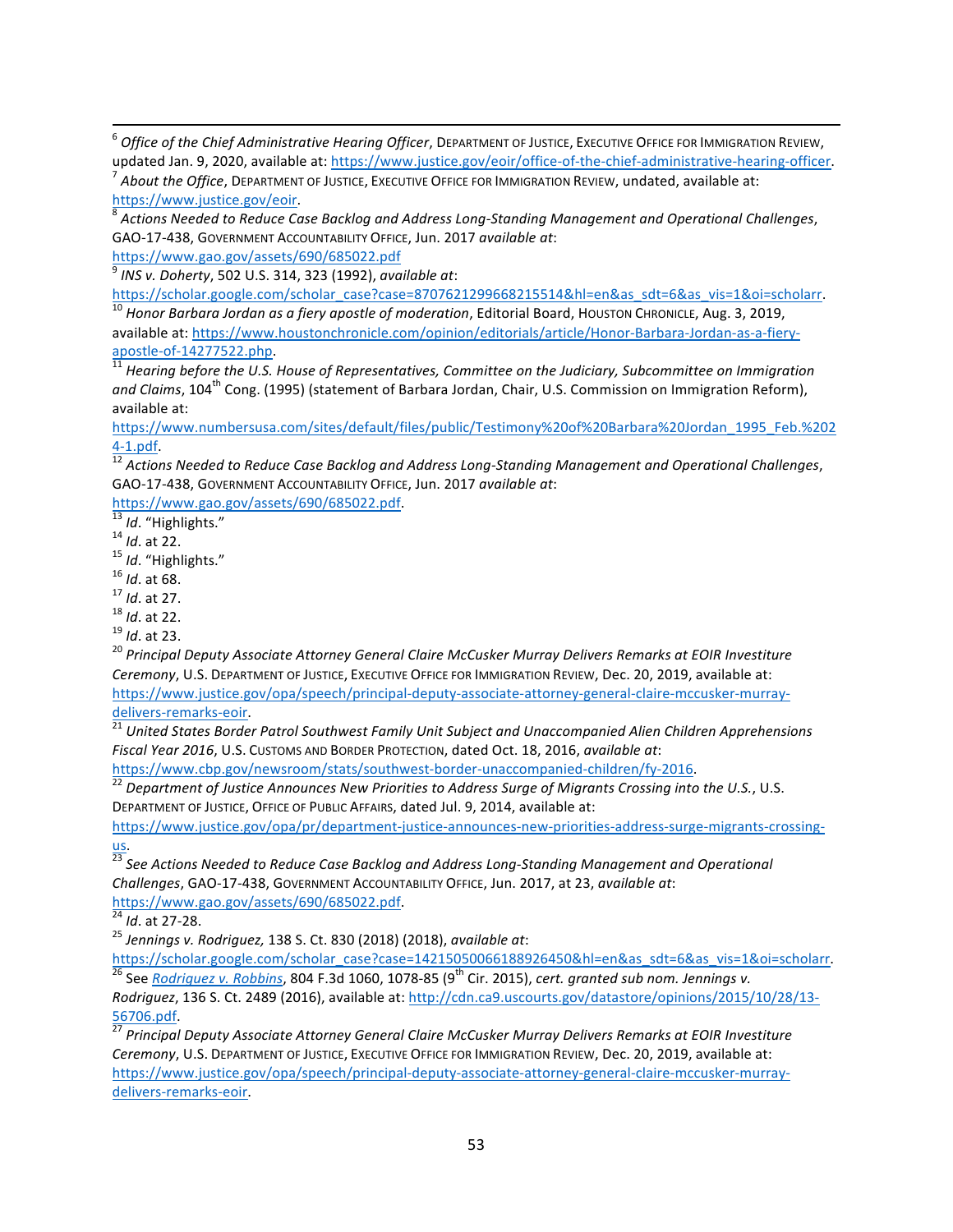[6] *Office of the Chief Administrative Hearing Officer*, Department of Justice, Executive Office for Immigration Review, updated Jan. 9, 2020, available at: https://www.justice.gov/eoir/office-of-the-chief-administrative-hearing-officer.

[7] *About the Office*, Department of Justice, Executive Office for Immigration Review, undated, available at: https://www.justice.gov/eoir.

[8] *Actions Needed to Reduce Case Backlog and Address Long-Standing Management and Operational Challenges*, GAO-17-438, Government Accountability Office, Jun. 2017 *available at*: https://www.gao.gov/assets/690/685022.pdf

[9] *INS v. Doherty*, 502 U.S. 314, 323 (1992), *available at*: https://scholar.google.com/scholar_case?case=8707621299668215514&hl=en&as_sdt=6&as_vis=1&oi=scholarr.

[10] *Honor Barbara Jordan as a fiery apostle of moderation*, Editorial Board, Houston Chronicle, Aug. 3, 2019, available at: https://www.houstonchronicle.com/opinion/editorials/article/Honor-Barbara-Jordan-as-a-fiery-apostle-of-14277522.php.

[11] *Hearing before the U.S. House of Representatives, Committee on the Judiciary, Subcommittee on Immigration and Claims*, 104th Cong. (1995) (statement of Barbara Jordan, Chair, U.S. Commission on Immigration Reform), available at: https://www.numbersusa.com/sites/default/files/public/Testimony%20of%20Barbara%20Jordan_1995_Feb.%2024-1.pdf.

[12] *Actions Needed to Reduce Case Backlog and Address Long-Standing Management and Operational Challenges*, GAO-17-438, Government Accountability Office, Jun. 2017 *available at*: https://www.gao.gov/assets/690/685022.pdf.

[13] *Id*. "Highlights."

[14] *Id*. at 22.

[15] *Id*. "Highlights."

[16] *Id*. at 68.

[17] *Id*. at 27.

[18] *Id*. at 22.

[19] *Id*. at 23.

[20] *Principal Deputy Associate Attorney General Claire McCusker Murray Delivers Remarks at EOIR Investiture Ceremony*, U.S. Department of Justice, Executive Office for Immigration Review, Dec. 20, 2019, available at: https://www.justice.gov/opa/speech/principal-deputy-associate-attorney-general-claire-mccusker-murray-delivers-remarks-eoir.

[21] *United States Border Patrol Southwest Family Unit Subject and Unaccompanied Alien Children Apprehensions Fiscal Year 2016*, U.S. Customs and Border Protection, dated Oct. 18, 2016, *available at*: https://www.cbp.gov/newsroom/stats/southwest-border-unaccompanied-children/fy-2016.

[22] *Department of Justice Announces New Priorities to Address Surge of Migrants Crossing into the U.S.*, U.S. Department of Justice, Office of Public Affairs, dated Jul. 9, 2014, available at: https://www.justice.gov/opa/pr/department-justice-announces-new-priorities-address-surge-migrants-crossing-us.

[23] *See Actions Needed to Reduce Case Backlog and Address Long-Standing Management and Operational Challenges*, GAO-17-438, Government Accountability Office, Jun. 2017, at 23, *available at*: https://www.gao.gov/assets/690/685022.pdf.

[24] *Id*. at 27-28.

[25] *Jennings v. Rodriguez,* 138 S. Ct. 830 (2018) (2018), *available at*: https://scholar.google.com/scholar_case?case=14215050066188926450&hl=en&as_sdt=6&as_vis=1&oi=scholarr.

[26] See *Rodriguez v. Robbins*, 804 F.3d 1060, 1078-85 (9th Cir. 2015), *cert. granted sub nom. Jennings v. Rodriguez*, 136 S. Ct. 2489 (2016), available at: http://cdn.ca9.uscourts.gov/datastore/opinions/2015/10/28/13-56706.pdf.

[27] *Principal Deputy Associate Attorney General Claire McCusker Murray Delivers Remarks at EOIR Investiture Ceremony*, U.S. Department of Justice, Executive Office for Immigration Review, Dec. 20, 2019, available at: https://www.justice.gov/opa/speech/principal-deputy-associate-attorney-general-claire-mccusker-murray-delivers-remarks-eoir.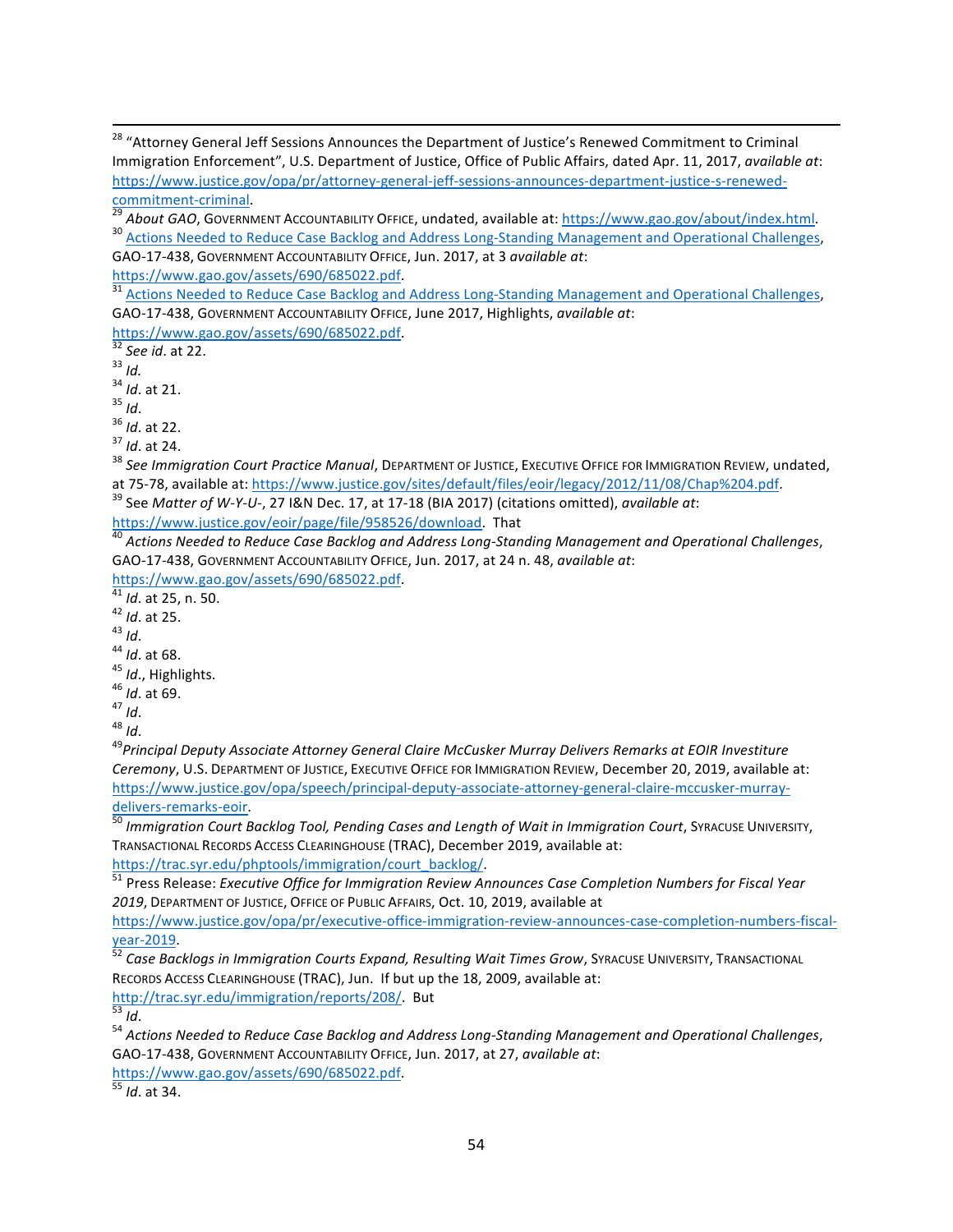[28] "Attorney General Jeff Sessions Announces the Department of Justice's Renewed Commitment to Criminal Immigration Enforcement", U.S. Department of Justice, Office of Public Affairs, dated Apr. 11, 2017, *available at*: https://www.justice.gov/opa/pr/attorney-general-jeff-sessions-announces-department-justice-s-renewed-commitment-criminal.

[29] *About GAO*, GOVERNMENT ACCOUNTABILITY OFFICE, undated, available at: https://www.gao.gov/about/index.html.

[30] Actions Needed to Reduce Case Backlog and Address Long-Standing Management and Operational Challenges, GAO-17-438, GOVERNMENT ACCOUNTABILITY OFFICE, Jun. 2017, at 3 *available at*: https://www.gao.gov/assets/690/685022.pdf.

[31] Actions Needed to Reduce Case Backlog and Address Long-Standing Management and Operational Challenges, GAO-17-438, GOVERNMENT ACCOUNTABILITY OFFICE, June 2017, Highlights, *available at*: https://www.gao.gov/assets/690/685022.pdf.

[32] *See id*. at 22.

[33] *Id.*

[34] *Id*. at 21.

[35] *Id*.

[36] *Id*. at 22.

[37] *Id*. at 24.

[38] *See Immigration Court Practice Manual*, DEPARTMENT OF JUSTICE, EXECUTIVE OFFICE FOR IMMIGRATION REVIEW, undated, at 75-78, available at: https://www.justice.gov/sites/default/files/eoir/legacy/2012/11/08/Chap%204.pdf.

[39] See *Matter of W-Y-U-*, 27 I&N Dec. 17, at 17-18 (BIA 2017) (citations omitted), *available at*: https://www.justice.gov/eoir/page/file/958526/download. That

[40] *Actions Needed to Reduce Case Backlog and Address Long-Standing Management and Operational Challenges*, GAO-17-438, GOVERNMENT ACCOUNTABILITY OFFICE, Jun. 2017, at 24 n. 48, *available at*: https://www.gao.gov/assets/690/685022.pdf.

[41] *Id*. at 25, n. 50.

[42] *Id*. at 25.

[43] *Id*.

[44] *Id*. at 68.

[45] *Id*., Highlights.

[46] *Id*. at 69.

[47] *Id*.

[48] *Id*.

[49] *Principal Deputy Associate Attorney General Claire McCusker Murray Delivers Remarks at EOIR Investiture Ceremony*, U.S. DEPARTMENT OF JUSTICE, EXECUTIVE OFFICE FOR IMMIGRATION REVIEW, December 20, 2019, available at: https://www.justice.gov/opa/speech/principal-deputy-associate-attorney-general-claire-mccusker-murray-delivers-remarks-eoir.

[50] *Immigration Court Backlog Tool, Pending Cases and Length of Wait in Immigration Court*, SYRACUSE UNIVERSITY, TRANSACTIONAL RECORDS ACCESS CLEARINGHOUSE (TRAC), December 2019, available at: https://trac.syr.edu/phptools/immigration/court_backlog/.

[51] Press Release: *Executive Office for Immigration Review Announces Case Completion Numbers for Fiscal Year 2019*, DEPARTMENT OF JUSTICE, OFFICE OF PUBLIC AFFAIRS, Oct. 10, 2019, available at https://www.justice.gov/opa/pr/executive-office-immigration-review-announces-case-completion-numbers-fiscal-year-2019.

[52] *Case Backlogs in Immigration Courts Expand, Resulting Wait Times Grow*, SYRACUSE UNIVERSITY, TRANSACTIONAL RECORDS ACCESS CLEARINGHOUSE (TRAC), Jun. If but up the 18, 2009, available at: http://trac.syr.edu/immigration/reports/208/. But

[53] *Id*.

[54] *Actions Needed to Reduce Case Backlog and Address Long-Standing Management and Operational Challenges*, GAO-17-438, GOVERNMENT ACCOUNTABILITY OFFICE, Jun. 2017, at 27, *available at*: https://www.gao.gov/assets/690/685022.pdf.

[55] *Id*. at 34.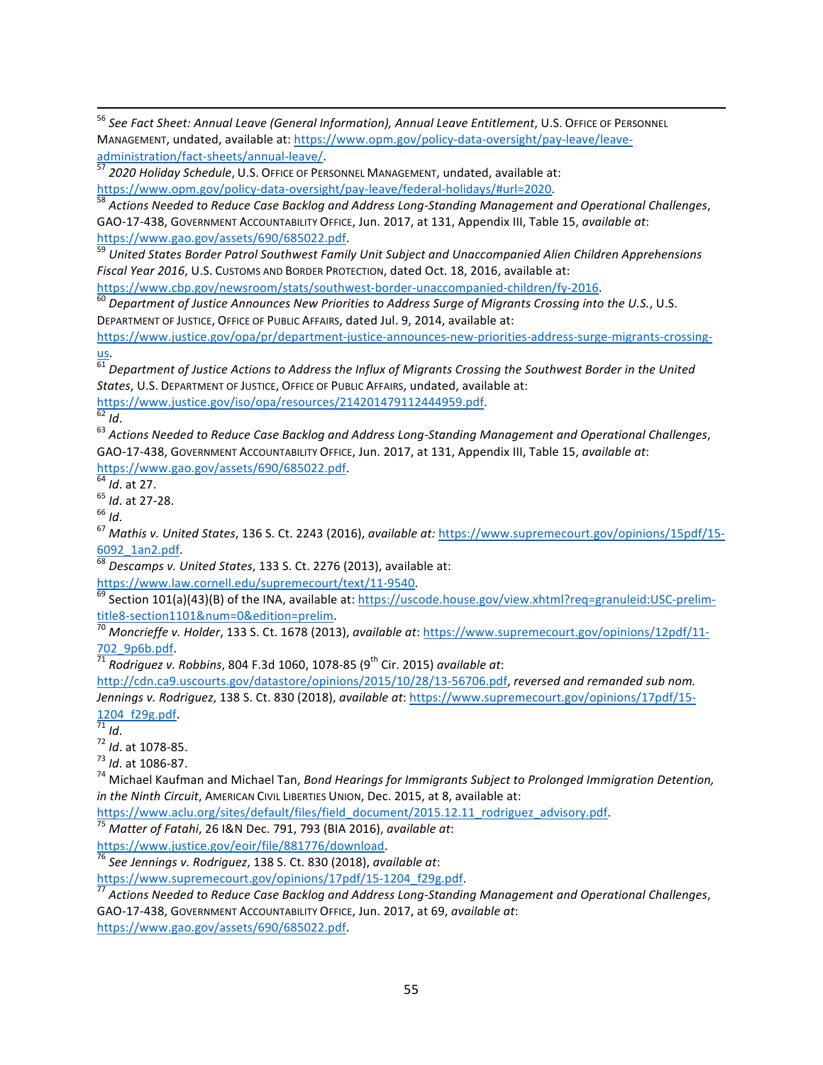[56] *See Fact Sheet: Annual Leave (General Information), Annual Leave Entitlement*, U.S. Office of Personnel Management, undated, available at: https://www.opm.gov/policy-data-oversight/pay-leave/leave-administration/fact-sheets/annual-leave/.

[57] *2020 Holiday Schedule*, U.S. Office of Personnel Management, undated, available at: https://www.opm.gov/policy-data-oversight/pay-leave/federal-holidays/#url=2020.

[58] *Actions Needed to Reduce Case Backlog and Address Long-Standing Management and Operational Challenges*, GAO-17-438, Government Accountability Office, Jun. 2017, at 131, Appendix III, Table 15, *available at*: https://www.gao.gov/assets/690/685022.pdf.

[59] *United States Border Patrol Southwest Family Unit Subject and Unaccompanied Alien Children Apprehensions Fiscal Year 2016*, U.S. Customs and Border Protection, dated Oct. 18, 2016, available at: https://www.cbp.gov/newsroom/stats/southwest-border-unaccompanied-children/fy-2016.

[60] *Department of Justice Announces New Priorities to Address Surge of Migrants Crossing into the U.S.*, U.S. Department of Justice, Office of Public Affairs, dated Jul. 9, 2014, available at: https://www.justice.gov/opa/pr/department-justice-announces-new-priorities-address-surge-migrants-crossing-us.

[61] *Department of Justice Actions to Address the Influx of Migrants Crossing the Southwest Border in the United States*, U.S. Department of Justice, Office of Public Affairs, undated, available at: https://www.justice.gov/iso/opa/resources/214201479112444959.pdf.

[62] *Id*.

[63] *Actions Needed to Reduce Case Backlog and Address Long-Standing Management and Operational Challenges*, GAO-17-438, Government Accountability Office, Jun. 2017, at 131, Appendix III, Table 15, *available at*: https://www.gao.gov/assets/690/685022.pdf.

[64] *Id*. at 27.

[65] *Id*. at 27-28.

[66] *Id*.

[67] *Mathis v. United States*, 136 S. Ct. 2243 (2016), *available at:* https://www.supremecourt.gov/opinions/15pdf/15-6092_1an2.pdf.

[68] *Descamps v. United States*, 133 S. Ct. 2276 (2013), available at: https://www.law.cornell.edu/supremecourt/text/11-9540.

[69] Section 101(a)(43)(B) of the INA, available at: https://uscode.house.gov/view.xhtml?req=granuleid:USC-prelim-title8-section1101&num=0&edition=prelim.

[70] *Moncrieffe v. Holder*, 133 S. Ct. 1678 (2013), *available at*: https://www.supremecourt.gov/opinions/12pdf/11-702_9p6b.pdf.

[71] *Rodriguez v. Robbins*, 804 F.3d 1060, 1078-85 (9th Cir. 2015) *available at*: http://cdn.ca9.uscourts.gov/datastore/opinions/2015/10/28/13-56706.pdf, *reversed and remanded sub nom. Jennings v. Rodriguez*, 138 S. Ct. 830 (2018), *available at*: https://www.supremecourt.gov/opinions/17pdf/15-1204_f29g.pdf.

[71] *Id*.

[72] *Id*. at 1078-85.

[73] *Id*. at 1086-87.

[74] Michael Kaufman and Michael Tan, *Bond Hearings for Immigrants Subject to Prolonged Immigration Detention, in the Ninth Circuit*, American Civil Liberties Union, Dec. 2015, at 8, available at: https://www.aclu.org/sites/default/files/field_document/2015.12.11_rodriguez_advisory.pdf.

[75] *Matter of Fatahi*, 26 I&N Dec. 791, 793 (BIA 2016), *available at*: https://www.justice.gov/eoir/file/881776/download.

[76] *See Jennings v. Rodriguez*, 138 S. Ct. 830 (2018), *available at*: https://www.supremecourt.gov/opinions/17pdf/15-1204_f29g.pdf.

[77] *Actions Needed to Reduce Case Backlog and Address Long-Standing Management and Operational Challenges*, GAO-17-438, Government Accountability Office, Jun. 2017, at 69, *available at*: https://www.gao.gov/assets/690/685022.pdf.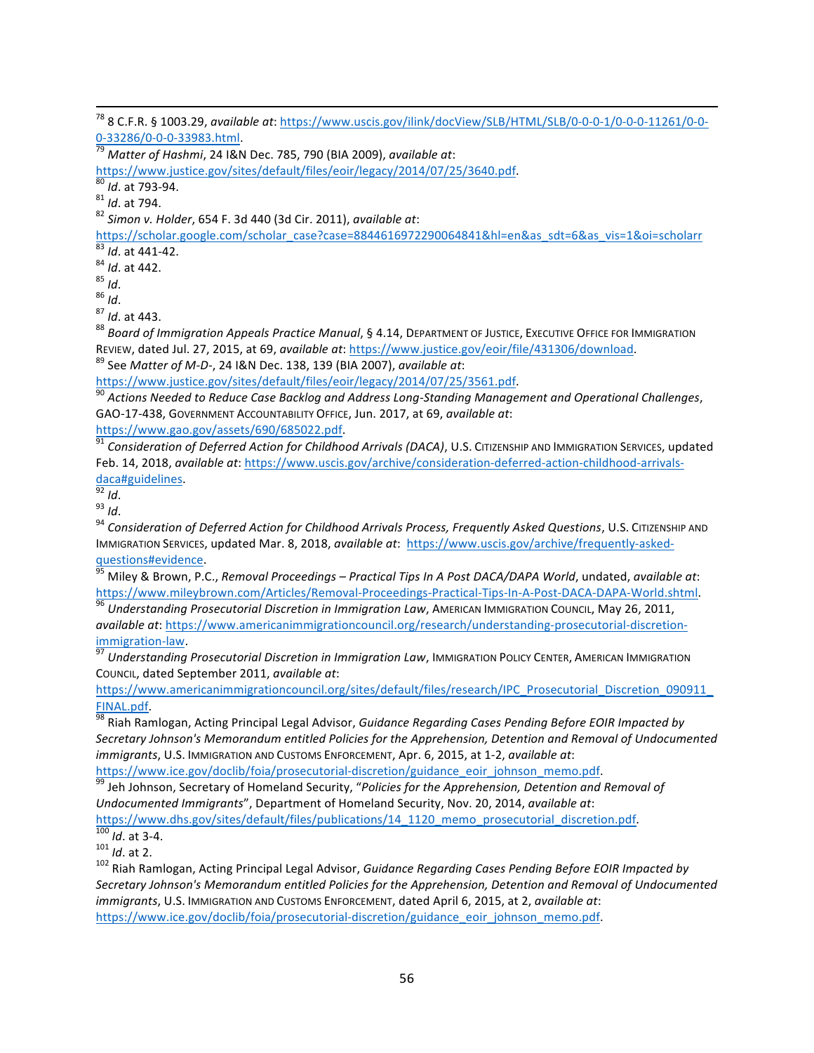[78] 8 C.F.R. § 1003.29, *available at*: https://www.uscis.gov/ilink/docView/SLB/HTML/SLB/0-0-0-1/0-0-0-11261/0-0-0-33286/0-0-0-33983.html.

[79] *Matter of Hashmi*, 24 I&N Dec. 785, 790 (BIA 2009), *available at*: https://www.justice.gov/sites/default/files/eoir/legacy/2014/07/25/3640.pdf.

[80] *Id*. at 793-94.

[81] *Id*. at 794.

[82] *Simon v. Holder*, 654 F. 3d 440 (3d Cir. 2011), *available at*: https://scholar.google.com/scholar_case?case=8844616972290064841&hl=en&as_sdt=6&as_vis=1&oi=scholarr

[83] *Id*. at 441-42.

[84] *Id*. at 442.

[85] *Id*.

[86] *Id*.

[87] *Id*. at 443.

[88] *Board of Immigration Appeals Practice Manual*, § 4.14, Department of Justice, Executive Office for Immigration Review, dated Jul. 27, 2015, at 69, *available at*: https://www.justice.gov/eoir/file/431306/download.

[89] See *Matter of M-D-*, 24 I&N Dec. 138, 139 (BIA 2007), *available at*: https://www.justice.gov/sites/default/files/eoir/legacy/2014/07/25/3561.pdf.

[90] *Actions Needed to Reduce Case Backlog and Address Long-Standing Management and Operational Challenges*, GAO-17-438, Government Accountability Office, Jun. 2017, at 69, *available at*: https://www.gao.gov/assets/690/685022.pdf.

[91] *Consideration of Deferred Action for Childhood Arrivals (DACA)*, U.S. Citizenship and Immigration Services, updated Feb. 14, 2018, *available at*: https://www.uscis.gov/archive/consideration-deferred-action-childhood-arrivals-daca#guidelines.

[92] *Id*.

[93] *Id*.

[94] *Consideration of Deferred Action for Childhood Arrivals Process, Frequently Asked Questions*, U.S. Citizenship and Immigration Services, updated Mar. 8, 2018, *available at*: https://www.uscis.gov/archive/frequently-asked-questions#evidence.

[95] Miley & Brown, P.C., *Removal Proceedings – Practical Tips In A Post DACA/DAPA World*, undated, *available at*: https://www.mileybrown.com/Articles/Removal-Proceedings-Practical-Tips-In-A-Post-DACA-DAPA-World.shtml.

[96] *Understanding Prosecutorial Discretion in Immigration Law*, American Immigration Council, May 26, 2011, *available at*: https://www.americanimmigrationcouncil.org/research/understanding-prosecutorial-discretion-immigration-law.

[97] *Understanding Prosecutorial Discretion in Immigration Law*, Immigration Policy Center, American Immigration Council, dated September 2011, *available at*: https://www.americanimmigrationcouncil.org/sites/default/files/research/IPC_Prosecutorial_Discretion_090911_FINAL.pdf.

[98] Riah Ramlogan, Acting Principal Legal Advisor, *Guidance Regarding Cases Pending Before EOIR Impacted by Secretary Johnson's Memorandum entitled Policies for the Apprehension, Detention and Removal of Undocumented immigrants*, U.S. Immigration and Customs Enforcement, Apr. 6, 2015, at 1-2, *available at*: https://www.ice.gov/doclib/foia/prosecutorial-discretion/guidance_eoir_johnson_memo.pdf.

[99] Jeh Johnson, Secretary of Homeland Security, "*Policies for the Apprehension, Detention and Removal of Undocumented Immigrants*", Department of Homeland Security, Nov. 20, 2014, *available at*: https://www.dhs.gov/sites/default/files/publications/14_1120_memo_prosecutorial_discretion.pdf.

[100] *Id*. at 3-4.

[101] *Id*. at 2.

[102] Riah Ramlogan, Acting Principal Legal Advisor, *Guidance Regarding Cases Pending Before EOIR Impacted by Secretary Johnson's Memorandum entitled Policies for the Apprehension, Detention and Removal of Undocumented immigrants*, U.S. Immigration and Customs Enforcement, dated April 6, 2015, at 2, *available at*: https://www.ice.gov/doclib/foia/prosecutorial-discretion/guidance_eoir_johnson_memo.pdf.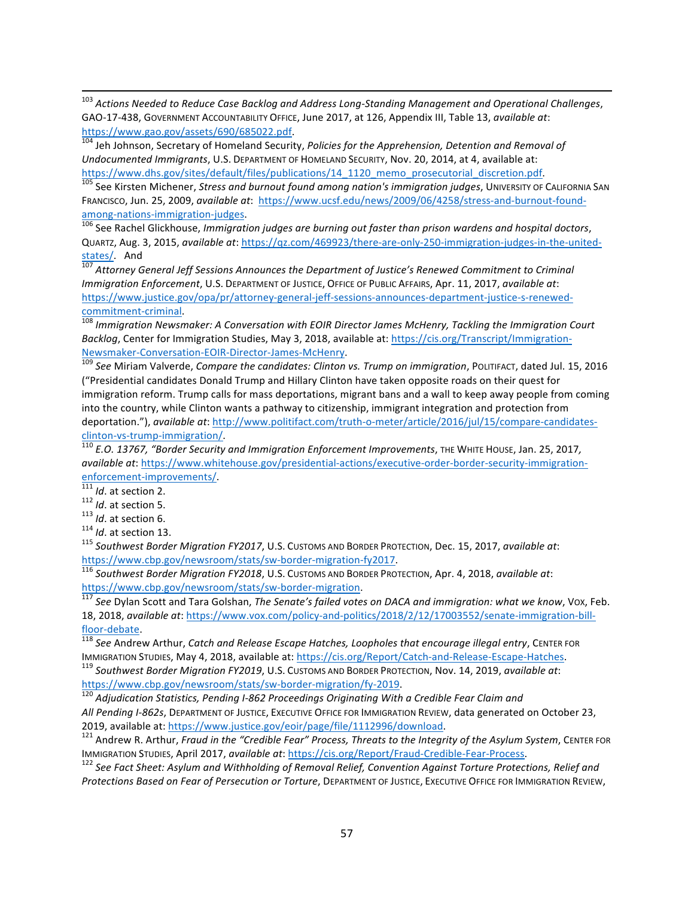[103] *Actions Needed to Reduce Case Backlog and Address Long-Standing Management and Operational Challenges*, GAO-17-438, GOVERNMENT ACCOUNTABILITY OFFICE, June 2017, at 126, Appendix III, Table 13, *available at*: https://www.gao.gov/assets/690/685022.pdf.

[104] Jeh Johnson, Secretary of Homeland Security, *Policies for the Apprehension, Detention and Removal of Undocumented Immigrants*, U.S. DEPARTMENT OF HOMELAND SECURITY, Nov. 20, 2014, at 4, available at: https://www.dhs.gov/sites/default/files/publications/14_1120_memo_prosecutorial_discretion.pdf.

[105] See Kirsten Michener, *Stress and burnout found among nation's immigration judges*, UNIVERSITY OF CALIFORNIA SAN FRANCISCO, Jun. 25, 2009, *available at*: https://www.ucsf.edu/news/2009/06/4258/stress-and-burnout-found-among-nations-immigration-judges.

[106] See Rachel Glickhouse, *Immigration judges are burning out faster than prison wardens and hospital doctors*, QUARTZ, Aug. 3, 2015, *available at*: https://qz.com/469923/there-are-only-250-immigration-judges-in-the-united-states/. And

[107] *Attorney General Jeff Sessions Announces the Department of Justice's Renewed Commitment to Criminal Immigration Enforcement*, U.S. DEPARTMENT OF JUSTICE, OFFICE OF PUBLIC AFFAIRS, Apr. 11, 2017, *available at*: https://www.justice.gov/opa/pr/attorney-general-jeff-sessions-announces-department-justice-s-renewed-commitment-criminal.

[108] *Immigration Newsmaker: A Conversation with EOIR Director James McHenry, Tackling the Immigration Court Backlog*, Center for Immigration Studies, May 3, 2018, available at: https://cis.org/Transcript/Immigration-Newsmaker-Conversation-EOIR-Director-James-McHenry.

[109] *See* Miriam Valverde, *Compare the candidates: Clinton vs. Trump on immigration*, POLITIFACT, dated Jul. 15, 2016 ("Presidential candidates Donald Trump and Hillary Clinton have taken opposite roads on their quest for immigration reform. Trump calls for mass deportations, migrant bans and a wall to keep away people from coming into the country, while Clinton wants a pathway to citizenship, immigrant integration and protection from deportation."), *available at*: http://www.politifact.com/truth-o-meter/article/2016/jul/15/compare-candidates-clinton-vs-trump-immigration/.

[110] *E.O. 13767, "Border Security and Immigration Enforcement Improvements*, THE WHITE HOUSE, Jan. 25, 2017, *available at*: https://www.whitehouse.gov/presidential-actions/executive-order-border-security-immigration-enforcement-improvements/.

[111] *Id*. at section 2.

[112] *Id*. at section 5.

[113] *Id*. at section 6.

[114] *Id*. at section 13.

[115] *Southwest Border Migration FY2017*, U.S. CUSTOMS AND BORDER PROTECTION, Dec. 15, 2017, *available at*: https://www.cbp.gov/newsroom/stats/sw-border-migration-fy2017.

[116] *Southwest Border Migration FY2018*, U.S. CUSTOMS AND BORDER PROTECTION, Apr. 4, 2018, *available at*: https://www.cbp.gov/newsroom/stats/sw-border-migration.

[117] *See* Dylan Scott and Tara Golshan, *The Senate's failed votes on DACA and immigration: what we know*, VOX, Feb. 18, 2018, *available at*: https://www.vox.com/policy-and-politics/2018/2/12/17003552/senate-immigration-bill-floor-debate.

[118] *See* Andrew Arthur, *Catch and Release Escape Hatches, Loopholes that encourage illegal entry*, CENTER FOR IMMIGRATION STUDIES, May 4, 2018, available at: https://cis.org/Report/Catch-and-Release-Escape-Hatches.

[119] *Southwest Border Migration FY2019*, U.S. CUSTOMS AND BORDER PROTECTION, Nov. 14, 2019, *available at*: https://www.cbp.gov/newsroom/stats/sw-border-migration/fy-2019.

[120] *Adjudication Statistics, Pending I-862 Proceedings Originating With a Credible Fear Claim and All Pending I-862s*, DEPARTMENT OF JUSTICE, EXECUTIVE OFFICE FOR IMMIGRATION REVIEW, data generated on October 23, 2019, available at: https://www.justice.gov/eoir/page/file/1112996/download.

[121] Andrew R. Arthur, *Fraud in the "Credible Fear" Process, Threats to the Integrity of the Asylum System*, CENTER FOR IMMIGRATION STUDIES, April 2017, *available at*: https://cis.org/Report/Fraud-Credible-Fear-Process.

[122] *See Fact Sheet: Asylum and Withholding of Removal Relief, Convention Against Torture Protections, Relief and Protections Based on Fear of Persecution or Torture*, DEPARTMENT OF JUSTICE, EXECUTIVE OFFICE FOR IMMIGRATION REVIEW,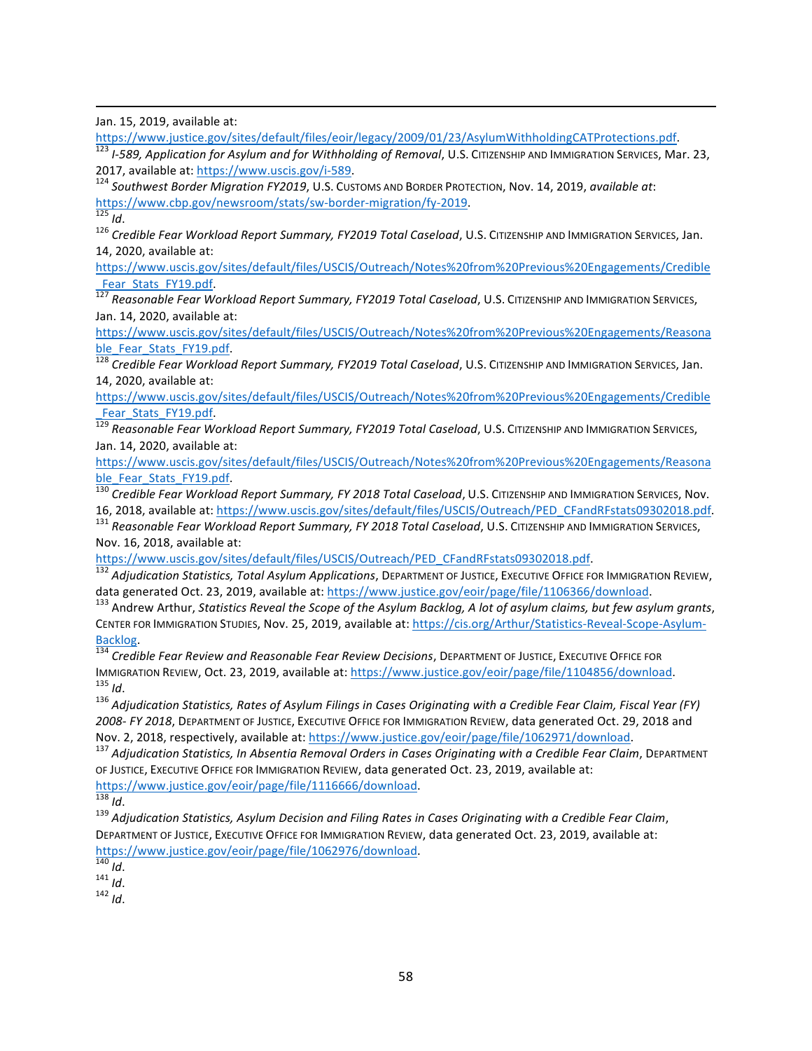Jan. 15, 2019, available at: https://www.justice.gov/sites/default/files/eoir/legacy/2009/01/23/AsylumWithholdingCATProtections.pdf.

[123] *I-589, Application for Asylum and for Withholding of Removal*, U.S. Citizenship and Immigration Services, Mar. 23, 2017, available at: https://www.uscis.gov/i-589.

[124] *Southwest Border Migration FY2019*, U.S. Customs and Border Protection, Nov. 14, 2019, *available at*: https://www.cbp.gov/newsroom/stats/sw-border-migration/fy-2019.

[125] *Id*.

[126] *Credible Fear Workload Report Summary, FY2019 Total Caseload*, U.S. Citizenship and Immigration Services, Jan. 14, 2020, available at: https://www.uscis.gov/sites/default/files/USCIS/Outreach/Notes%20from%20Previous%20Engagements/Credible_Fear_Stats_FY19.pdf.

[127] *Reasonable Fear Workload Report Summary, FY2019 Total Caseload*, U.S. Citizenship and Immigration Services, Jan. 14, 2020, available at: https://www.uscis.gov/sites/default/files/USCIS/Outreach/Notes%20from%20Previous%20Engagements/Reasonable_Fear_Stats_FY19.pdf.

[128] *Credible Fear Workload Report Summary, FY2019 Total Caseload*, U.S. Citizenship and Immigration Services, Jan. 14, 2020, available at: https://www.uscis.gov/sites/default/files/USCIS/Outreach/Notes%20from%20Previous%20Engagements/Credible_Fear_Stats_FY19.pdf.

[129] *Reasonable Fear Workload Report Summary, FY2019 Total Caseload*, U.S. Citizenship and Immigration Services, Jan. 14, 2020, available at: https://www.uscis.gov/sites/default/files/USCIS/Outreach/Notes%20from%20Previous%20Engagements/Reasonable_Fear_Stats_FY19.pdf.

[130] *Credible Fear Workload Report Summary, FY 2018 Total Caseload*, U.S. Citizenship and Immigration Services, Nov. 16, 2018, available at: https://www.uscis.gov/sites/default/files/USCIS/Outreach/PED_CFandRFstats09302018.pdf.

[131] *Reasonable Fear Workload Report Summary, FY 2018 Total Caseload*, U.S. Citizenship and Immigration Services, Nov. 16, 2018, available at: https://www.uscis.gov/sites/default/files/USCIS/Outreach/PED_CFandRFstats09302018.pdf.

[132] *Adjudication Statistics, Total Asylum Applications*, Department of Justice, Executive Office for Immigration Review, data generated Oct. 23, 2019, available at: https://www.justice.gov/eoir/page/file/1106366/download.

[133] Andrew Arthur, *Statistics Reveal the Scope of the Asylum Backlog, A lot of asylum claims, but few asylum grants*, Center for Immigration Studies, Nov. 25, 2019, available at: https://cis.org/Arthur/Statistics-Reveal-Scope-Asylum-Backlog.

[134] *Credible Fear Review and Reasonable Fear Review Decisions*, Department of Justice, Executive Office for Immigration Review, Oct. 23, 2019, available at: https://www.justice.gov/eoir/page/file/1104856/download.

[135] *Id*.

[136] *Adjudication Statistics, Rates of Asylum Filings in Cases Originating with a Credible Fear Claim, Fiscal Year (FY) 2008- FY 2018*, Department of Justice, Executive Office for Immigration Review, data generated Oct. 29, 2018 and Nov. 2, 2018, respectively, available at: https://www.justice.gov/eoir/page/file/1062971/download.

[137] *Adjudication Statistics, In Absentia Removal Orders in Cases Originating with a Credible Fear Claim*, Department of Justice, Executive Office for Immigration Review, data generated Oct. 23, 2019, available at: https://www.justice.gov/eoir/page/file/1116666/download.

[138] *Id*.

[139] *Adjudication Statistics, Asylum Decision and Filing Rates in Cases Originating with a Credible Fear Claim*, Department of Justice, Executive Office for Immigration Review, data generated Oct. 23, 2019, available at: https://www.justice.gov/eoir/page/file/1062976/download.

[140] *Id*.

[141] *Id*.

[142] *Id*.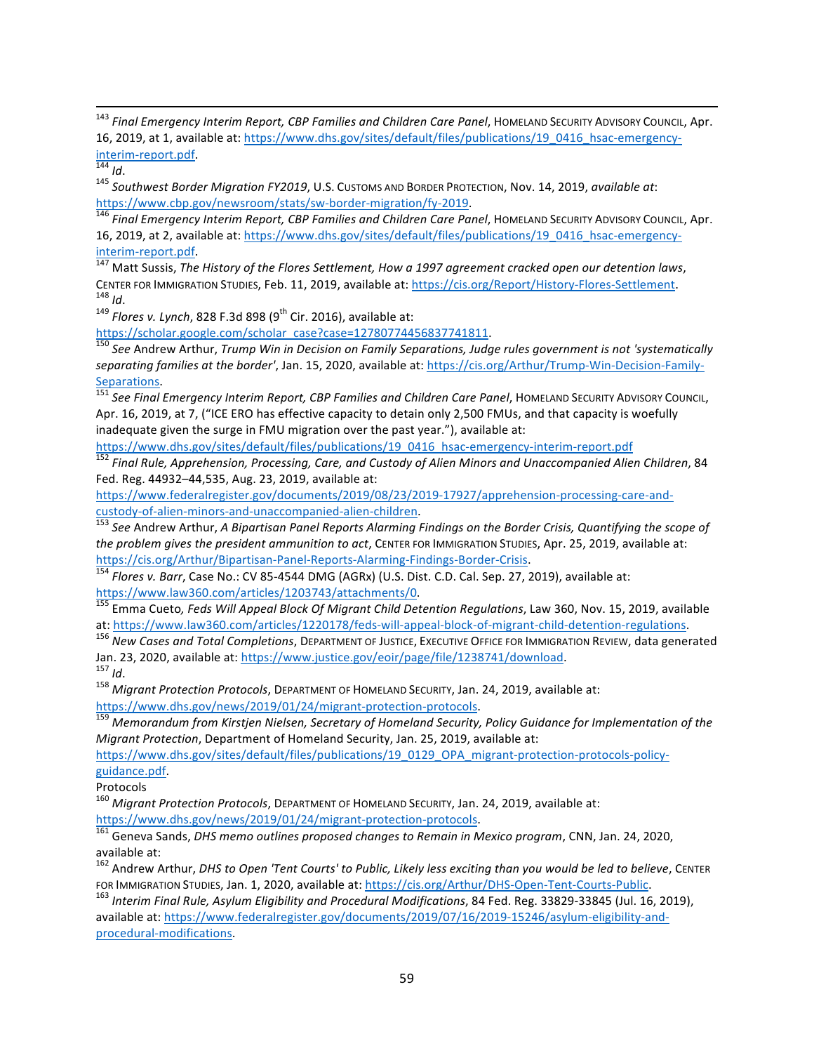[143] *Final Emergency Interim Report, CBP Families and Children Care Panel*, HOMELAND SECURITY ADVISORY COUNCIL, Apr. 16, 2019, at 1, available at: https://www.dhs.gov/sites/default/files/publications/19_0416_hsac-emergency-interim-report.pdf.

[144] *Id*.

[145] *Southwest Border Migration FY2019*, U.S. CUSTOMS AND BORDER PROTECTION, Nov. 14, 2019, *available at*: https://www.cbp.gov/newsroom/stats/sw-border-migration/fy-2019.

[146] *Final Emergency Interim Report, CBP Families and Children Care Panel*, HOMELAND SECURITY ADVISORY COUNCIL, Apr. 16, 2019, at 2, available at: https://www.dhs.gov/sites/default/files/publications/19_0416_hsac-emergency-interim-report.pdf.

[147] Matt Sussis, *The History of the Flores Settlement, How a 1997 agreement cracked open our detention laws*, CENTER FOR IMMIGRATION STUDIES, Feb. 11, 2019, available at: https://cis.org/Report/History-Flores-Settlement.

[148] *Id*.

[149] *Flores v. Lynch*, 828 F.3d 898 (9th Cir. 2016), available at: https://scholar.google.com/scholar_case?case=12780774456837741811.

[150] *See* Andrew Arthur, *Trump Win in Decision on Family Separations, Judge rules government is not 'systematically separating families at the border'*, Jan. 15, 2020, available at: https://cis.org/Arthur/Trump-Win-Decision-Family-Separations.

[151] *See Final Emergency Interim Report, CBP Families and Children Care Panel*, HOMELAND SECURITY ADVISORY COUNCIL, Apr. 16, 2019, at 7, ("ICE ERO has effective capacity to detain only 2,500 FMUs, and that capacity is woefully inadequate given the surge in FMU migration over the past year."), available at: https://www.dhs.gov/sites/default/files/publications/19_0416_hsac-emergency-interim-report.pdf

[152] *Final Rule, Apprehension, Processing, Care, and Custody of Alien Minors and Unaccompanied Alien Children*, 84 Fed. Reg. 44932–44,535, Aug. 23, 2019, available at: https://www.federalregister.gov/documents/2019/08/23/2019-17927/apprehension-processing-care-and-custody-of-alien-minors-and-unaccompanied-alien-children.

[153] *See* Andrew Arthur, *A Bipartisan Panel Reports Alarming Findings on the Border Crisis, Quantifying the scope of the problem gives the president ammunition to act*, CENTER FOR IMMIGRATION STUDIES, Apr. 25, 2019, available at: https://cis.org/Arthur/Bipartisan-Panel-Reports-Alarming-Findings-Border-Crisis.

[154] *Flores v. Barr*, Case No.: CV 85-4544 DMG (AGRx) (U.S. Dist. C.D. Cal. Sep. 27, 2019), available at: https://www.law360.com/articles/1203743/attachments/0.

[155] Emma Cueto*, Feds Will Appeal Block Of Migrant Child Detention Regulations*, Law 360, Nov. 15, 2019, available at: https://www.law360.com/articles/1220178/feds-will-appeal-block-of-migrant-child-detention-regulations.

[156] *New Cases and Total Completions*, DEPARTMENT OF JUSTICE, EXECUTIVE OFFICE FOR IMMIGRATION REVIEW, data generated Jan. 23, 2020, available at: https://www.justice.gov/eoir/page/file/1238741/download.

[157] *Id*.

[158] *Migrant Protection Protocols*, DEPARTMENT OF HOMELAND SECURITY, Jan. 24, 2019, available at: https://www.dhs.gov/news/2019/01/24/migrant-protection-protocols.

[159] *Memorandum from Kirstjen Nielsen, Secretary of Homeland Security, Policy Guidance for Implementation of the Migrant Protection*, Department of Homeland Security, Jan. 25, 2019, available at: https://www.dhs.gov/sites/default/files/publications/19_0129_OPA_migrant-protection-protocols-policy-guidance.pdf.
Protocols

[160] *Migrant Protection Protocols*, DEPARTMENT OF HOMELAND SECURITY, Jan. 24, 2019, available at: https://www.dhs.gov/news/2019/01/24/migrant-protection-protocols.

[161] Geneva Sands, *DHS memo outlines proposed changes to Remain in Mexico program*, CNN, Jan. 24, 2020, available at:

[162] Andrew Arthur, *DHS to Open 'Tent Courts' to Public, Likely less exciting than you would be led to believe*, CENTER FOR IMMIGRATION STUDIES, Jan. 1, 2020, available at: https://cis.org/Arthur/DHS-Open-Tent-Courts-Public.

[163] *Interim Final Rule, Asylum Eligibility and Procedural Modifications*, 84 Fed. Reg. 33829-33845 (Jul. 16, 2019), available at: https://www.federalregister.gov/documents/2019/07/16/2019-15246/asylum-eligibility-and-procedural-modifications.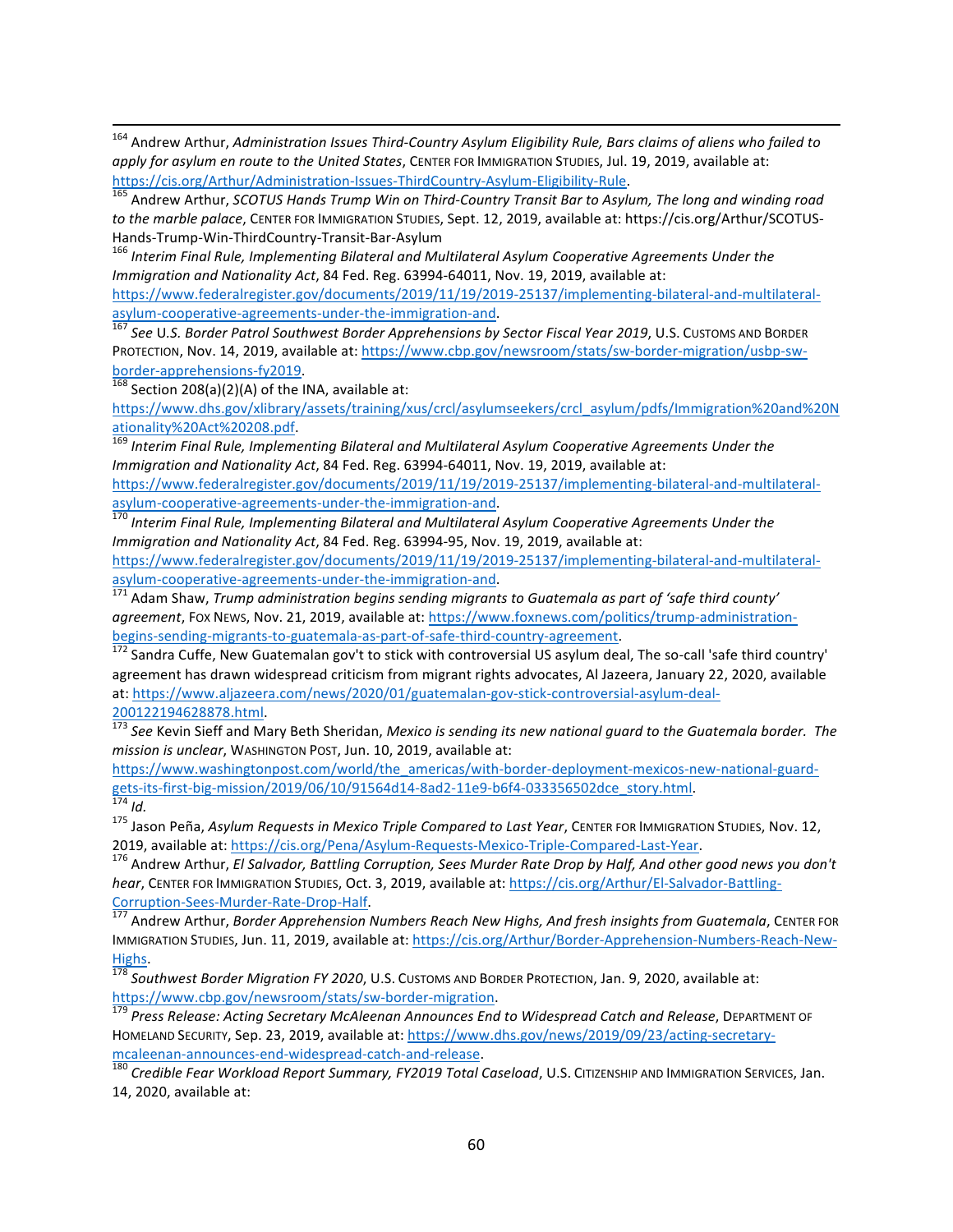[164] Andrew Arthur, *Administration Issues Third-Country Asylum Eligibility Rule, Bars claims of aliens who failed to apply for asylum en route to the United States*, CENTER FOR IMMIGRATION STUDIES, Jul. 19, 2019, available at: https://cis.org/Arthur/Administration-Issues-ThirdCountry-Asylum-Eligibility-Rule.

[165] Andrew Arthur, *SCOTUS Hands Trump Win on Third-Country Transit Bar to Asylum, The long and winding road to the marble palace*, CENTER FOR IMMIGRATION STUDIES, Sept. 12, 2019, available at: https://cis.org/Arthur/SCOTUS-Hands-Trump-Win-ThirdCountry-Transit-Bar-Asylum

[166] *Interim Final Rule, Implementing Bilateral and Multilateral Asylum Cooperative Agreements Under the Immigration and Nationality Act*, 84 Fed. Reg. 63994-64011, Nov. 19, 2019, available at: https://www.federalregister.gov/documents/2019/11/19/2019-25137/implementing-bilateral-and-multilateral-asylum-cooperative-agreements-under-the-immigration-and.

[167] *See* U.S. *Border Patrol Southwest Border Apprehensions by Sector Fiscal Year 2019*, U.S. CUSTOMS AND BORDER PROTECTION, Nov. 14, 2019, available at: https://www.cbp.gov/newsroom/stats/sw-border-migration/usbp-sw-border-apprehensions-fy2019.

[168] Section 208(a)(2)(A) of the INA, available at: https://www.dhs.gov/xlibrary/assets/training/xus/crcl/asylumseekers/crcl_asylum/pdfs/Immigration%20and%20Nationality%20Act%20208.pdf.

[169] *Interim Final Rule, Implementing Bilateral and Multilateral Asylum Cooperative Agreements Under the Immigration and Nationality Act*, 84 Fed. Reg. 63994-64011, Nov. 19, 2019, available at: https://www.federalregister.gov/documents/2019/11/19/2019-25137/implementing-bilateral-and-multilateral-asylum-cooperative-agreements-under-the-immigration-and.

[170] *Interim Final Rule, Implementing Bilateral and Multilateral Asylum Cooperative Agreements Under the Immigration and Nationality Act*, 84 Fed. Reg. 63994-95, Nov. 19, 2019, available at: https://www.federalregister.gov/documents/2019/11/19/2019-25137/implementing-bilateral-and-multilateral-asylum-cooperative-agreements-under-the-immigration-and.

[171] Adam Shaw, *Trump administration begins sending migrants to Guatemala as part of 'safe third county' agreement*, FOX NEWS, Nov. 21, 2019, available at: https://www.foxnews.com/politics/trump-administration-begins-sending-migrants-to-guatemala-as-part-of-safe-third-country-agreement.

[172] Sandra Cuffe, New Guatemalan gov't to stick with controversial US asylum deal, The so-call 'safe third country' agreement has drawn widespread criticism from migrant rights advocates, Al Jazeera, January 22, 2020, available at: https://www.aljazeera.com/news/2020/01/guatemalan-gov-stick-controversial-asylum-deal-200122194628878.html.

[173] *See* Kevin Sieff and Mary Beth Sheridan, *Mexico is sending its new national guard to the Guatemala border. The mission is unclear*, WASHINGTON POST, Jun. 10, 2019, available at: https://www.washingtonpost.com/world/the_americas/with-border-deployment-mexicos-new-national-guard-gets-its-first-big-mission/2019/06/10/91564d14-8ad2-11e9-b6f4-033356502dce_story.html.

[174] *Id.*

[175] Jason Peña, *Asylum Requests in Mexico Triple Compared to Last Year*, CENTER FOR IMMIGRATION STUDIES, Nov. 12, 2019, available at: https://cis.org/Pena/Asylum-Requests-Mexico-Triple-Compared-Last-Year.

[176] Andrew Arthur, *El Salvador, Battling Corruption, Sees Murder Rate Drop by Half, And other good news you don't hear*, CENTER FOR IMMIGRATION STUDIES, Oct. 3, 2019, available at: https://cis.org/Arthur/El-Salvador-Battling-Corruption-Sees-Murder-Rate-Drop-Half.

[177] Andrew Arthur, *Border Apprehension Numbers Reach New Highs, And fresh insights from Guatemala*, CENTER FOR IMMIGRATION STUDIES, Jun. 11, 2019, available at: https://cis.org/Arthur/Border-Apprehension-Numbers-Reach-New-Highs.

[178] *Southwest Border Migration FY 2020*, U.S. CUSTOMS AND BORDER PROTECTION, Jan. 9, 2020, available at: https://www.cbp.gov/newsroom/stats/sw-border-migration.

[179] *Press Release: Acting Secretary McAleenan Announces End to Widespread Catch and Release*, DEPARTMENT OF HOMELAND SECURITY, Sep. 23, 2019, available at: https://www.dhs.gov/news/2019/09/23/acting-secretary-mcaleenan-announces-end-widespread-catch-and-release.

[180] *Credible Fear Workload Report Summary, FY2019 Total Caseload*, U.S. CITIZENSHIP AND IMMIGRATION SERVICES, Jan. 14, 2020, available at: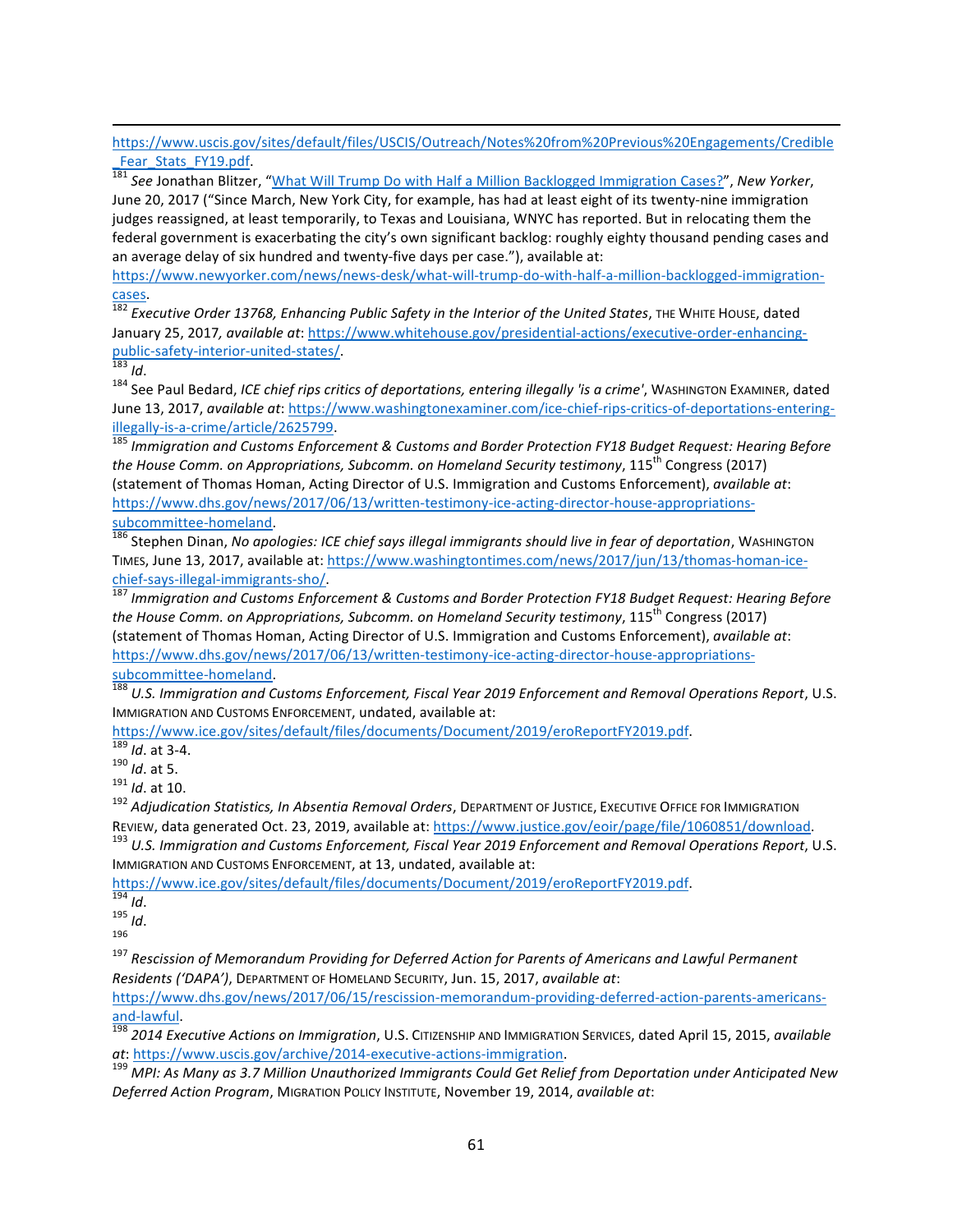https://www.uscis.gov/sites/default/files/USCIS/Outreach/Notes%20from%20Previous%20Engagements/Credible_Fear_Stats_FY19.pdf.

[181] *See* Jonathan Blitzer, "What Will Trump Do with Half a Million Backlogged Immigration Cases?", *New Yorker*, June 20, 2017 ("Since March, New York City, for example, has had at least eight of its twenty-nine immigration judges reassigned, at least temporarily, to Texas and Louisiana, WNYC has reported. But in relocating them the federal government is exacerbating the city's own significant backlog: roughly eighty thousand pending cases and an average delay of six hundred and twenty-five days per case."), available at: https://www.newyorker.com/news/news-desk/what-will-trump-do-with-half-a-million-backlogged-immigration-cases.

[182] *Executive Order 13768, Enhancing Public Safety in the Interior of the United States*, THE WHITE HOUSE, dated January 25, 2017*, available at*: https://www.whitehouse.gov/presidential-actions/executive-order-enhancing-public-safety-interior-united-states/.

[183] *Id*.

[184] See Paul Bedard, *ICE chief rips critics of deportations, entering illegally 'is a crime'*, WASHINGTON EXAMINER, dated June 13, 2017, *available at*: https://www.washingtonexaminer.com/ice-chief-rips-critics-of-deportations-entering-illegally-is-a-crime/article/2625799.

[185] *Immigration and Customs Enforcement & Customs and Border Protection FY18 Budget Request: Hearing Before the House Comm. on Appropriations, Subcomm. on Homeland Security testimony*, 115th Congress (2017) (statement of Thomas Homan, Acting Director of U.S. Immigration and Customs Enforcement), *available at*: https://www.dhs.gov/news/2017/06/13/written-testimony-ice-acting-director-house-appropriations-subcommittee-homeland.

[186] Stephen Dinan, *No apologies: ICE chief says illegal immigrants should live in fear of deportation*, WASHINGTON TIMES, June 13, 2017, available at: https://www.washingtontimes.com/news/2017/jun/13/thomas-homan-ice-chief-says-illegal-immigrants-sho/.

[187] *Immigration and Customs Enforcement & Customs and Border Protection FY18 Budget Request: Hearing Before the House Comm. on Appropriations, Subcomm. on Homeland Security testimony*, 115th Congress (2017) (statement of Thomas Homan, Acting Director of U.S. Immigration and Customs Enforcement), *available at*: https://www.dhs.gov/news/2017/06/13/written-testimony-ice-acting-director-house-appropriations-subcommittee-homeland.

[188] *U.S. Immigration and Customs Enforcement, Fiscal Year 2019 Enforcement and Removal Operations Report*, U.S. IMMIGRATION AND CUSTOMS ENFORCEMENT, undated, available at: https://www.ice.gov/sites/default/files/documents/Document/2019/eroReportFY2019.pdf.

[189] *Id*. at 3-4.

[190] *Id*. at 5.

[191] *Id*. at 10.

[192] *Adjudication Statistics, In Absentia Removal Orders*, DEPARTMENT OF JUSTICE, EXECUTIVE OFFICE FOR IMMIGRATION REVIEW, data generated Oct. 23, 2019, available at: https://www.justice.gov/eoir/page/file/1060851/download.

[193] *U.S. Immigration and Customs Enforcement, Fiscal Year 2019 Enforcement and Removal Operations Report*, U.S. IMMIGRATION AND CUSTOMS ENFORCEMENT, at 13, undated, available at: https://www.ice.gov/sites/default/files/documents/Document/2019/eroReportFY2019.pdf.

[194] *Id*.

[195] *Id*.

[196]

[197] *Rescission of Memorandum Providing for Deferred Action for Parents of Americans and Lawful Permanent Residents ('DAPA')*, DEPARTMENT OF HOMELAND SECURITY, Jun. 15, 2017, *available at*: https://www.dhs.gov/news/2017/06/15/rescission-memorandum-providing-deferred-action-parents-americans-and-lawful.

[198] *2014 Executive Actions on Immigration*, U.S. CITIZENSHIP AND IMMIGRATION SERVICES, dated April 15, 2015, *available at*: https://www.uscis.gov/archive/2014-executive-actions-immigration.

[199] *MPI: As Many as 3.7 Million Unauthorized Immigrants Could Get Relief from Deportation under Anticipated New Deferred Action Program*, MIGRATION POLICY INSTITUTE, November 19, 2014, *available at*: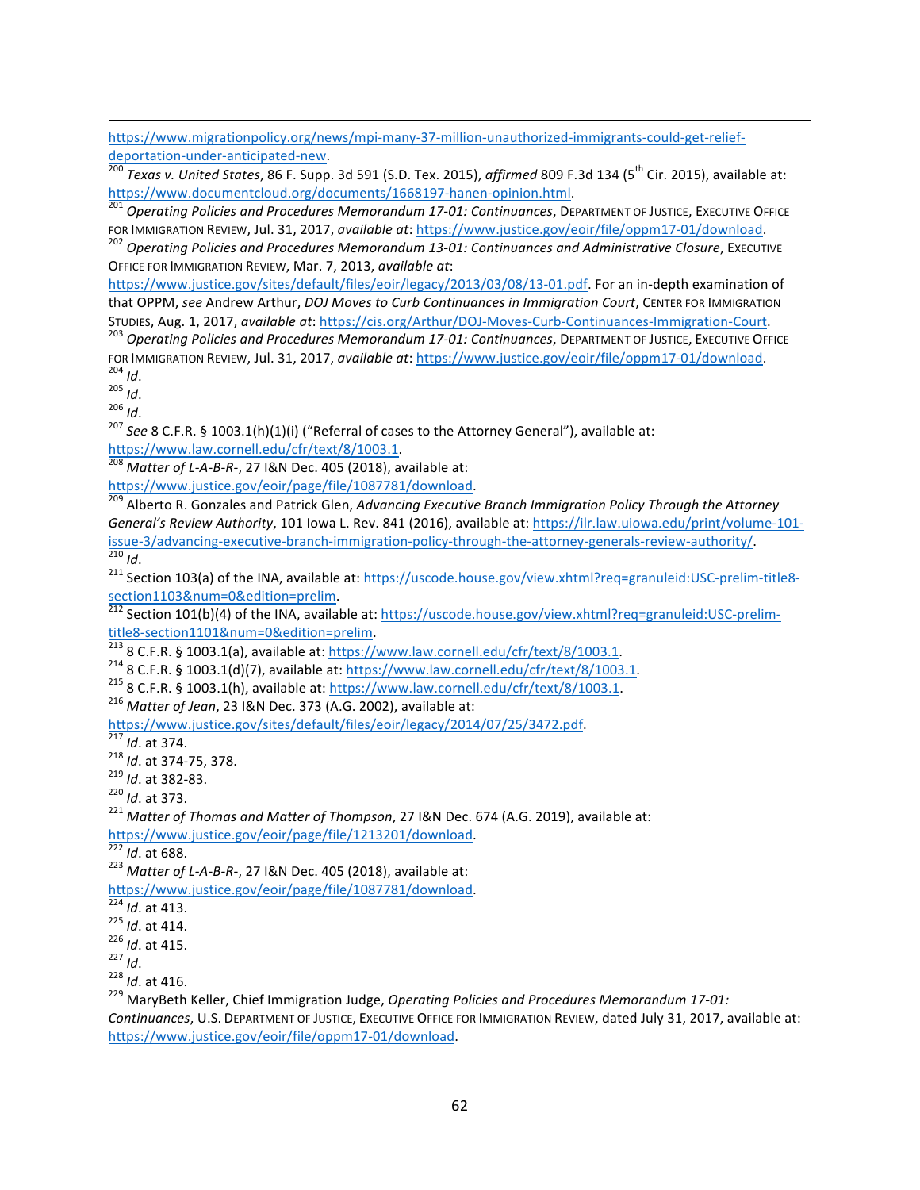https://www.migrationpolicy.org/news/mpi-many-37-million-unauthorized-immigrants-could-get-relief-deportation-under-anticipated-new.

[200] *Texas v. United States*, 86 F. Supp. 3d 591 (S.D. Tex. 2015), *affirmed* 809 F.3d 134 (5th Cir. 2015), available at: https://www.documentcloud.org/documents/1668197-hanen-opinion.html.

[201] *Operating Policies and Procedures Memorandum 17-01: Continuances*, DEPARTMENT OF JUSTICE, EXECUTIVE OFFICE FOR IMMIGRATION REVIEW, Jul. 31, 2017, *available at*: https://www.justice.gov/eoir/file/oppm17-01/download.

[202] *Operating Policies and Procedures Memorandum 13-01: Continuances and Administrative Closure*, EXECUTIVE OFFICE FOR IMMIGRATION REVIEW, Mar. 7, 2013, *available at*: https://www.justice.gov/sites/default/files/eoir/legacy/2013/03/08/13-01.pdf. For an in-depth examination of that OPPM, *see* Andrew Arthur, *DOJ Moves to Curb Continuances in Immigration Court*, CENTER FOR IMMIGRATION STUDIES, Aug. 1, 2017, *available at*: https://cis.org/Arthur/DOJ-Moves-Curb-Continuances-Immigration-Court.

[203] *Operating Policies and Procedures Memorandum 17-01: Continuances*, DEPARTMENT OF JUSTICE, EXECUTIVE OFFICE FOR IMMIGRATION REVIEW, Jul. 31, 2017, *available at*: https://www.justice.gov/eoir/file/oppm17-01/download.

[204] *Id*.

[205] *Id*.

[206] *Id*.

[207] *See* 8 C.F.R. § 1003.1(h)(1)(i) ("Referral of cases to the Attorney General"), available at: https://www.law.cornell.edu/cfr/text/8/1003.1.

[208] *Matter of L-A-B-R-*, 27 I&N Dec. 405 (2018), available at: https://www.justice.gov/eoir/page/file/1087781/download.

[209] Alberto R. Gonzales and Patrick Glen, *Advancing Executive Branch Immigration Policy Through the Attorney General's Review Authority*, 101 Iowa L. Rev. 841 (2016), available at: https://ilr.law.uiowa.edu/print/volume-101-issue-3/advancing-executive-branch-immigration-policy-through-the-attorney-generals-review-authority/.

[210] *Id*.

[211] Section 103(a) of the INA, available at: https://uscode.house.gov/view.xhtml?req=granuleid:USC-prelim-title8-section1103&num=0&edition=prelim.

[212] Section 101(b)(4) of the INA, available at: https://uscode.house.gov/view.xhtml?req=granuleid:USC-prelim-title8-section1101&num=0&edition=prelim.

[213] 8 C.F.R. § 1003.1(a), available at: https://www.law.cornell.edu/cfr/text/8/1003.1.

[214] 8 C.F.R. § 1003.1(d)(7), available at: https://www.law.cornell.edu/cfr/text/8/1003.1.

[215] 8 C.F.R. § 1003.1(h), available at: https://www.law.cornell.edu/cfr/text/8/1003.1.

[216] *Matter of Jean*, 23 I&N Dec. 373 (A.G. 2002), available at: https://www.justice.gov/sites/default/files/eoir/legacy/2014/07/25/3472.pdf.

[217] *Id*. at 374.

[218] *Id*. at 374-75, 378.

[219] *Id*. at 382-83.

[220] *Id*. at 373.

[221] *Matter of Thomas and Matter of Thompson*, 27 I&N Dec. 674 (A.G. 2019), available at: https://www.justice.gov/eoir/page/file/1213201/download.

[222] *Id*. at 688.

[223] *Matter of L-A-B-R-*, 27 I&N Dec. 405 (2018), available at: https://www.justice.gov/eoir/page/file/1087781/download.

[224] *Id*. at 413.

[225] *Id*. at 414.

[226] *Id*. at 415.

[227] *Id*.

[228] *Id*. at 416.

[229] MaryBeth Keller, Chief Immigration Judge, *Operating Policies and Procedures Memorandum 17-01: Continuances*, U.S. DEPARTMENT OF JUSTICE, EXECUTIVE OFFICE FOR IMMIGRATION REVIEW, dated July 31, 2017, available at: https://www.justice.gov/eoir/file/oppm17-01/download.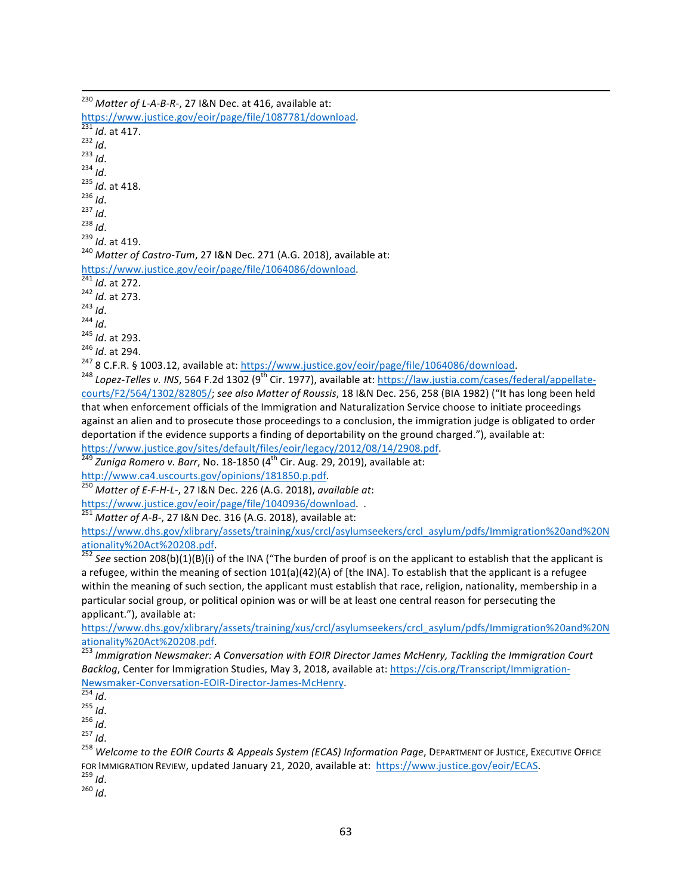[230] *Matter of L-A-B-R-*, 27 I&N Dec. at 416, available at: https://www.justice.gov/eoir/page/file/1087781/download.

[231] *Id*. at 417.

[232] *Id*.

[233] *Id*.

[234] *Id*.

[235] *Id*. at 418.

[236] *Id*.

[237] *Id*.

[238] *Id*.

[239] *Id*. at 419.

[240] *Matter of Castro-Tum*, 27 I&N Dec. 271 (A.G. 2018), available at: https://www.justice.gov/eoir/page/file/1064086/download.

[241] *Id*. at 272.

[242] *Id*. at 273.

[243] *Id*.

[244] *Id*.

[245] *Id*. at 293.

[246] *Id*. at 294.

[247] 8 C.F.R. § 1003.12, available at: https://www.justice.gov/eoir/page/file/1064086/download.

[248] *Lopez-Telles v. INS*, 564 F.2d 1302 (9th Cir. 1977), available at: https://law.justia.com/cases/federal/appellate-courts/F2/564/1302/82805/; *see also Matter of Roussis*, 18 I&N Dec. 256, 258 (BIA 1982) ("It has long been held that when enforcement officials of the Immigration and Naturalization Service choose to initiate proceedings against an alien and to prosecute those proceedings to a conclusion, the immigration judge is obligated to order deportation if the evidence supports a finding of deportability on the ground charged."), available at: https://www.justice.gov/sites/default/files/eoir/legacy/2012/08/14/2908.pdf.

[249] *Zuniga Romero v. Barr*, No. 18-1850 (4th Cir. Aug. 29, 2019), available at: http://www.ca4.uscourts.gov/opinions/181850.p.pdf.

[250] *Matter of E-F-H-L-*, 27 I&N Dec. 226 (A.G. 2018), *available at*: https://www.justice.gov/eoir/page/file/1040936/download. .

[251] *Matter of A-B-*, 27 I&N Dec. 316 (A.G. 2018), available at: https://www.dhs.gov/xlibrary/assets/training/xus/crcl/asylumseekers/crcl_asylum/pdfs/Immigration%20and%20Nationality%20Act%20208.pdf.

[252] *See* section 208(b)(1)(B)(i) of the INA ("The burden of proof is on the applicant to establish that the applicant is a refugee, within the meaning of section 101(a)(42)(A) of [the INA]. To establish that the applicant is a refugee within the meaning of such section, the applicant must establish that race, religion, nationality, membership in a particular social group, or political opinion was or will be at least one central reason for persecuting the applicant."), available at: https://www.dhs.gov/xlibrary/assets/training/xus/crcl/asylumseekers/crcl_asylum/pdfs/Immigration%20and%20Nationality%20Act%20208.pdf.

[253] *Immigration Newsmaker: A Conversation with EOIR Director James McHenry, Tackling the Immigration Court Backlog*, Center for Immigration Studies, May 3, 2018, available at: https://cis.org/Transcript/Immigration-Newsmaker-Conversation-EOIR-Director-James-McHenry.

[254] *Id*.

[255] *Id*.

[256] *Id*.

[257] *Id*.

[258] *Welcome to the EOIR Courts & Appeals System (ECAS) Information Page*, Department of Justice, Executive Office for Immigration Review, updated January 21, 2020, available at: https://www.justice.gov/eoir/ECAS.

[259] *Id*.

[260] *Id*.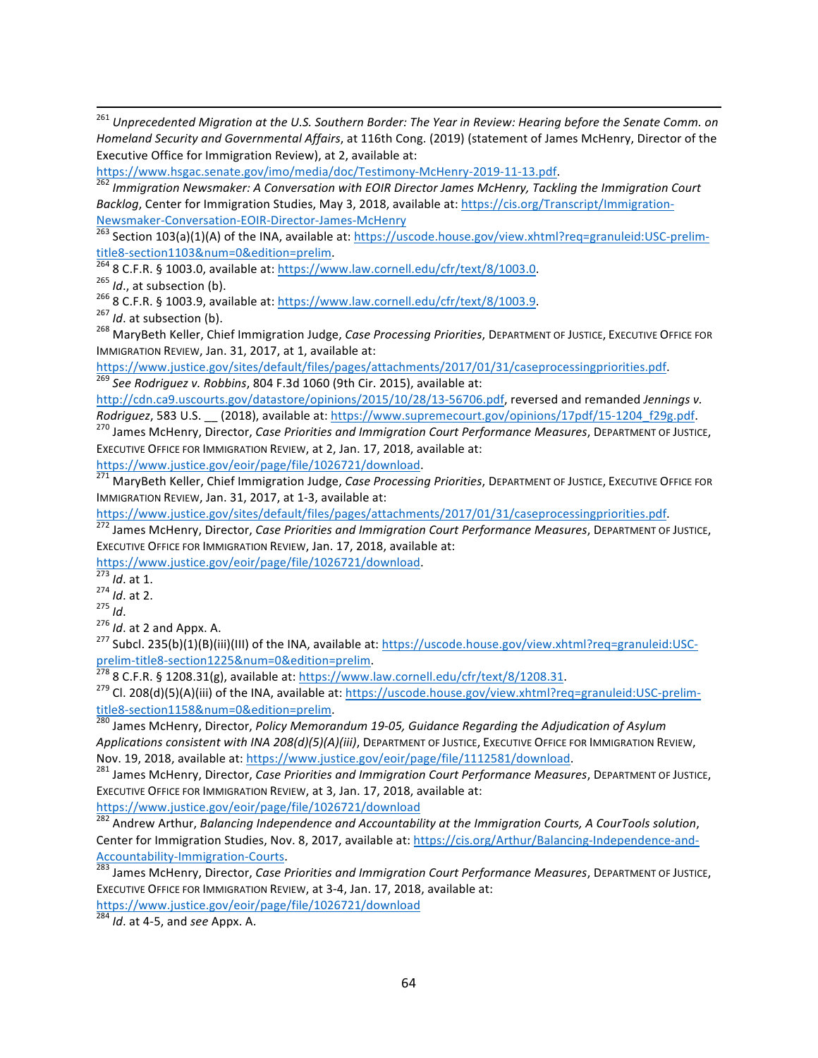[261] *Unprecedented Migration at the U.S. Southern Border: The Year in Review: Hearing before the Senate Comm. on Homeland Security and Governmental Affairs*, at 116th Cong. (2019) (statement of James McHenry, Director of the Executive Office for Immigration Review), at 2, available at: https://www.hsgac.senate.gov/imo/media/doc/Testimony-McHenry-2019-11-13.pdf.

[262] *Immigration Newsmaker: A Conversation with EOIR Director James McHenry, Tackling the Immigration Court Backlog*, Center for Immigration Studies, May 3, 2018, available at: https://cis.org/Transcript/Immigration-Newsmaker-Conversation-EOIR-Director-James-McHenry

[263] Section 103(a)(1)(A) of the INA, available at: https://uscode.house.gov/view.xhtml?req=granuleid:USC-prelim-title8-section1103&num=0&edition=prelim.

[264] 8 C.F.R. § 1003.0, available at: https://www.law.cornell.edu/cfr/text/8/1003.0.

[265] *Id*., at subsection (b).

[266] 8 C.F.R. § 1003.9, available at: https://www.law.cornell.edu/cfr/text/8/1003.9.

[267] *Id*. at subsection (b).

[268] MaryBeth Keller, Chief Immigration Judge, *Case Processing Priorities*, DEPARTMENT OF JUSTICE, EXECUTIVE OFFICE FOR IMMIGRATION REVIEW, Jan. 31, 2017, at 1, available at: https://www.justice.gov/sites/default/files/pages/attachments/2017/01/31/caseprocessingpriorities.pdf.

[269] *See Rodriguez v. Robbins*, 804 F.3d 1060 (9th Cir. 2015), available at: http://cdn.ca9.uscourts.gov/datastore/opinions/2015/10/28/13-56706.pdf, reversed and remanded *Jennings v. Rodriguez*, 583 U.S. __ (2018), available at: https://www.supremecourt.gov/opinions/17pdf/15-1204_f29g.pdf.

[270] James McHenry, Director, *Case Priorities and Immigration Court Performance Measures*, DEPARTMENT OF JUSTICE, EXECUTIVE OFFICE FOR IMMIGRATION REVIEW, at 2, Jan. 17, 2018, available at: https://www.justice.gov/eoir/page/file/1026721/download.

[271] MaryBeth Keller, Chief Immigration Judge, *Case Processing Priorities*, DEPARTMENT OF JUSTICE, EXECUTIVE OFFICE FOR IMMIGRATION REVIEW, Jan. 31, 2017, at 1-3, available at: https://www.justice.gov/sites/default/files/pages/attachments/2017/01/31/caseprocessingpriorities.pdf.

[272] James McHenry, Director, *Case Priorities and Immigration Court Performance Measures*, DEPARTMENT OF JUSTICE, EXECUTIVE OFFICE FOR IMMIGRATION REVIEW, Jan. 17, 2018, available at: https://www.justice.gov/eoir/page/file/1026721/download.

[273] *Id*. at 1.

[274] *Id*. at 2.

[275] *Id*.

[276] *Id*. at 2 and Appx. A.

[277] Subcl. 235(b)(1)(B)(iii)(III) of the INA, available at: https://uscode.house.gov/view.xhtml?req=granuleid:USC-prelim-title8-section1225&num=0&edition=prelim.

[278] 8 C.F.R. § 1208.31(g), available at: https://www.law.cornell.edu/cfr/text/8/1208.31.

[279] Cl. 208(d)(5)(A)(iii) of the INA, available at: https://uscode.house.gov/view.xhtml?req=granuleid:USC-prelim-title8-section1158&num=0&edition=prelim.

[280] James McHenry, Director, *Policy Memorandum 19-05, Guidance Regarding the Adjudication of Asylum Applications consistent with INA 208(d)(5)(A)(iii)*, DEPARTMENT OF JUSTICE, EXECUTIVE OFFICE FOR IMMIGRATION REVIEW, Nov. 19, 2018, available at: https://www.justice.gov/eoir/page/file/1112581/download.

[281] James McHenry, Director, *Case Priorities and Immigration Court Performance Measures*, DEPARTMENT OF JUSTICE, EXECUTIVE OFFICE FOR IMMIGRATION REVIEW, at 3, Jan. 17, 2018, available at: https://www.justice.gov/eoir/page/file/1026721/download

[282] Andrew Arthur, *Balancing Independence and Accountability at the Immigration Courts, A CourTools solution*, Center for Immigration Studies, Nov. 8, 2017, available at: https://cis.org/Arthur/Balancing-Independence-and-Accountability-Immigration-Courts.

[283] James McHenry, Director, *Case Priorities and Immigration Court Performance Measures*, DEPARTMENT OF JUSTICE, EXECUTIVE OFFICE FOR IMMIGRATION REVIEW, at 3-4, Jan. 17, 2018, available at: https://www.justice.gov/eoir/page/file/1026721/download

[284] *Id*. at 4-5, and *see* Appx. A.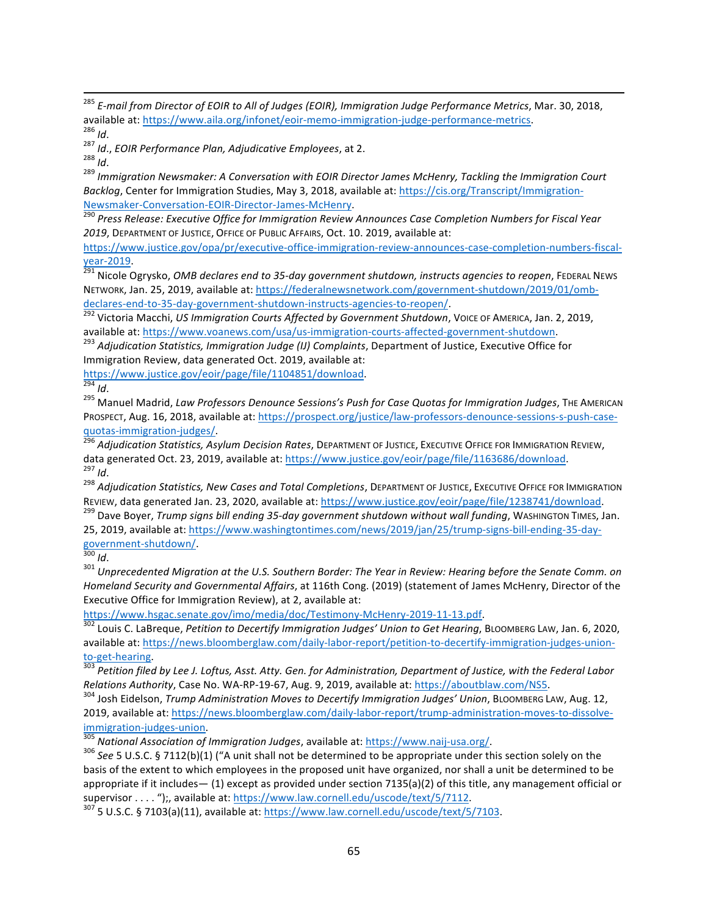[285] *E-mail from Director of EOIR to All of Judges (EOIR), Immigration Judge Performance Metrics*, Mar. 30, 2018, available at: https://www.aila.org/infonet/eoir-memo-immigration-judge-performance-metrics.

[286] *Id*.

[287] *Id*., *EOIR Performance Plan, Adjudicative Employees*, at 2.

[288] *Id*.

[289] *Immigration Newsmaker: A Conversation with EOIR Director James McHenry, Tackling the Immigration Court Backlog*, Center for Immigration Studies, May 3, 2018, available at: https://cis.org/Transcript/Immigration-Newsmaker-Conversation-EOIR-Director-James-McHenry.

[290] *Press Release: Executive Office for Immigration Review Announces Case Completion Numbers for Fiscal Year 2019*, DEPARTMENT OF JUSTICE, OFFICE OF PUBLIC AFFAIRS, Oct. 10. 2019, available at: https://www.justice.gov/opa/pr/executive-office-immigration-review-announces-case-completion-numbers-fiscal-year-2019.

[291] Nicole Ogrysko, *OMB declares end to 35-day government shutdown, instructs agencies to reopen*, FEDERAL NEWS NETWORK, Jan. 25, 2019, available at: https://federalnewsnetwork.com/government-shutdown/2019/01/omb-declares-end-to-35-day-government-shutdown-instructs-agencies-to-reopen/.

[292] Victoria Macchi, *US Immigration Courts Affected by Government Shutdown*, VOICE OF AMERICA, Jan. 2, 2019, available at: https://www.voanews.com/usa/us-immigration-courts-affected-government-shutdown.

[293] *Adjudication Statistics, Immigration Judge (IJ) Complaints*, Department of Justice, Executive Office for Immigration Review, data generated Oct. 2019, available at: https://www.justice.gov/eoir/page/file/1104851/download.

[294] *Id*.

[295] Manuel Madrid, *Law Professors Denounce Sessions's Push for Case Quotas for Immigration Judges*, THE AMERICAN PROSPECT, Aug. 16, 2018, available at: https://prospect.org/justice/law-professors-denounce-sessions-s-push-case-quotas-immigration-judges/.

[296] *Adjudication Statistics, Asylum Decision Rates*, DEPARTMENT OF JUSTICE, EXECUTIVE OFFICE FOR IMMIGRATION REVIEW, data generated Oct. 23, 2019, available at: https://www.justice.gov/eoir/page/file/1163686/download.

[297] *Id*.

[298] *Adjudication Statistics, New Cases and Total Completions*, DEPARTMENT OF JUSTICE, EXECUTIVE OFFICE FOR IMMIGRATION REVIEW, data generated Jan. 23, 2020, available at: https://www.justice.gov/eoir/page/file/1238741/download.

[299] Dave Boyer, *Trump signs bill ending 35-day government shutdown without wall funding*, WASHINGTON TIMES, Jan. 25, 2019, available at: https://www.washingtontimes.com/news/2019/jan/25/trump-signs-bill-ending-35-day-government-shutdown/.

[300] *Id*.

[301] *Unprecedented Migration at the U.S. Southern Border: The Year in Review: Hearing before the Senate Comm. on Homeland Security and Governmental Affairs*, at 116th Cong. (2019) (statement of James McHenry, Director of the Executive Office for Immigration Review), at 2, available at: https://www.hsgac.senate.gov/imo/media/doc/Testimony-McHenry-2019-11-13.pdf.

[302] Louis C. LaBreque, *Petition to Decertify Immigration Judges' Union to Get Hearing*, BLOOMBERG LAW, Jan. 6, 2020, available at: https://news.bloomberglaw.com/daily-labor-report/petition-to-decertify-immigration-judges-union-to-get-hearing.

[303] *Petition filed by Lee J. Loftus, Asst. Atty. Gen. for Administration, Department of Justice, with the Federal Labor Relations Authority*, Case No. WA-RP-19-67, Aug. 9, 2019, available at: https://aboutblaw.com/NS5.

[304] Josh Eidelson, *Trump Administration Moves to Decertify Immigration Judges' Union*, BLOOMBERG LAW, Aug. 12, 2019, available at: https://news.bloomberglaw.com/daily-labor-report/trump-administration-moves-to-dissolve-immigration-judges-union.

[305] *National Association of Immigration Judges*, available at: https://www.naij-usa.org/.

[306] *See* 5 U.S.C. § 7112(b)(1) ("A unit shall not be determined to be appropriate under this section solely on the basis of the extent to which employees in the proposed unit have organized, nor shall a unit be determined to be appropriate if it includes— (1) except as provided under section 7135(a)(2) of this title, any management official or supervisor . . . . ");, available at: https://www.law.cornell.edu/uscode/text/5/7112.

[307] 5 U.S.C. § 7103(a)(11), available at: https://www.law.cornell.edu/uscode/text/5/7103.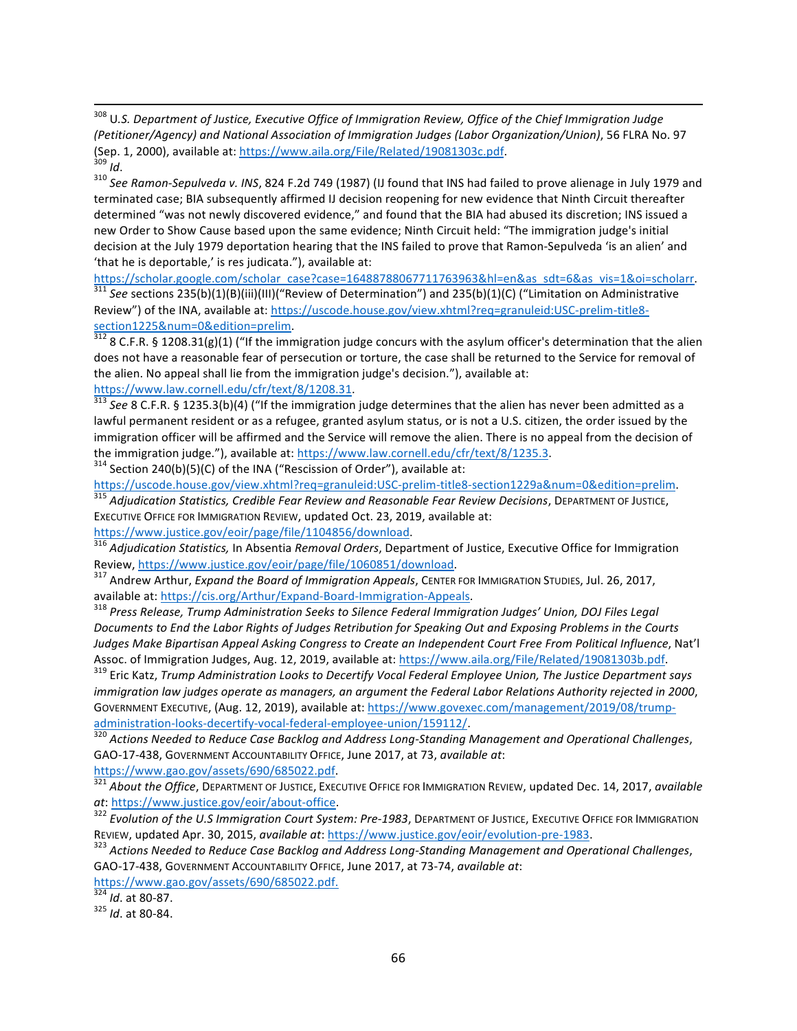[308] U.S. *Department of Justice, Executive Office of Immigration Review, Office of the Chief Immigration Judge (Petitioner/Agency) and National Association of Immigration Judges (Labor Organization/Union)*, 56 FLRA No. 97 (Sep. 1, 2000), available at: https://www.aila.org/File/Related/19081303c.pdf.

[309] *Id*.

[310] *See Ramon-Sepulveda v. INS*, 824 F.2d 749 (1987) (IJ found that INS had failed to prove alienage in July 1979 and terminated case; BIA subsequently affirmed IJ decision reopening for new evidence that Ninth Circuit thereafter determined "was not newly discovered evidence," and found that the BIA had abused its discretion; INS issued a new Order to Show Cause based upon the same evidence; Ninth Circuit held: "The immigration judge's initial decision at the July 1979 deportation hearing that the INS failed to prove that Ramon-Sepulveda 'is an alien' and 'that he is deportable,' is res judicata."), available at: https://scholar.google.com/scholar_case?case=16488788067711763963&hl=en&as_sdt=6&as_vis=1&oi=scholarr.

[311] *See* sections 235(b)(1)(B)(iii)(III)("Review of Determination") and 235(b)(1)(C) ("Limitation on Administrative Review") of the INA, available at: https://uscode.house.gov/view.xhtml?req=granuleid:USC-prelim-title8-section1225&num=0&edition=prelim.

[312] 8 C.F.R. § 1208.31(g)(1) ("If the immigration judge concurs with the asylum officer's determination that the alien does not have a reasonable fear of persecution or torture, the case shall be returned to the Service for removal of the alien. No appeal shall lie from the immigration judge's decision."), available at: https://www.law.cornell.edu/cfr/text/8/1208.31.

[313] *See* 8 C.F.R. § 1235.3(b)(4) ("If the immigration judge determines that the alien has never been admitted as a lawful permanent resident or as a refugee, granted asylum status, or is not a U.S. citizen, the order issued by the immigration officer will be affirmed and the Service will remove the alien. There is no appeal from the decision of the immigration judge."), available at: https://www.law.cornell.edu/cfr/text/8/1235.3.

[314] Section 240(b)(5)(C) of the INA ("Rescission of Order"), available at: https://uscode.house.gov/view.xhtml?req=granuleid:USC-prelim-title8-section1229a&num=0&edition=prelim.

[315] *Adjudication Statistics, Credible Fear Review and Reasonable Fear Review Decisions*, DEPARTMENT OF JUSTICE, EXECUTIVE OFFICE FOR IMMIGRATION REVIEW, updated Oct. 23, 2019, available at: https://www.justice.gov/eoir/page/file/1104856/download.

[316] *Adjudication Statistics,* In Absentia *Removal Orders*, Department of Justice, Executive Office for Immigration Review, https://www.justice.gov/eoir/page/file/1060851/download.

[317] Andrew Arthur, *Expand the Board of Immigration Appeals*, CENTER FOR IMMIGRATION STUDIES, Jul. 26, 2017, available at: https://cis.org/Arthur/Expand-Board-Immigration-Appeals.

[318] *Press Release, Trump Administration Seeks to Silence Federal Immigration Judges' Union, DOJ Files Legal Documents to End the Labor Rights of Judges Retribution for Speaking Out and Exposing Problems in the Courts Judges Make Bipartisan Appeal Asking Congress to Create an Independent Court Free From Political Influence*, Nat'l Assoc. of Immigration Judges, Aug. 12, 2019, available at: https://www.aila.org/File/Related/19081303b.pdf.

[319] Eric Katz, *Trump Administration Looks to Decertify Vocal Federal Employee Union, The Justice Department says immigration law judges operate as managers, an argument the Federal Labor Relations Authority rejected in 2000*, GOVERNMENT EXECUTIVE, (Aug. 12, 2019), available at: https://www.govexec.com/management/2019/08/trump-administration-looks-decertify-vocal-federal-employee-union/159112/.

[320] *Actions Needed to Reduce Case Backlog and Address Long-Standing Management and Operational Challenges*, GAO-17-438, GOVERNMENT ACCOUNTABILITY OFFICE, June 2017, at 73, *available at*: https://www.gao.gov/assets/690/685022.pdf.

[321] *About the Office*, DEPARTMENT OF JUSTICE, EXECUTIVE OFFICE FOR IMMIGRATION REVIEW, updated Dec. 14, 2017, *available at*: https://www.justice.gov/eoir/about-office.

[322] *Evolution of the U.S Immigration Court System: Pre-1983*, DEPARTMENT OF JUSTICE, EXECUTIVE OFFICE FOR IMMIGRATION REVIEW, updated Apr. 30, 2015, *available at*: https://www.justice.gov/eoir/evolution-pre-1983.

[323] *Actions Needed to Reduce Case Backlog and Address Long-Standing Management and Operational Challenges*, GAO-17-438, GOVERNMENT ACCOUNTABILITY OFFICE, June 2017, at 73-74, *available at*: https://www.gao.gov/assets/690/685022.pdf.

[324] *Id*. at 80-87.

[325] *Id*. at 80-84.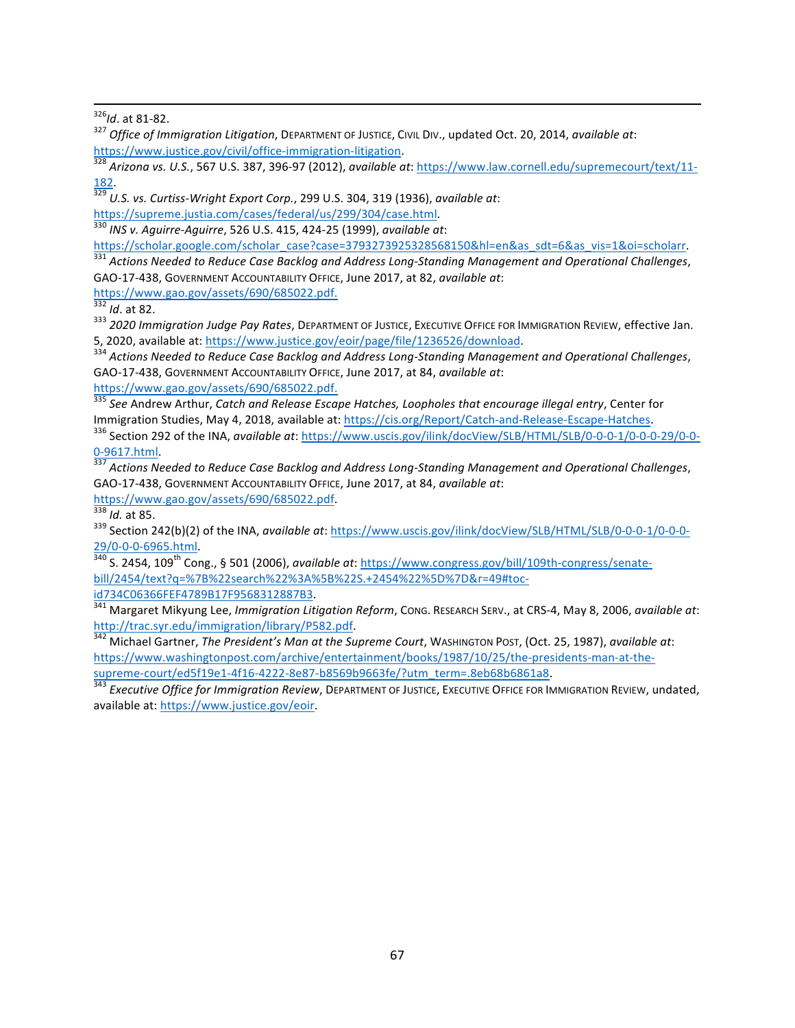[326] *Id*. at 81-82.

[327] *Office of Immigration Litigation*, Department of Justice, Civil Div., updated Oct. 20, 2014, *available at*: https://www.justice.gov/civil/office-immigration-litigation.

[328] *Arizona vs. U.S.*, 567 U.S. 387, 396-97 (2012), *available at*: https://www.law.cornell.edu/supremecourt/text/11-182.

[329] *U.S. vs. Curtiss-Wright Export Corp.*, 299 U.S. 304, 319 (1936), *available at*: https://supreme.justia.com/cases/federal/us/299/304/case.html.

[330] *INS v. Aguirre-Aguirre*, 526 U.S. 415, 424-25 (1999), *available at*: https://scholar.google.com/scholar_case?case=3793273925328568150&hl=en&as_sdt=6&as_vis=1&oi=scholarr.

[331] *Actions Needed to Reduce Case Backlog and Address Long-Standing Management and Operational Challenges*, GAO-17-438, Government Accountability Office, June 2017, at 82, *available at*: https://www.gao.gov/assets/690/685022.pdf.

[332] *Id*. at 82.

[333] *2020 Immigration Judge Pay Rates*, Department of Justice, Executive Office for Immigration Review, effective Jan. 5, 2020, available at: https://www.justice.gov/eoir/page/file/1236526/download.

[334] *Actions Needed to Reduce Case Backlog and Address Long-Standing Management and Operational Challenges*, GAO-17-438, Government Accountability Office, June 2017, at 84, *available at*: https://www.gao.gov/assets/690/685022.pdf.

[335] *See* Andrew Arthur, *Catch and Release Escape Hatches, Loopholes that encourage illegal entry*, Center for Immigration Studies, May 4, 2018, available at: https://cis.org/Report/Catch-and-Release-Escape-Hatches.

[336] Section 292 of the INA, *available at*: https://www.uscis.gov/ilink/docView/SLB/HTML/SLB/0-0-0-1/0-0-0-29/0-0-0-9617.html.

[337] *Actions Needed to Reduce Case Backlog and Address Long-Standing Management and Operational Challenges*, GAO-17-438, Government Accountability Office, June 2017, at 84, *available at*: https://www.gao.gov/assets/690/685022.pdf.

[338] *Id.* at 85.

[339] Section 242(b)(2) of the INA, *available at*: https://www.uscis.gov/ilink/docView/SLB/HTML/SLB/0-0-0-1/0-0-0-29/0-0-0-6965.html.

[340] S. 2454, 109th Cong., § 501 (2006), *available at*: https://www.congress.gov/bill/109th-congress/senate-bill/2454/text?q=%7B%22search%22%3A%5B%22S.+2454%22%5D%7D&r=49#toc-id734C06366FEF4789B17F9568312887B3.

[341] Margaret Mikyung Lee, *Immigration Litigation Reform*, Cong. Research Serv., at CRS-4, May 8, 2006, *available at*: http://trac.syr.edu/immigration/library/P582.pdf.

[342] Michael Gartner, *The President's Man at the Supreme Court*, Washington Post, (Oct. 25, 1987), *available at*: https://www.washingtonpost.com/archive/entertainment/books/1987/10/25/the-presidents-man-at-the-supreme-court/ed5f19e1-4f16-4222-8e87-b8569b9663fe/?utm_term=.8eb68b6861a8.

[343] *Executive Office for Immigration Review*, Department of Justice, Executive Office for Immigration Review, undated, available at: https://www.justice.gov/eoir.